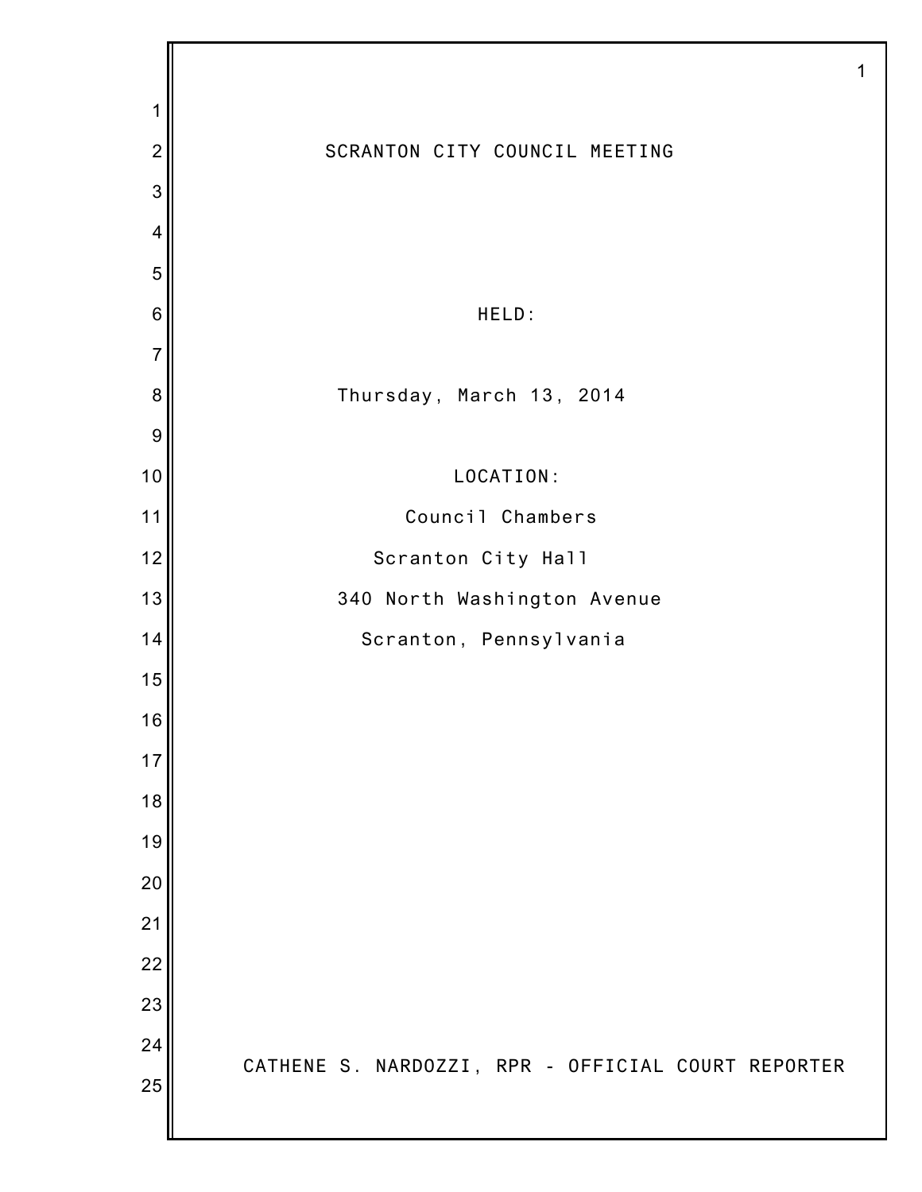# SCRANTON CITY COUNCIL MEETING

HELD:

Thursday, March 13, 2014

LOCATION:

Council Chambers

Scranton City Hall

340 North Washington Avenue

Scranton, Pennsylvania

CATHENE S. NARDOZZI, RPR - OFFICIAL COURT REPORTER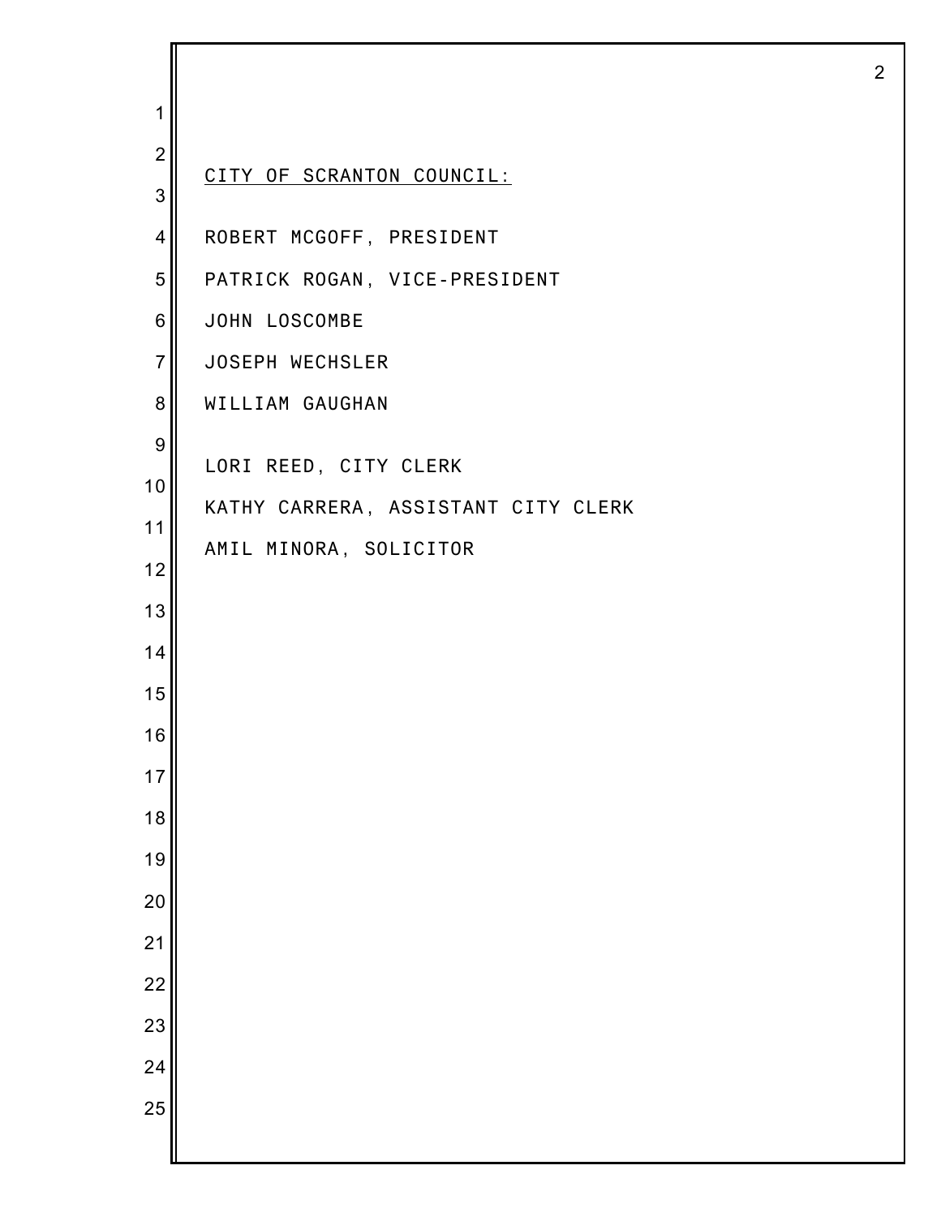CITY OF SCRANTON COUNCIL:

ROBERT MCGOFF, PRESIDENT

PATRICK ROGAN, VICE-PRESIDENT

JOHN LOSCOMBE

JOSEPH WECHSLER

WILLIAM GAUGHAN

LORI REED, CITY CLERK

KATHY CARRERA, ASSISTANT CITY CLERK

AMIL MINORA, SOLICITOR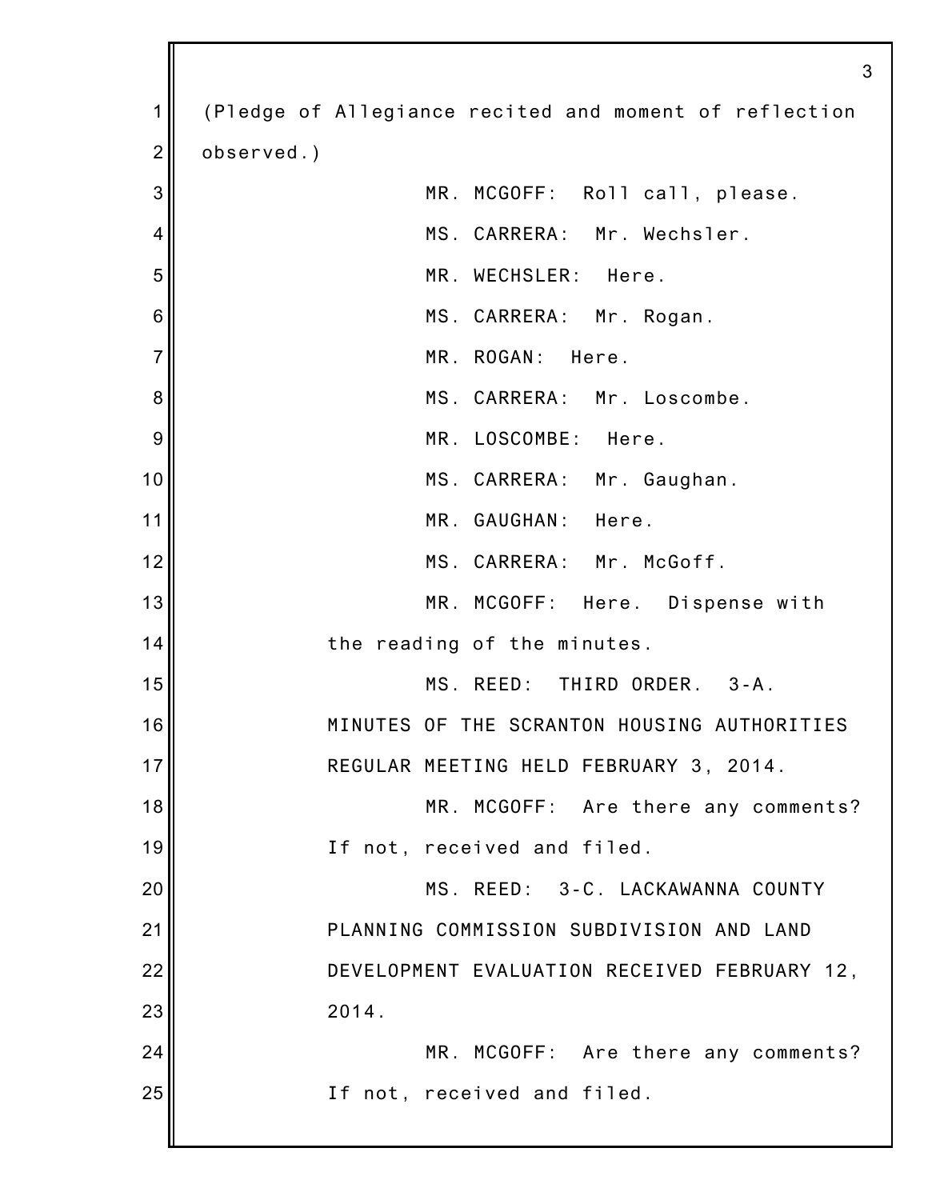(Pledge of Allegiance recited and moment of reflection observed.)

MR. MCGOFF: Roll call, please.

MS. CARRERA: Mr. Wechsler.

MR. WECHSLER: Here.

MS. CARRERA: Mr. Rogan.

MR. ROGAN: Here.

MS. CARRERA: Mr. Loscombe.

MR. LOSCOMBE: Here.

MS. CARRERA: Mr. Gaughan.

MR. GAUGHAN: Here.

MS. CARRERA: Mr. McGoff.

MR. MCGOFF: Here. Dispense with the reading of the minutes.

MS. REED: THIRD ORDER. 3-A. MINUTES OF THE SCRANTON HOUSING AUTHORITIES REGULAR MEETING HELD FEBRUARY 3, 2014.

MR. MCGOFF: Are there any comments? If not, received and filed.

MS. REED: 3-C. LACKAWANNA COUNTY PLANNING COMMISSION SUBDIVISION AND LAND DEVELOPMENT EVALUATION RECEIVED FEBRUARY 12, 2014.

MR. MCGOFF: Are there any comments? If not, received and filed.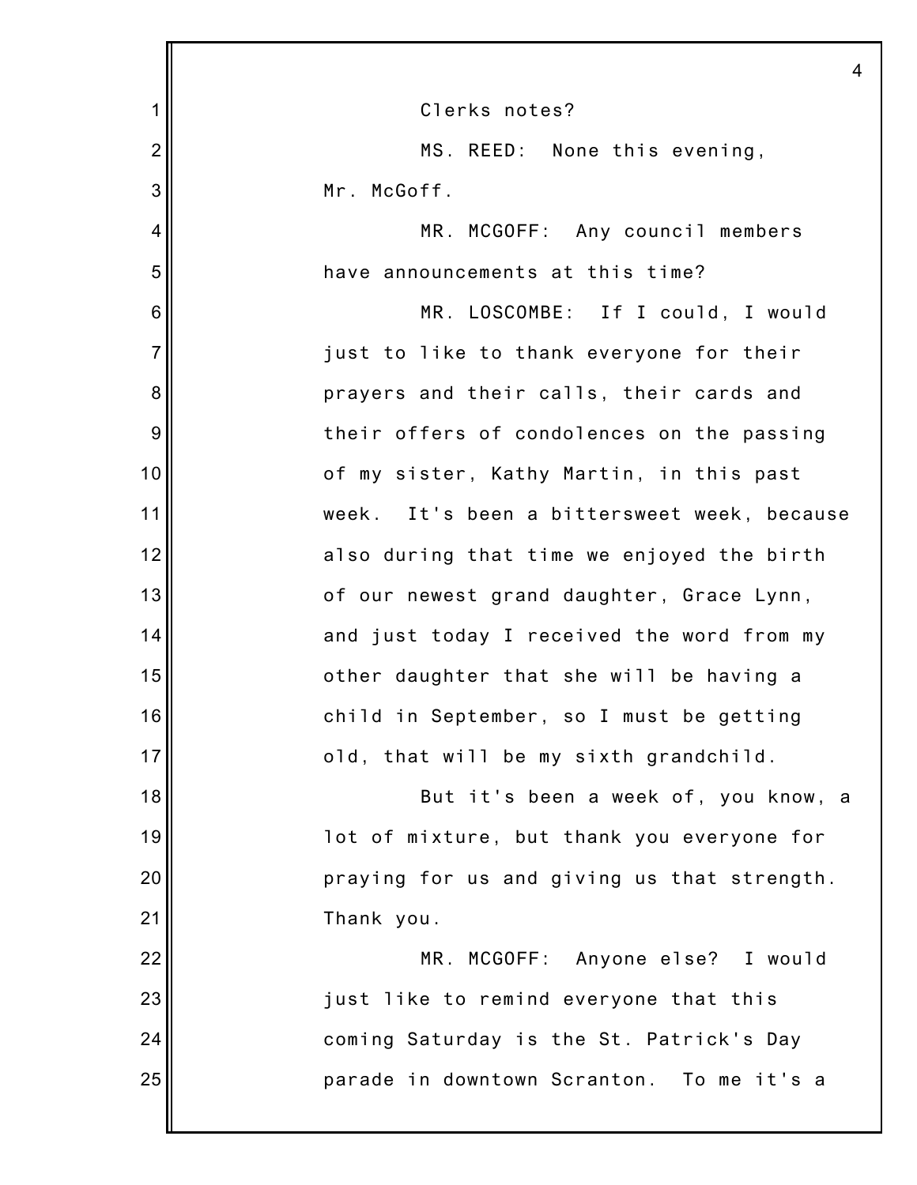Clerks notes?

MS. REED: None this evening, Mr. McGoff.

MR. MCGOFF: Any council members have announcements at this time?

MR. LOSCOMBE: If I could, I would just to like to thank everyone for their prayers and their calls, their cards and their offers of condolences on the passing of my sister, Kathy Martin, in this past week. It's been a bittersweet week, because also during that time we enjoyed the birth of our newest grand daughter, Grace Lynn, and just today I received the word from my other daughter that she will be having a child in September, so I must be getting old, that will be my sixth grandchild.

But it's been a week of, you know, a lot of mixture, but thank you everyone for praying for us and giving us that strength. Thank you.

MR. MCGOFF: Anyone else? I would just like to remind everyone that this coming Saturday is the St. Patrick's Day parade in downtown Scranton. To me it's a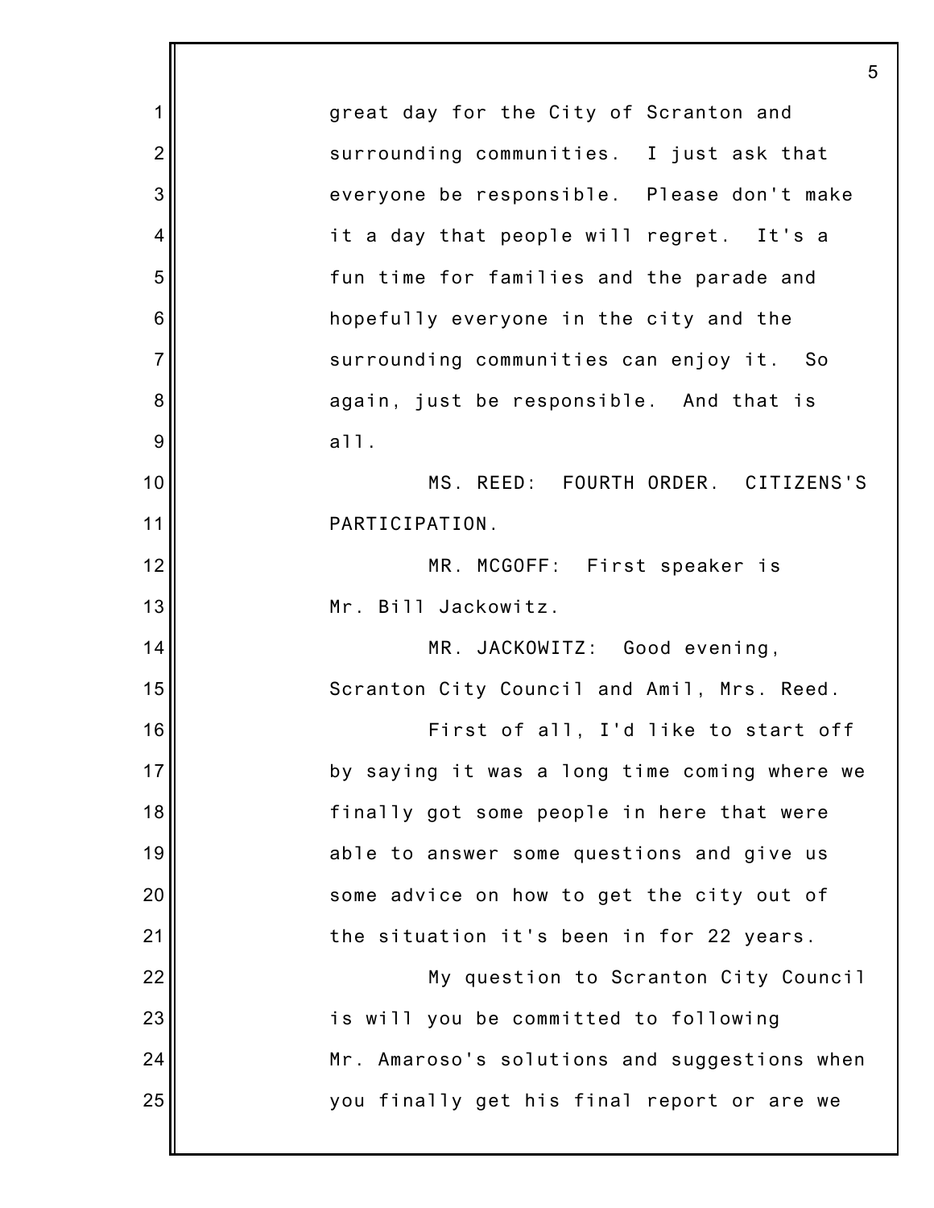great day for the City of Scranton and surrounding communities. I just ask that everyone be responsible. Please don't make it a day that people will regret. It's a fun time for families and the parade and hopefully everyone in the city and the surrounding communities can enjoy it. So again, just be responsible. And that is all.

MS. REED: FOURTH ORDER. CITIZENS'S PARTICIPATION.

MR. MCGOFF: First speaker is Mr. Bill Jackowitz.

MR. JACKOWITZ: Good evening, Scranton City Council and Amil, Mrs. Reed.

First of all, I'd like to start off by saying it was a long time coming where we finally got some people in here that were able to answer some questions and give us some advice on how to get the city out of the situation it's been in for 22 years.

My question to Scranton City Council is will you be committed to following Mr. Amaroso's solutions and suggestions when you finally get his final report or are we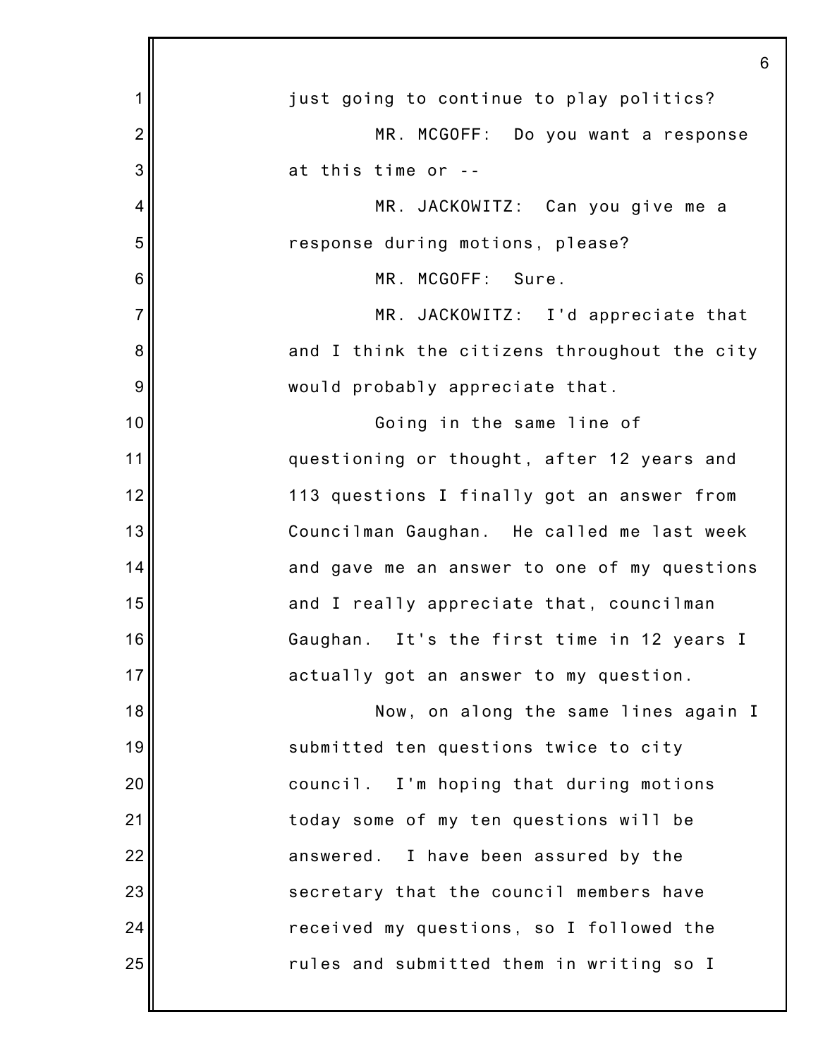just going to continue to play politics?

MR. MCGOFF: Do you want a response at this time or --

MR. JACKOWITZ: Can you give me a response during motions, please?

MR. MCGOFF: Sure.

MR. JACKOWITZ: I'd appreciate that and I think the citizens throughout the city would probably appreciate that.

Going in the same line of questioning or thought, after 12 years and 113 questions I finally got an answer from Councilman Gaughan. He called me last week and gave me an answer to one of my questions and I really appreciate that, councilman Gaughan. It's the first time in 12 years I actually got an answer to my question.

Now, on along the same lines again I submitted ten questions twice to city council. I'm hoping that during motions today some of my ten questions will be answered. I have been assured by the secretary that the council members have received my questions, so I followed the rules and submitted them in writing so I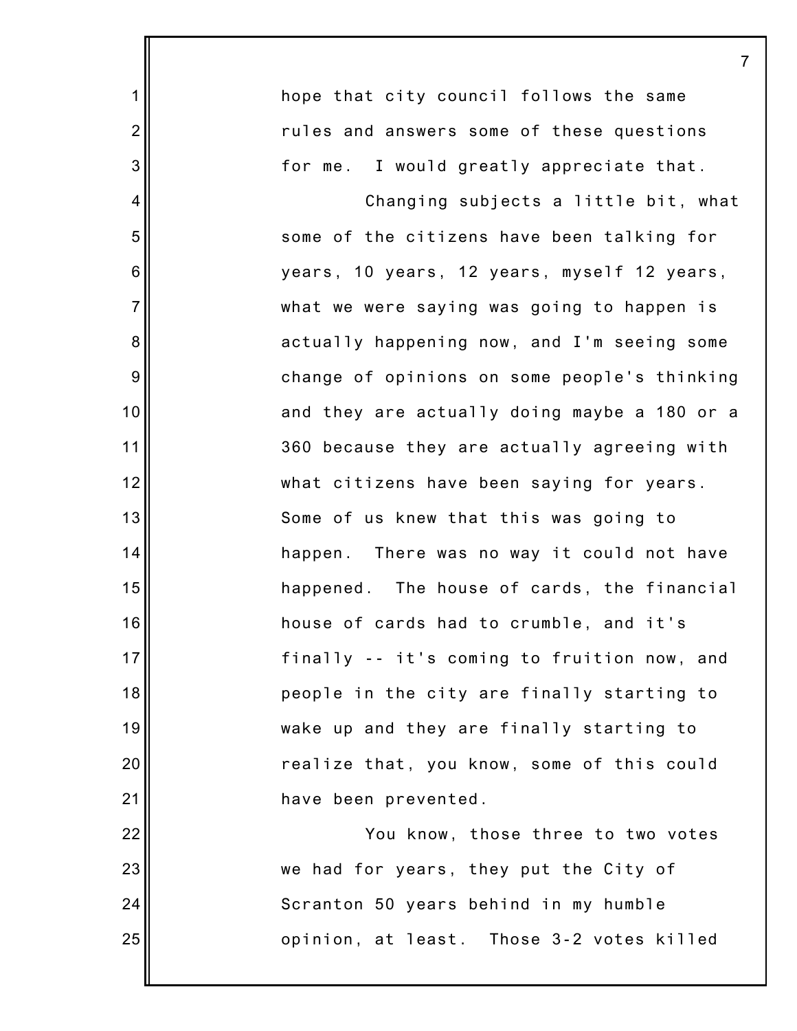hope that city council follows the same rules and answers some of these questions for me. I would greatly appreciate that.

Changing subjects a little bit, what some of the citizens have been talking for years, 10 years, 12 years, myself 12 years, what we were saying was going to happen is actually happening now, and I'm seeing some change of opinions on some people's thinking and they are actually doing maybe a 180 or a 360 because they are actually agreeing with what citizens have been saying for years. Some of us knew that this was going to happen. There was no way it could not have happened. The house of cards, the financial house of cards had to crumble, and it's finally -- it's coming to fruition now, and people in the city are finally starting to wake up and they are finally starting to realize that, you know, some of this could have been prevented.

You know, those three to two votes we had for years, they put the City of Scranton 50 years behind in my humble opinion, at least. Those 3-2 votes killed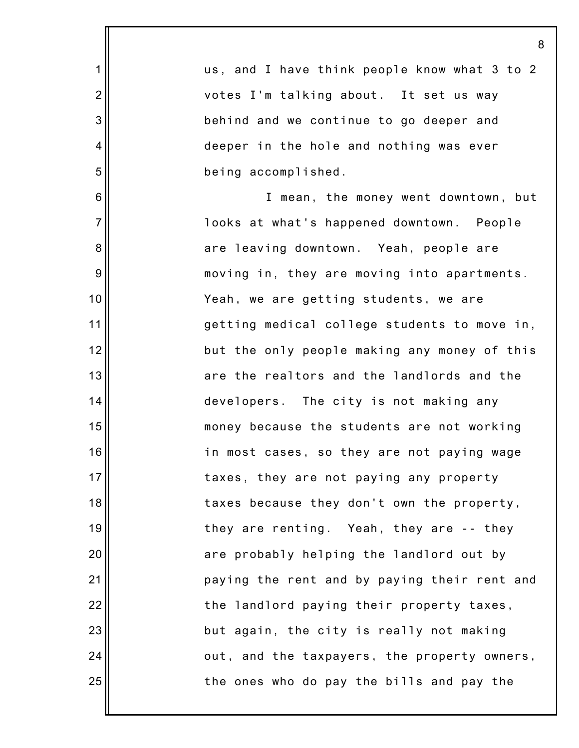us, and I have think people know what 3 to 2 votes I'm talking about. It set us way behind and we continue to go deeper and deeper in the hole and nothing was ever being accomplished.

I mean, the money went downtown, but looks at what's happened downtown. People are leaving downtown. Yeah, people are moving in, they are moving into apartments. Yeah, we are getting students, we are getting medical college students to move in, but the only people making any money of this are the realtors and the landlords and the developers. The city is not making any money because the students are not working in most cases, so they are not paying wage taxes, they are not paying any property taxes because they don't own the property, they are renting. Yeah, they are -- they are probably helping the landlord out by paying the rent and by paying their rent and the landlord paying their property taxes, but again, the city is really not making out, and the taxpayers, the property owners, the ones who do pay the bills and pay the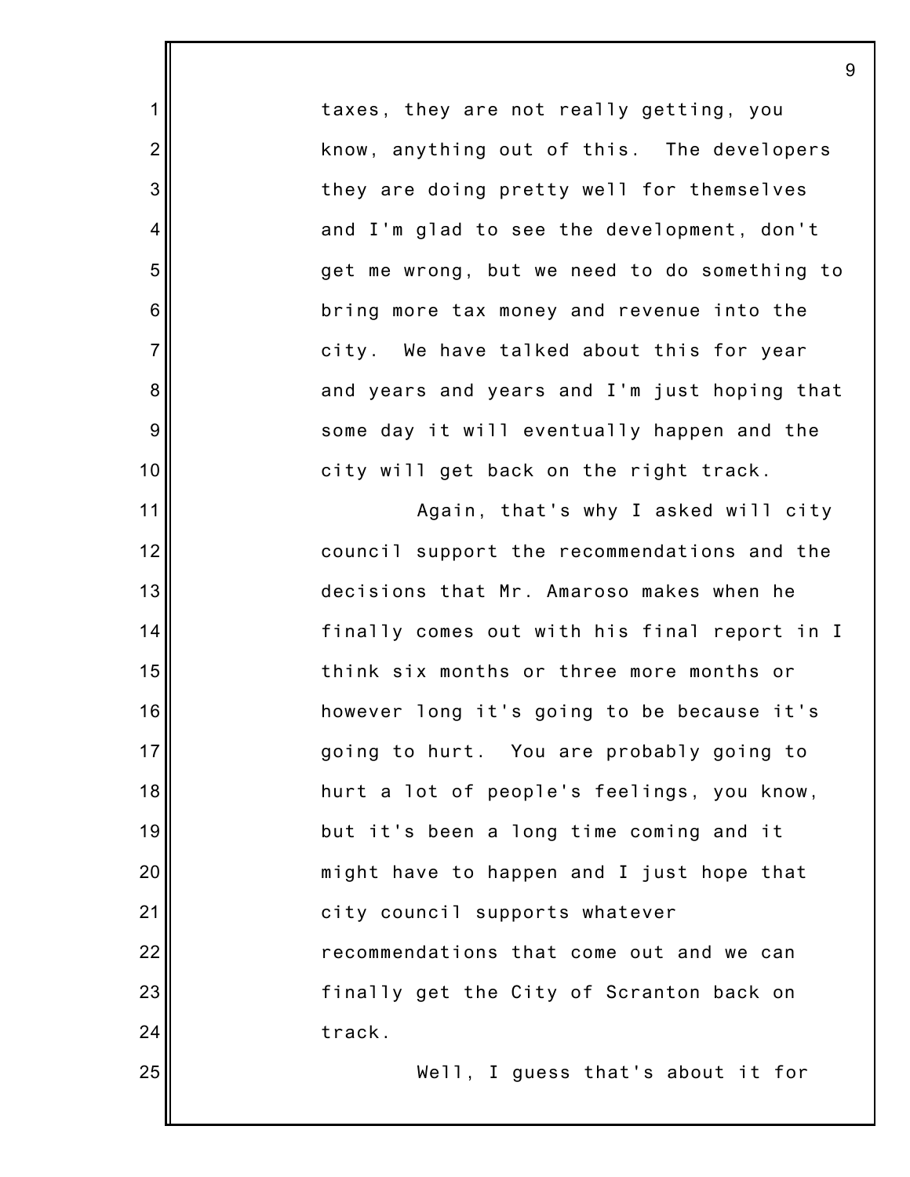taxes, they are not really getting, you know, anything out of this. The developers they are doing pretty well for themselves and I'm glad to see the development, don't get me wrong, but we need to do something to bring more tax money and revenue into the city. We have talked about this for year and years and years and I'm just hoping that some day it will eventually happen and the city will get back on the right track.

Again, that's why I asked will city council support the recommendations and the decisions that Mr. Amaroso makes when he finally comes out with his final report in I think six months or three more months or however long it's going to be because it's going to hurt. You are probably going to hurt a lot of people's feelings, you know, but it's been a long time coming and it might have to happen and I just hope that city council supports whatever recommendations that come out and we can finally get the City of Scranton back on track.

Well, I guess that's about it for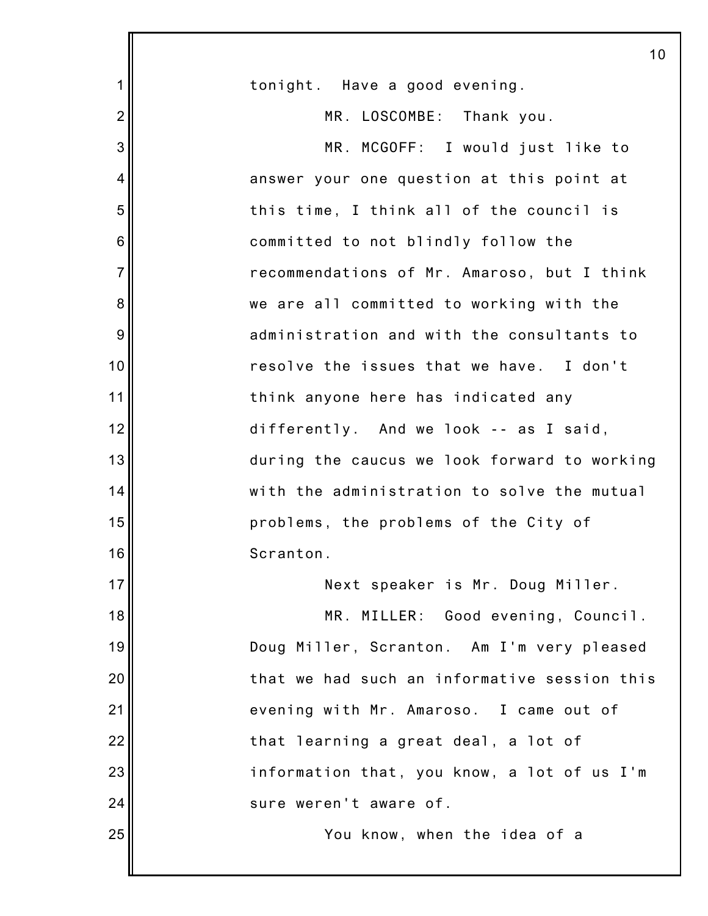tonight. Have a good evening.

MR. LOSCOMBE: Thank you.

MR. MCGOFF: I would just like to answer your one question at this point at this time, I think all of the council is committed to not blindly follow the recommendations of Mr. Amaroso, but I think we are all committed to working with the administration and with the consultants to resolve the issues that we have. I don't think anyone here has indicated any differently. And we look -- as I said, during the caucus we look forward to working with the administration to solve the mutual problems, the problems of the City of Scranton.

Next speaker is Mr. Doug Miller.

MR. MILLER: Good evening, Council. Doug Miller, Scranton. Am I'm very pleased that we had such an informative session this evening with Mr. Amaroso. I came out of that learning a great deal, a lot of information that, you know, a lot of us I'm sure weren't aware of.

You know, when the idea of a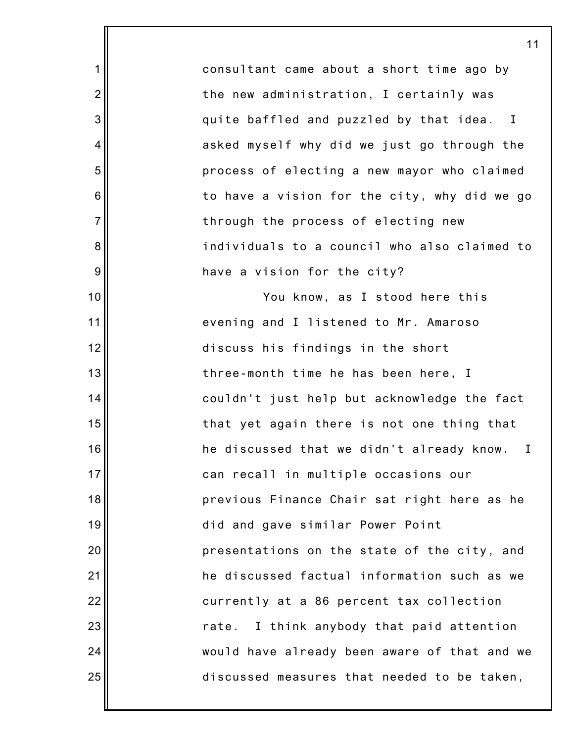consultant came about a short time ago by the new administration, I certainly was quite baffled and puzzled by that idea. I asked myself why did we just go through the process of electing a new mayor who claimed to have a vision for the city, why did we go through the process of electing new individuals to a council who also claimed to have a vision for the city?

You know, as I stood here this evening and I listened to Mr. Amaroso discuss his findings in the short three-month time he has been here, I couldn't just help but acknowledge the fact that yet again there is not one thing that he discussed that we didn't already know. I can recall in multiple occasions our previous Finance Chair sat right here as he did and gave similar Power Point presentations on the state of the city, and he discussed factual information such as we currently at a 86 percent tax collection rate. I think anybody that paid attention would have already been aware of that and we discussed measures that needed to be taken,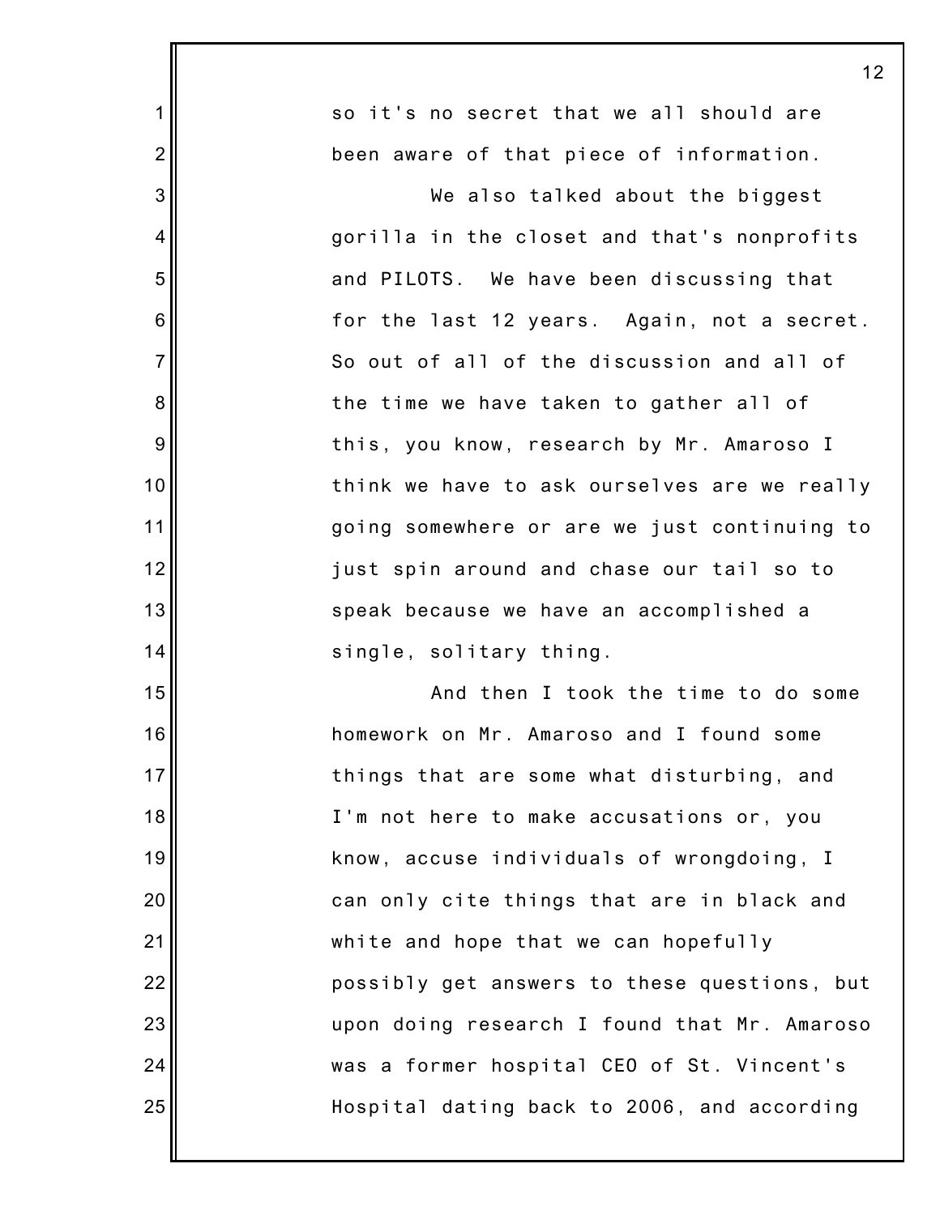so it's no secret that we all should are been aware of that piece of information.

We also talked about the biggest gorilla in the closet and that's nonprofits and PILOTS. We have been discussing that for the last 12 years. Again, not a secret. So out of all of the discussion and all of the time we have taken to gather all of this, you know, research by Mr. Amaroso I think we have to ask ourselves are we really going somewhere or are we just continuing to just spin around and chase our tail so to speak because we have an accomplished a single, solitary thing.

And then I took the time to do some homework on Mr. Amaroso and I found some things that are some what disturbing, and I'm not here to make accusations or, you know, accuse individuals of wrongdoing, I can only cite things that are in black and white and hope that we can hopefully possibly get answers to these questions, but upon doing research I found that Mr. Amaroso was a former hospital CEO of St. Vincent's Hospital dating back to 2006, and according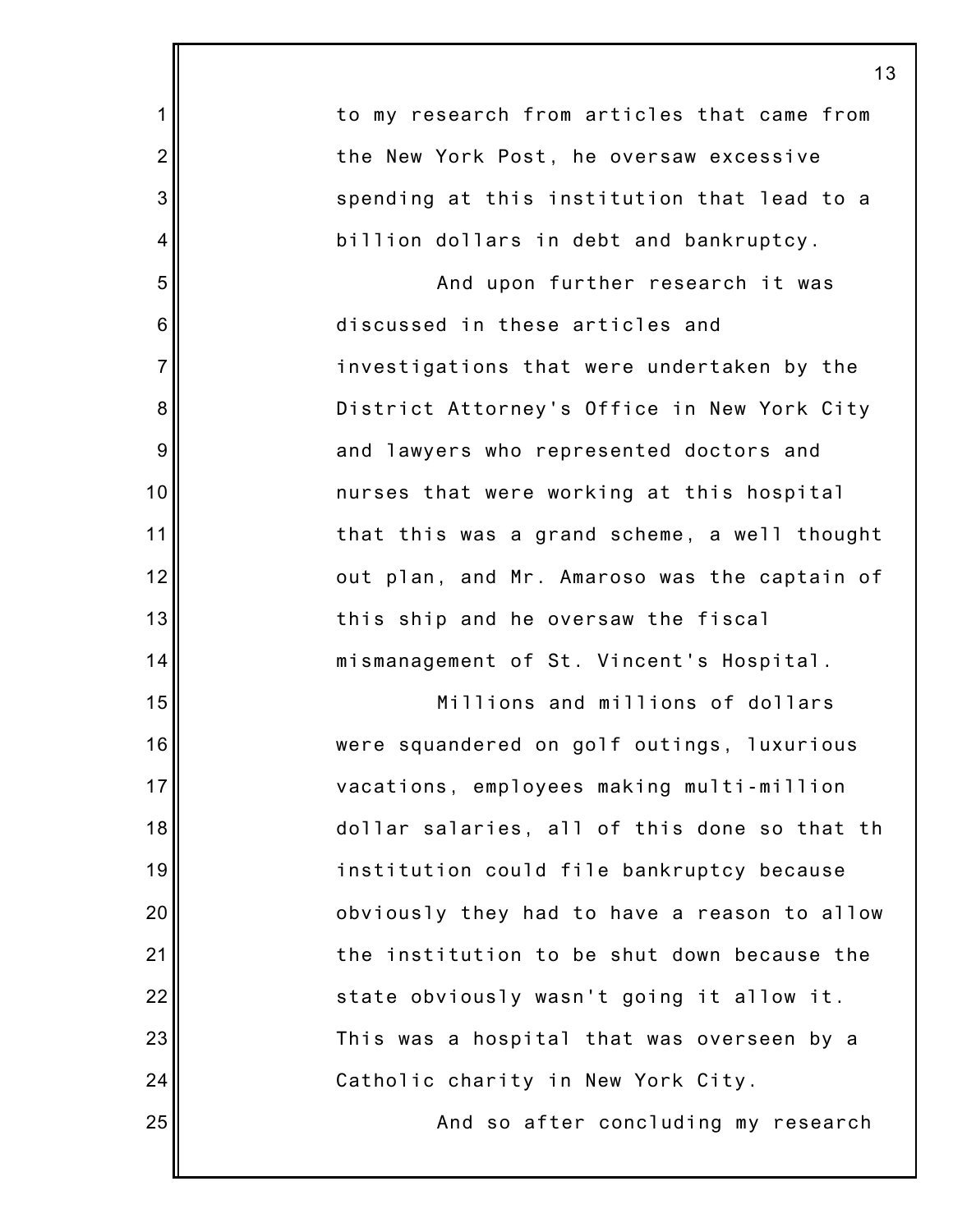to my research from articles that came from the New York Post, he oversaw excessive spending at this institution that lead to a billion dollars in debt and bankruptcy.

And upon further research it was discussed in these articles and investigations that were undertaken by the District Attorney's Office in New York City and lawyers who represented doctors and nurses that were working at this hospital that this was a grand scheme, a well thought out plan, and Mr. Amaroso was the captain of this ship and he oversaw the fiscal mismanagement of St. Vincent's Hospital.

Millions and millions of dollars were squandered on golf outings, luxurious vacations, employees making multi-million dollar salaries, all of this done so that th institution could file bankruptcy because obviously they had to have a reason to allow the institution to be shut down because the state obviously wasn't going it allow it. This was a hospital that was overseen by a Catholic charity in New York City.

And so after concluding my research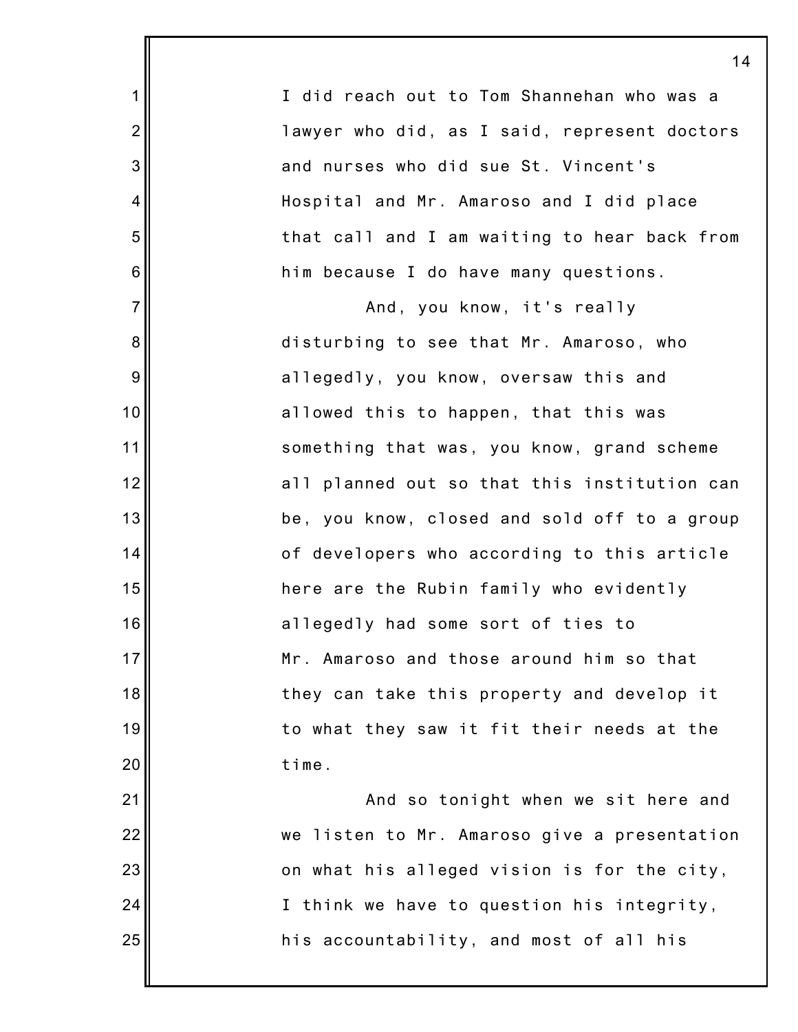I did reach out to Tom Shannehan who was a lawyer who did, as I said, represent doctors and nurses who did sue St. Vincent's Hospital and Mr. Amaroso and I did place that call and I am waiting to hear back from him because I do have many questions.

And, you know, it's really disturbing to see that Mr. Amaroso, who allegedly, you know, oversaw this and allowed this to happen, that this was something that was, you know, grand scheme all planned out so that this institution can be, you know, closed and sold off to a group of developers who according to this article here are the Rubin family who evidently allegedly had some sort of ties to Mr. Amaroso and those around him so that they can take this property and develop it to what they saw it fit their needs at the time.

And so tonight when we sit here and we listen to Mr. Amaroso give a presentation on what his alleged vision is for the city, I think we have to question his integrity, his accountability, and most of all his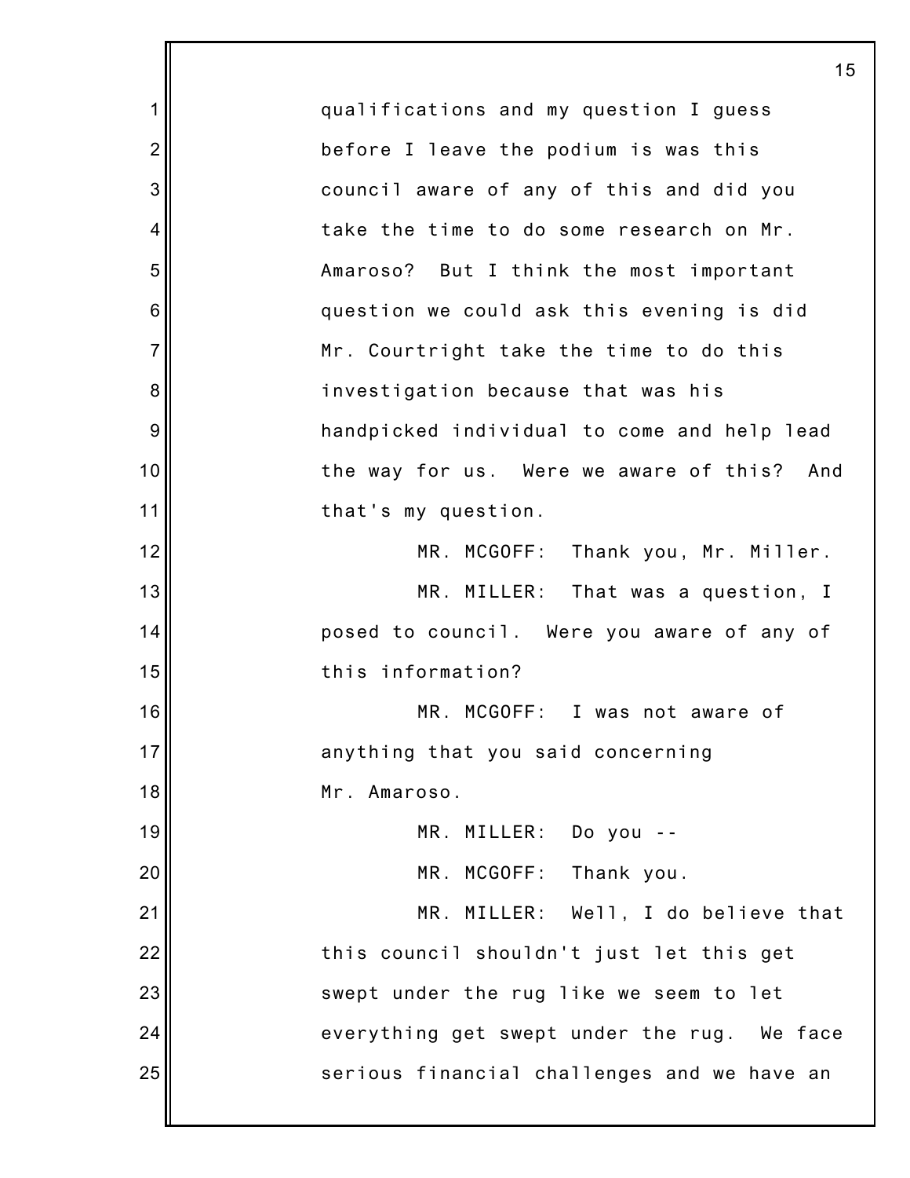qualifications and my question I guess before I leave the podium is was this council aware of any of this and did you take the time to do some research on Mr. Amaroso? But I think the most important question we could ask this evening is did Mr. Courtright take the time to do this investigation because that was his handpicked individual to come and help lead the way for us. Were we aware of this? And that's my question.

MR. MCGOFF: Thank you, Mr. Miller.

MR. MILLER: That was a question, I posed to council. Were you aware of any of this information?

MR. MCGOFF: I was not aware of anything that you said concerning Mr. Amaroso.

MR. MILLER: Do you --

MR. MCGOFF: Thank you.

MR. MILLER: Well, I do believe that this council shouldn't just let this get swept under the rug like we seem to let everything get swept under the rug. We face serious financial challenges and we have an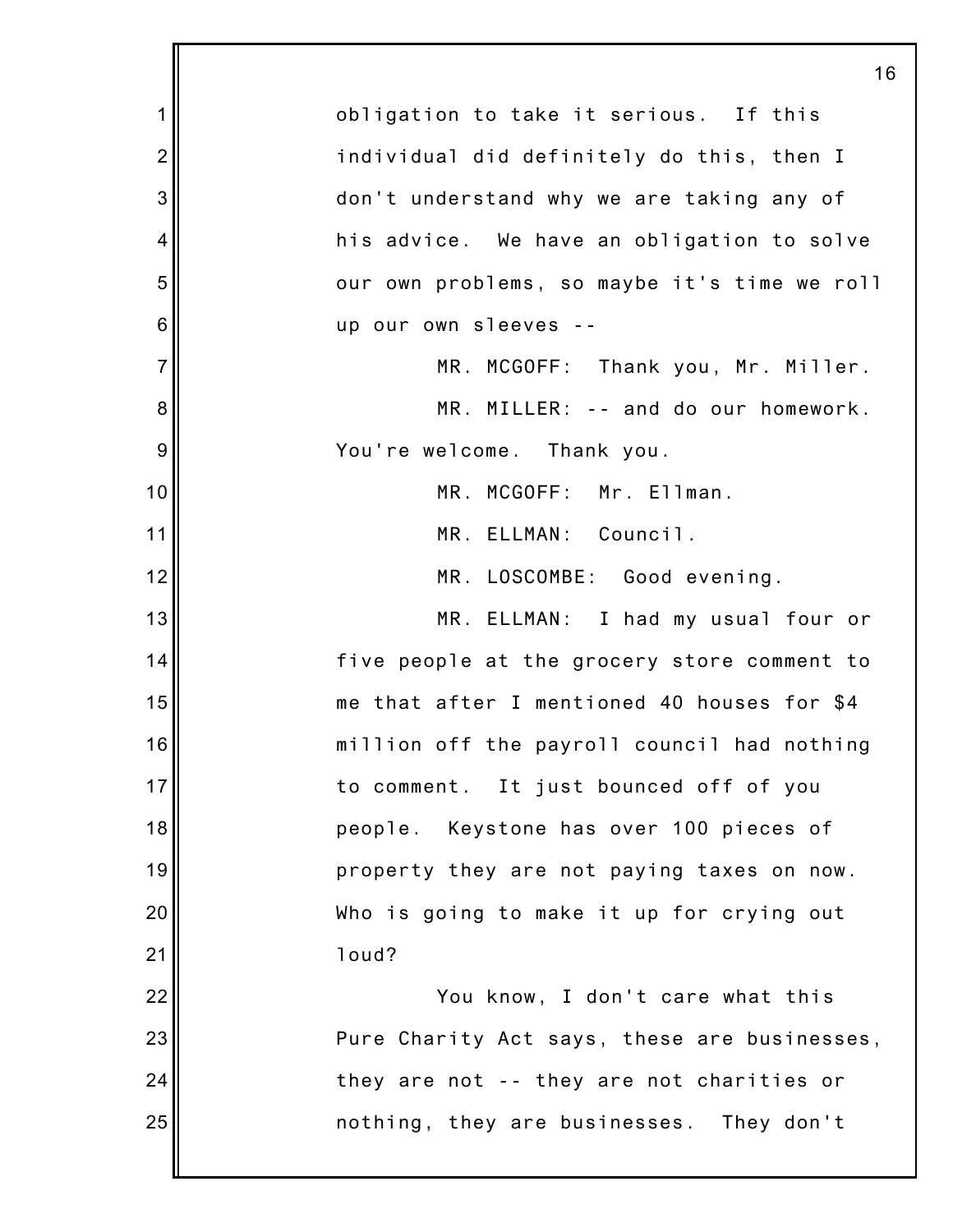obligation to take it serious. If this individual did definitely do this, then I don't understand why we are taking any of his advice. We have an obligation to solve our own problems, so maybe it's time we roll up our own sleeves --

MR. MCGOFF: Thank you, Mr. Miller.

MR. MILLER: -- and do our homework. You're welcome. Thank you.

MR. MCGOFF: Mr. Ellman.

MR. ELLMAN: Council.

MR. LOSCOMBE: Good evening.

MR. ELLMAN: I had my usual four or five people at the grocery store comment to me that after I mentioned 40 houses for $4 million off the payroll council had nothing to comment. It just bounced off of you people. Keystone has over 100 pieces of property they are not paying taxes on now. Who is going to make it up for crying out loud?

You know, I don't care what this Pure Charity Act says, these are businesses, they are not -- they are not charities or nothing, they are businesses. They don't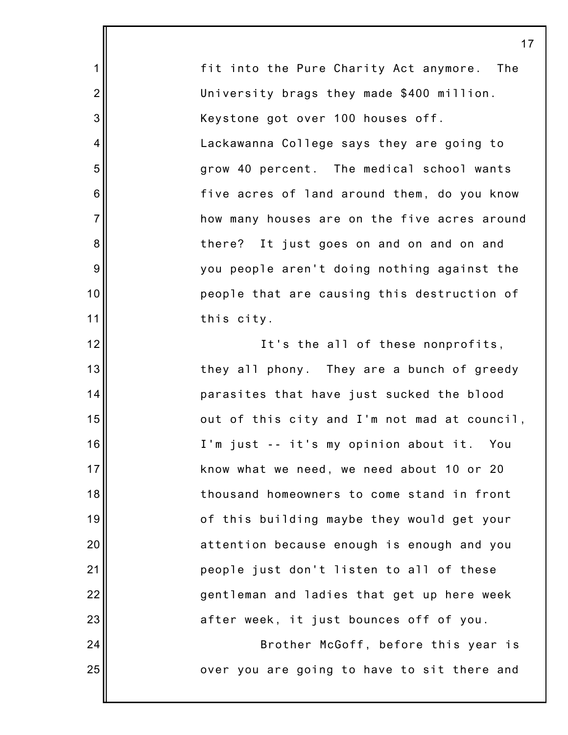fit into the Pure Charity Act anymore. The University brags they made $400 million. Keystone got over 100 houses off. Lackawanna College says they are going to grow 40 percent. The medical school wants five acres of land around them, do you know how many houses are on the five acres around there? It just goes on and on and on and you people aren't doing nothing against the people that are causing this destruction of this city.

It's the all of these nonprofits, they all phony. They are a bunch of greedy parasites that have just sucked the blood out of this city and I'm not mad at council, I'm just -- it's my opinion about it. You know what we need, we need about 10 or 20 thousand homeowners to come stand in front of this building maybe they would get your attention because enough is enough and you people just don't listen to all of these gentleman and ladies that get up here week after week, it just bounces off of you.

Brother McGoff, before this year is over you are going to have to sit there and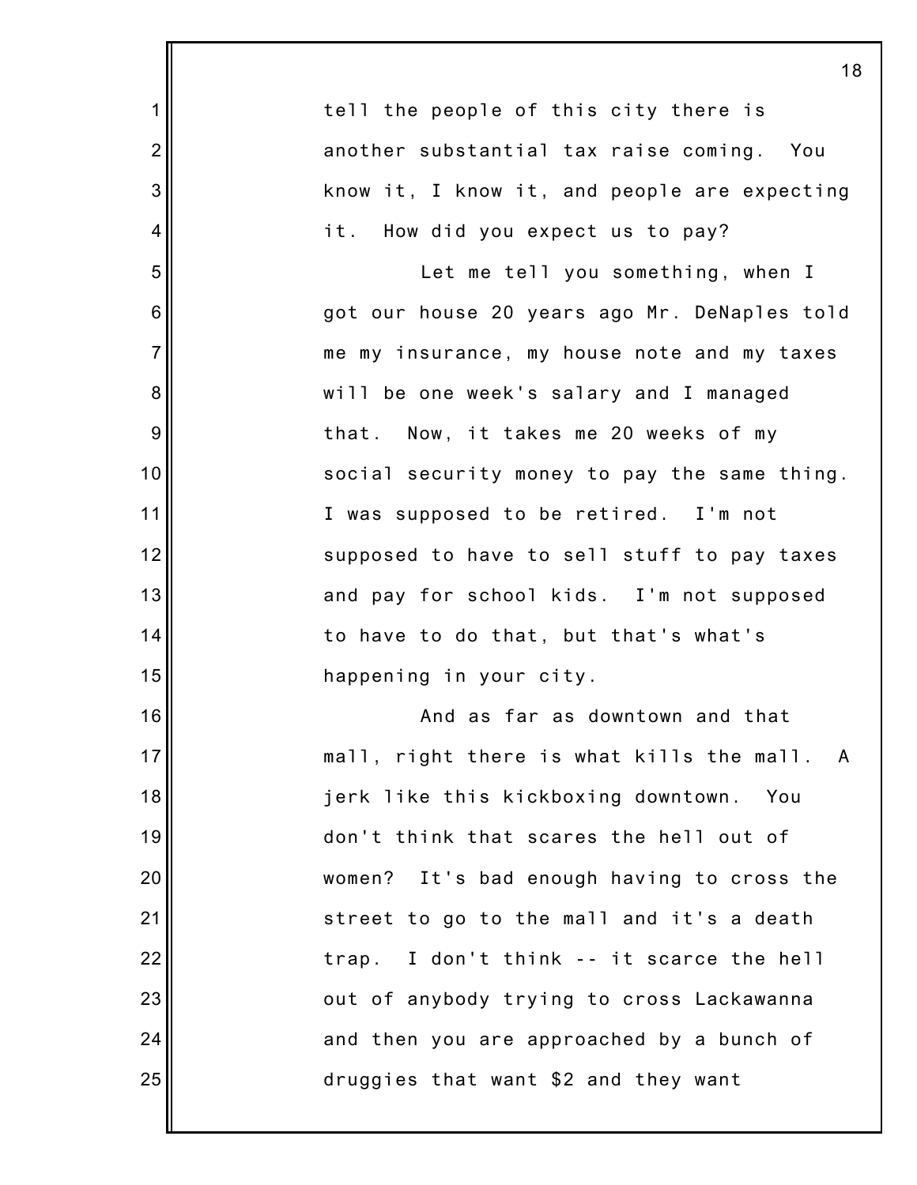tell the people of this city there is another substantial tax raise coming. You know it, I know it, and people are expecting it. How did you expect us to pay?

Let me tell you something, when I got our house 20 years ago Mr. DeNaples told me my insurance, my house note and my taxes will be one week's salary and I managed that. Now, it takes me 20 weeks of my social security money to pay the same thing. I was supposed to be retired. I'm not supposed to have to sell stuff to pay taxes and pay for school kids. I'm not supposed to have to do that, but that's what's happening in your city.

And as far as downtown and that mall, right there is what kills the mall. A jerk like this kickboxing downtown. You don't think that scares the hell out of women? It's bad enough having to cross the street to go to the mall and it's a death trap. I don't think -- it scarce the hell out of anybody trying to cross Lackawanna and then you are approached by a bunch of druggies that want $2 and they want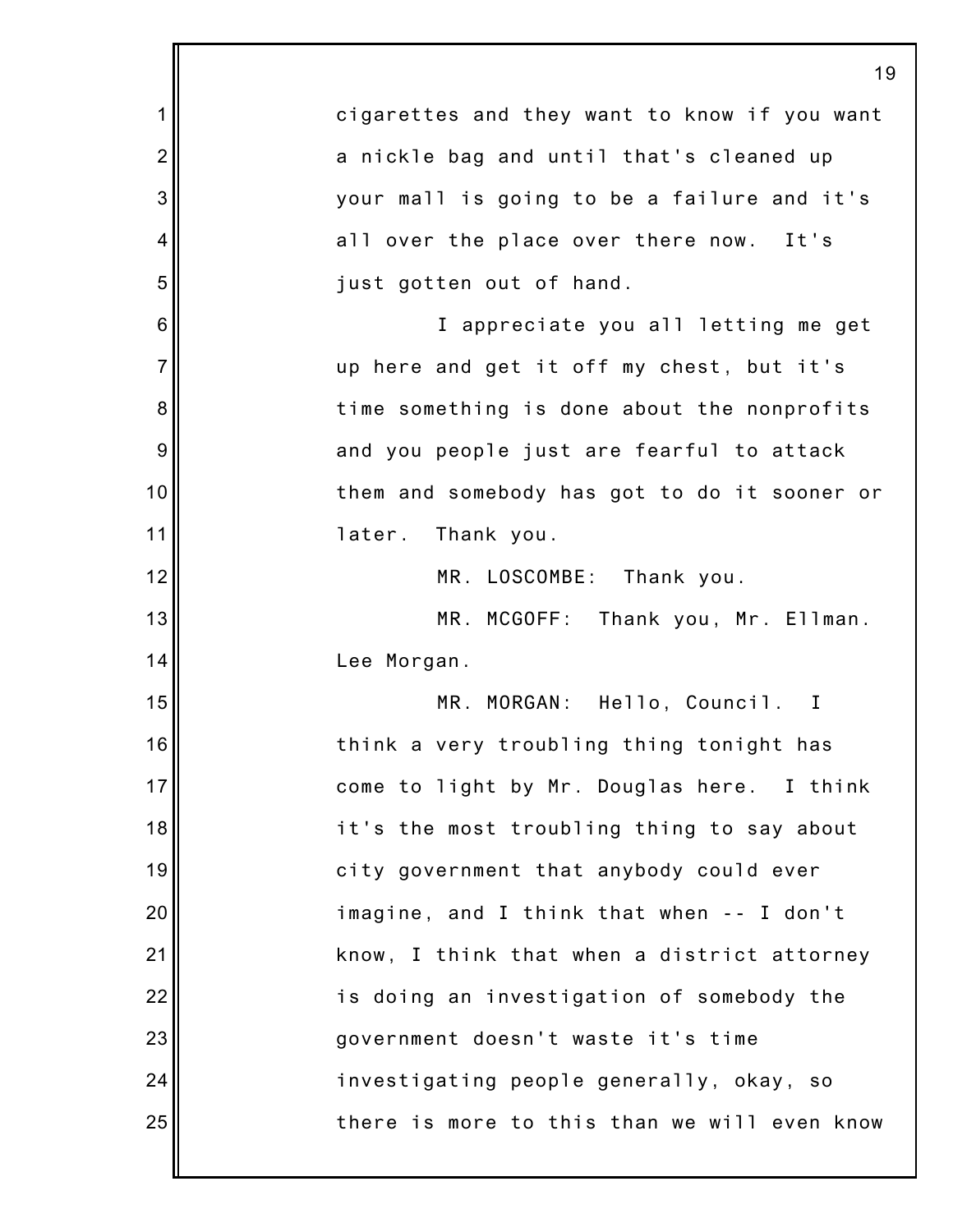cigarettes and they want to know if you want a nickle bag and until that's cleaned up your mall is going to be a failure and it's all over the place over there now. It's just gotten out of hand.

I appreciate you all letting me get up here and get it off my chest, but it's time something is done about the nonprofits and you people just are fearful to attack them and somebody has got to do it sooner or later. Thank you.

MR. LOSCOMBE: Thank you.

MR. MCGOFF: Thank you, Mr. Ellman. Lee Morgan.

MR. MORGAN: Hello, Council. I think a very troubling thing tonight has come to light by Mr. Douglas here. I think it's the most troubling thing to say about city government that anybody could ever imagine, and I think that when -- I don't know, I think that when a district attorney is doing an investigation of somebody the government doesn't waste it's time investigating people generally, okay, so there is more to this than we will even know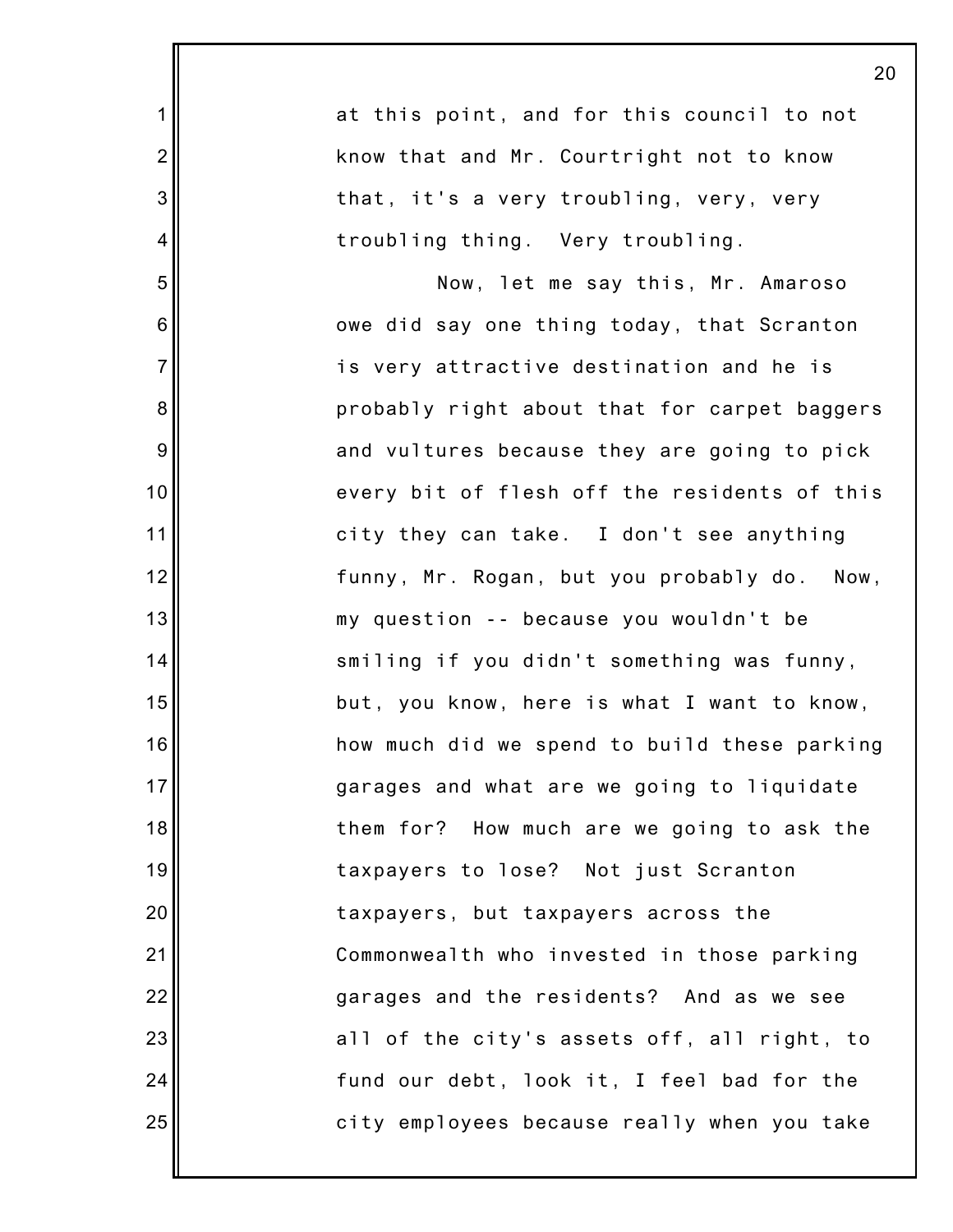at this point, and for this council to not know that and Mr. Courtright not to know that, it's a very troubling, very, very troubling thing. Very troubling.

Now, let me say this, Mr. Amaroso owe did say one thing today, that Scranton is very attractive destination and he is probably right about that for carpet baggers and vultures because they are going to pick every bit of flesh off the residents of this city they can take. I don't see anything funny, Mr. Rogan, but you probably do. Now, my question -- because you wouldn't be smiling if you didn't something was funny, but, you know, here is what I want to know, how much did we spend to build these parking garages and what are we going to liquidate them for? How much are we going to ask the taxpayers to lose? Not just Scranton taxpayers, but taxpayers across the Commonwealth who invested in those parking garages and the residents? And as we see all of the city's assets off, all right, to fund our debt, look it, I feel bad for the city employees because really when you take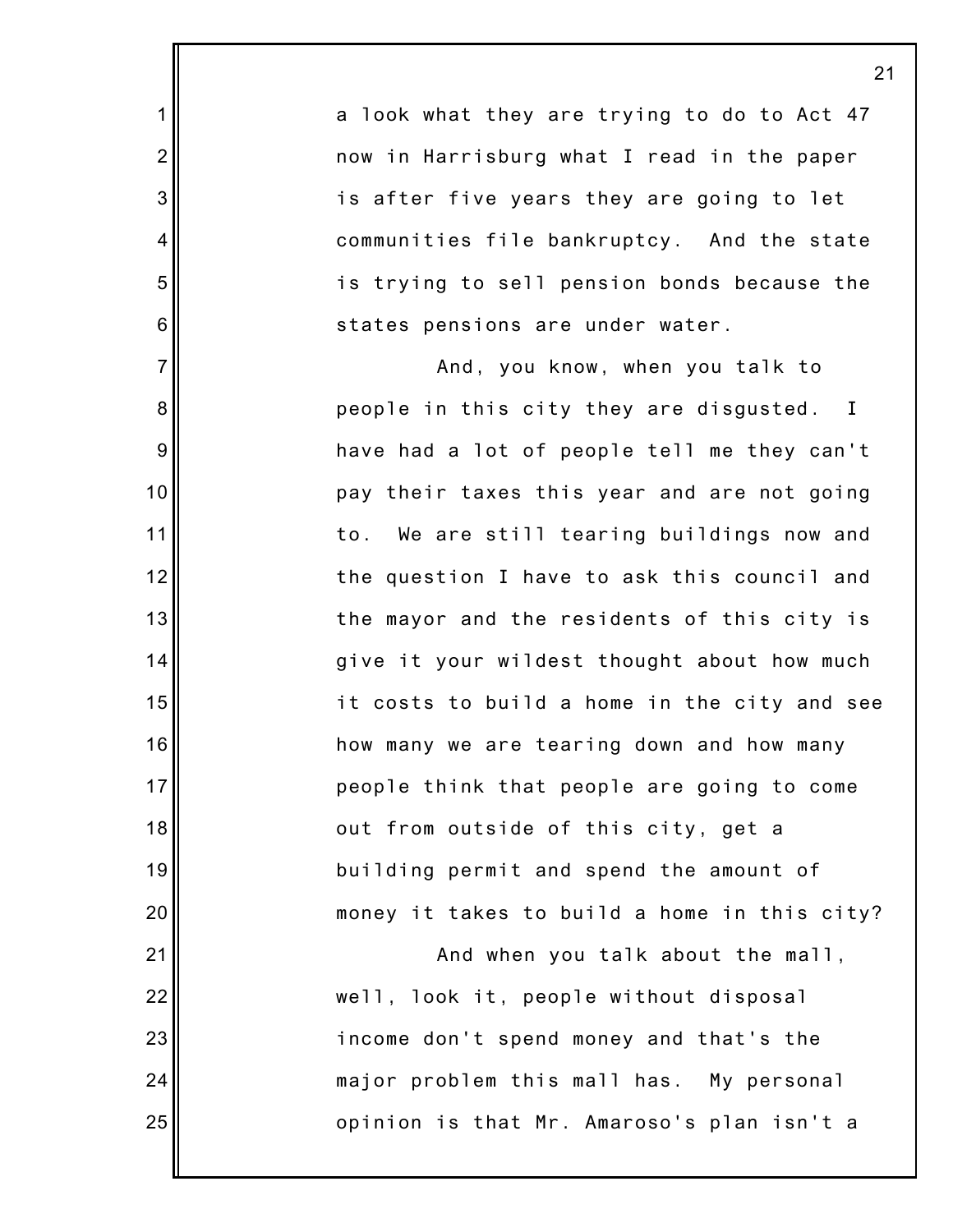a look what they are trying to do to Act 47 now in Harrisburg what I read in the paper is after five years they are going to let communities file bankruptcy. And the state is trying to sell pension bonds because the states pensions are under water.

And, you know, when you talk to people in this city they are disgusted. I have had a lot of people tell me they can't pay their taxes this year and are not going to. We are still tearing buildings now and the question I have to ask this council and the mayor and the residents of this city is give it your wildest thought about how much it costs to build a home in the city and see how many we are tearing down and how many people think that people are going to come out from outside of this city, get a building permit and spend the amount of money it takes to build a home in this city?

And when you talk about the mall, well, look it, people without disposal income don't spend money and that's the major problem this mall has. My personal opinion is that Mr. Amaroso's plan isn't a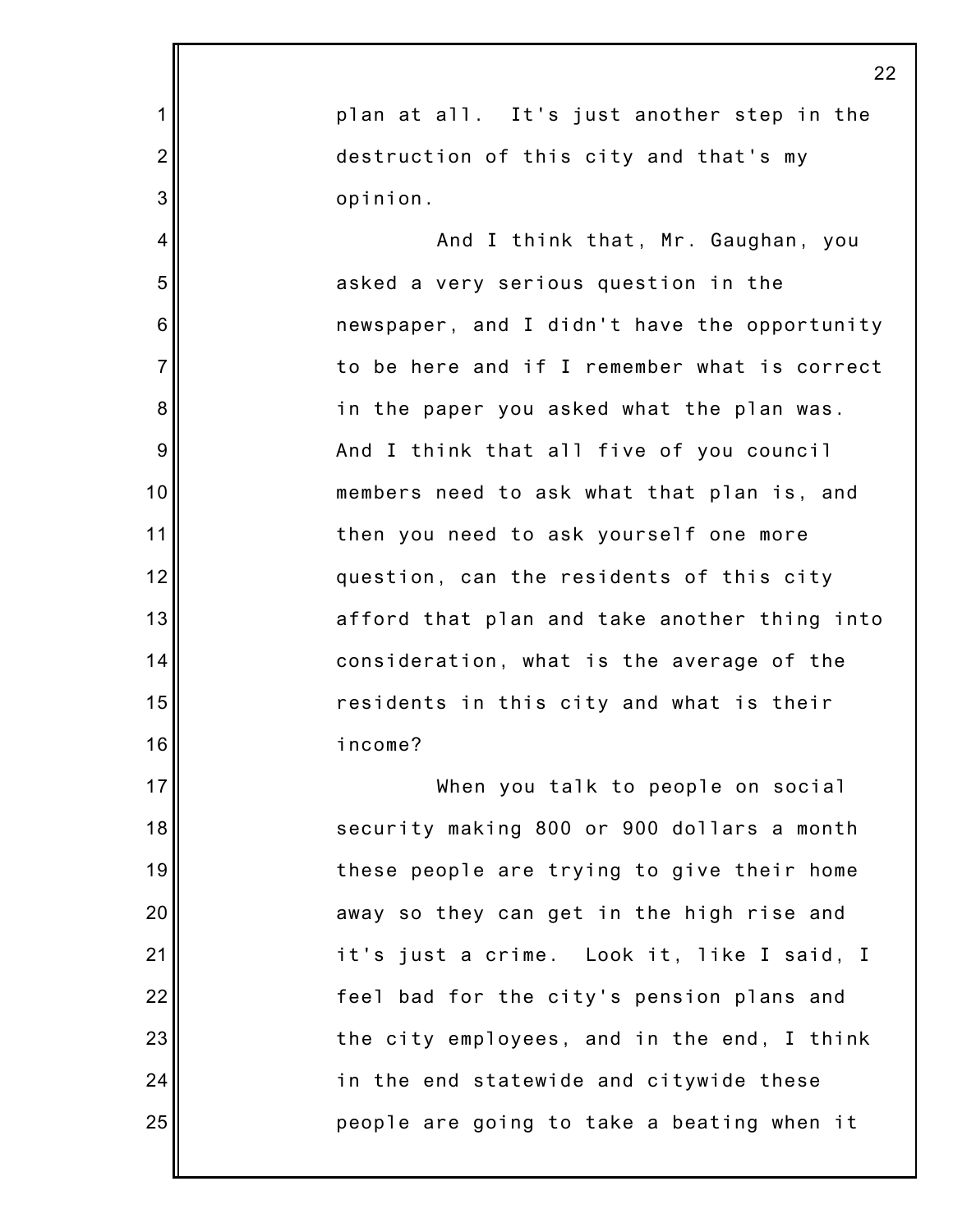plan at all. It's just another step in the destruction of this city and that's my opinion.

And I think that, Mr. Gaughan, you asked a very serious question in the newspaper, and I didn't have the opportunity to be here and if I remember what is correct in the paper you asked what the plan was. And I think that all five of you council members need to ask what that plan is, and then you need to ask yourself one more question, can the residents of this city afford that plan and take another thing into consideration, what is the average of the residents in this city and what is their income?

When you talk to people on social security making 800 or 900 dollars a month these people are trying to give their home away so they can get in the high rise and it's just a crime. Look it, like I said, I feel bad for the city's pension plans and the city employees, and in the end, I think in the end statewide and citywide these people are going to take a beating when it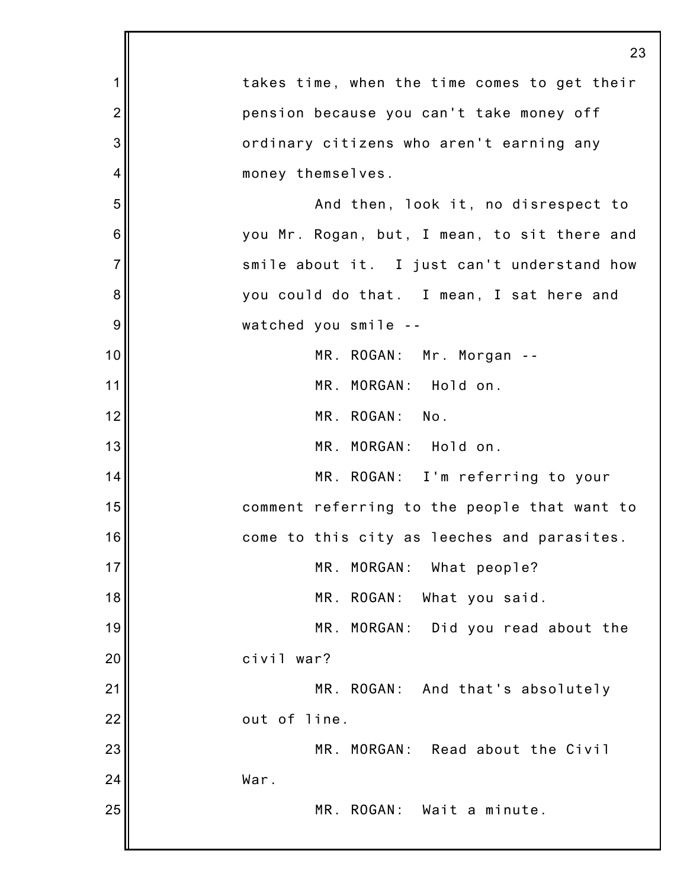takes time, when the time comes to get their pension because you can't take money off ordinary citizens who aren't earning any money themselves.

And then, look it, no disrespect to you Mr. Rogan, but, I mean, to sit there and smile about it. I just can't understand how you could do that. I mean, I sat here and watched you smile --

MR. ROGAN: Mr. Morgan --

MR. MORGAN: Hold on.

MR. ROGAN: No.

MR. MORGAN: Hold on.

MR. ROGAN: I'm referring to your comment referring to the people that want to come to this city as leeches and parasites.

MR. MORGAN: What people?

MR. ROGAN: What you said.

MR. MORGAN: Did you read about the civil war?

MR. ROGAN: And that's absolutely out of line.

MR. MORGAN: Read about the Civil War.

MR. ROGAN: Wait a minute.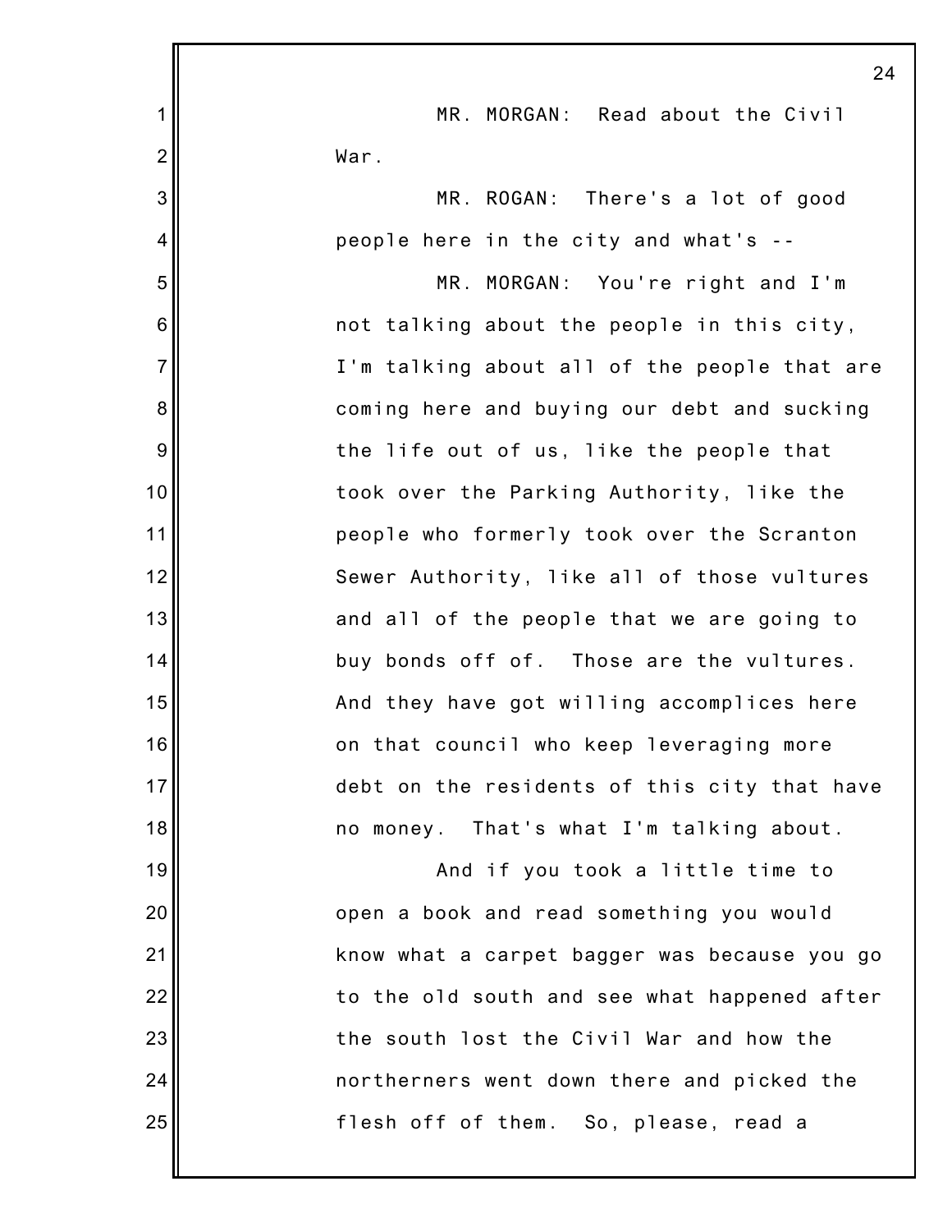MR. MORGAN: Read about the Civil War.

MR. ROGAN: There's a lot of good people here in the city and what's --

MR. MORGAN: You're right and I'm not talking about the people in this city, I'm talking about all of the people that are coming here and buying our debt and sucking the life out of us, like the people that took over the Parking Authority, like the people who formerly took over the Scranton Sewer Authority, like all of those vultures and all of the people that we are going to buy bonds off of. Those are the vultures. And they have got willing accomplices here on that council who keep leveraging more debt on the residents of this city that have no money. That's what I'm talking about.

And if you took a little time to open a book and read something you would know what a carpet bagger was because you go to the old south and see what happened after the south lost the Civil War and how the northerners went down there and picked the flesh off of them. So, please, read a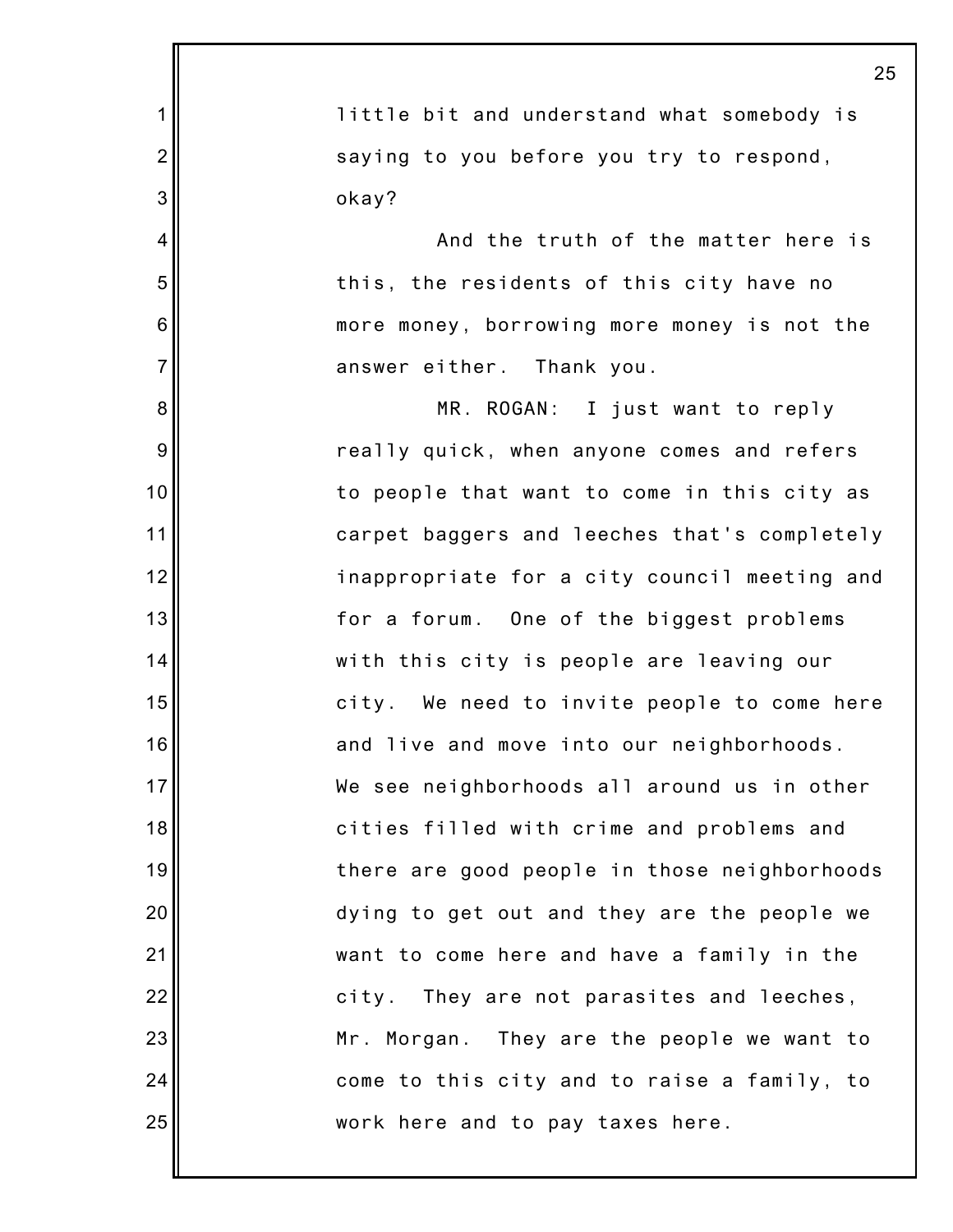little bit and understand what somebody is saying to you before you try to respond, okay?

And the truth of the matter here is this, the residents of this city have no more money, borrowing more money is not the answer either. Thank you.

MR. ROGAN: I just want to reply really quick, when anyone comes and refers to people that want to come in this city as carpet baggers and leeches that's completely inappropriate for a city council meeting and for a forum. One of the biggest problems with this city is people are leaving our city. We need to invite people to come here and live and move into our neighborhoods. We see neighborhoods all around us in other cities filled with crime and problems and there are good people in those neighborhoods dying to get out and they are the people we want to come here and have a family in the city. They are not parasites and leeches, Mr. Morgan. They are the people we want to come to this city and to raise a family, to work here and to pay taxes here.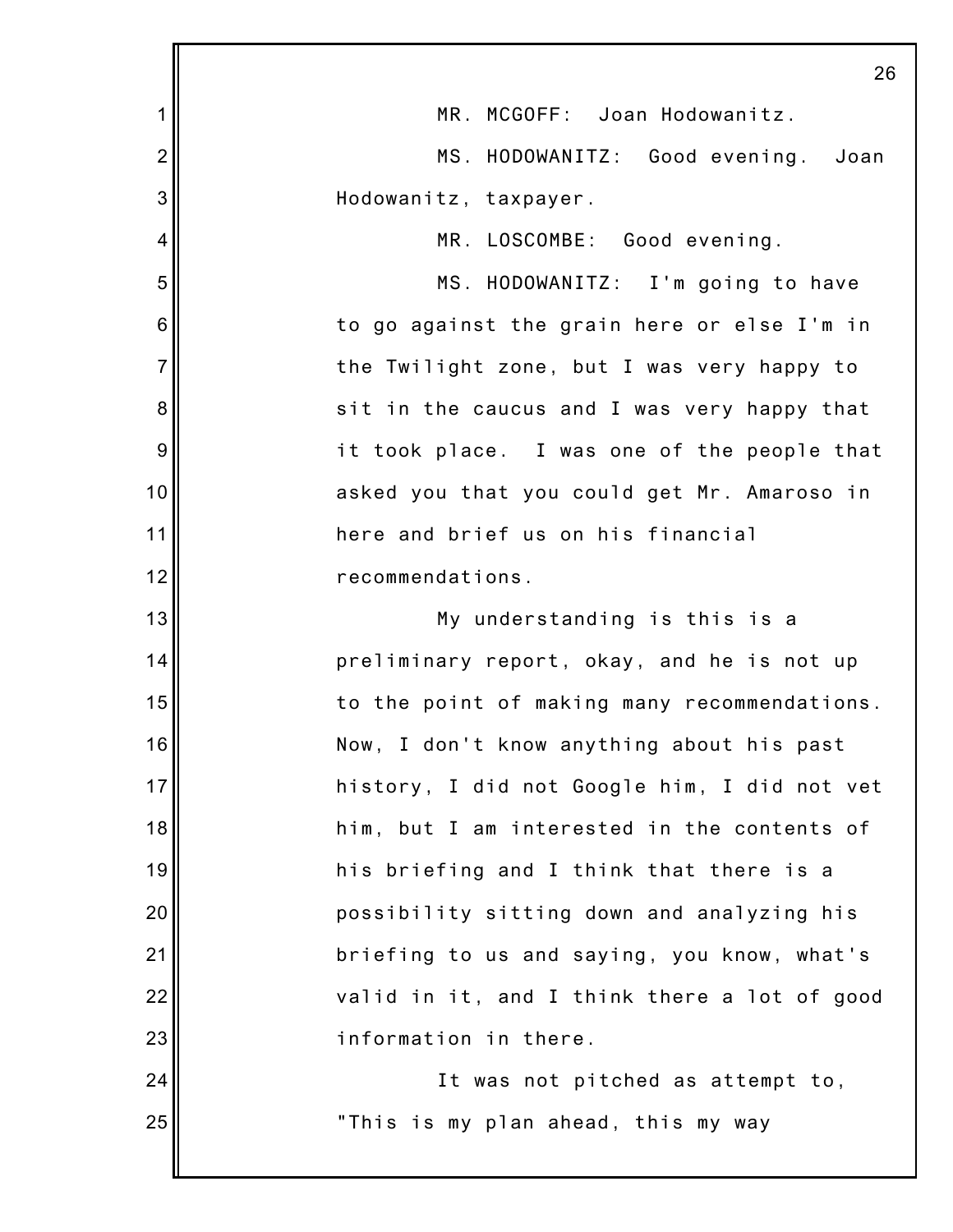MR. MCGOFF: Joan Hodowanitz.

MS. HODOWANITZ: Good evening. Joan Hodowanitz, taxpayer.

MR. LOSCOMBE: Good evening.

MS. HODOWANITZ: I'm going to have to go against the grain here or else I'm in the Twilight zone, but I was very happy to sit in the caucus and I was very happy that it took place. I was one of the people that asked you that you could get Mr. Amaroso in here and brief us on his financial recommendations.

My understanding is this is a preliminary report, okay, and he is not up to the point of making many recommendations. Now, I don't know anything about his past history, I did not Google him, I did not vet him, but I am interested in the contents of his briefing and I think that there is a possibility sitting down and analyzing his briefing to us and saying, you know, what's valid in it, and I think there a lot of good information in there.

It was not pitched as attempt to, "This is my plan ahead, this my way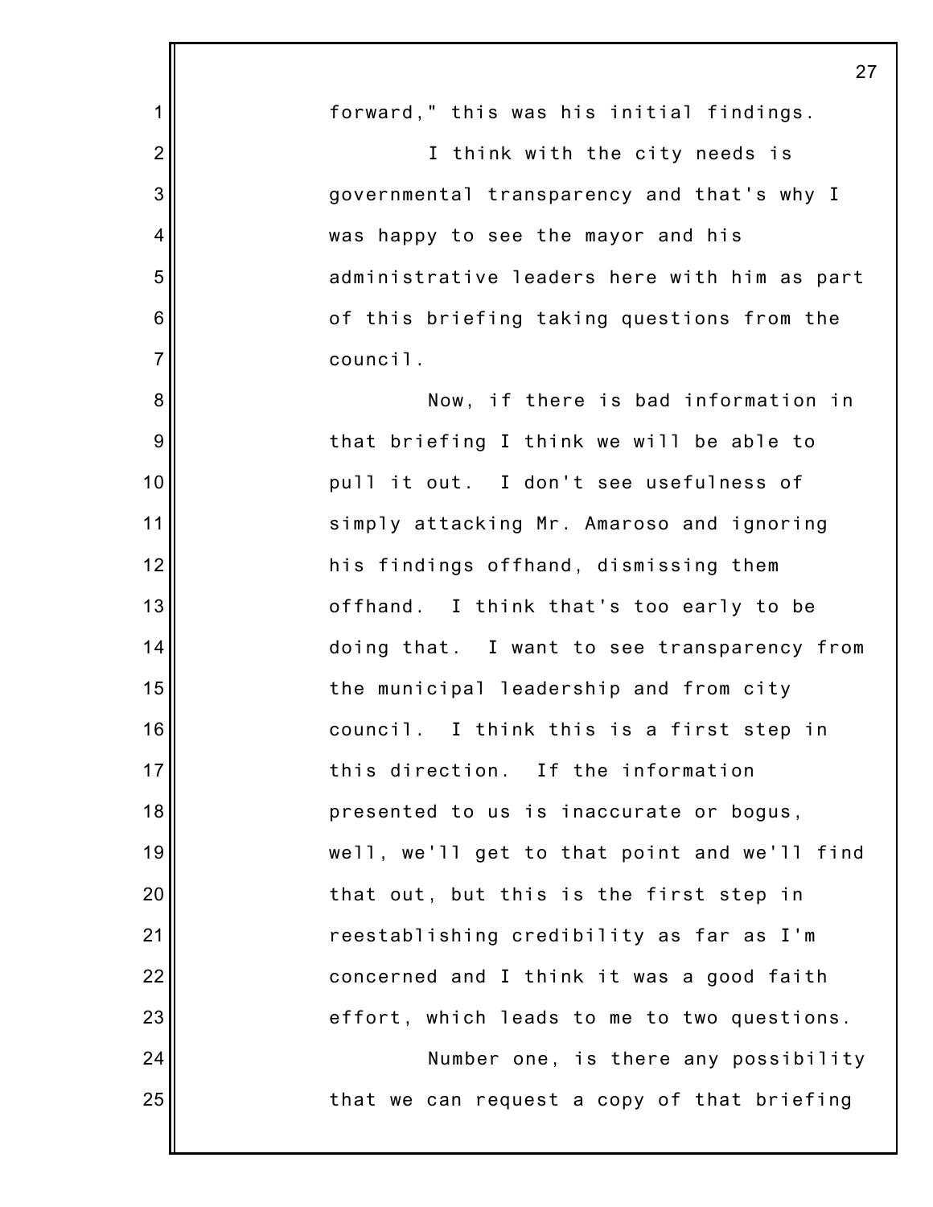forward," this was his initial findings.

I think with the city needs is governmental transparency and that's why I was happy to see the mayor and his administrative leaders here with him as part of this briefing taking questions from the council.

Now, if there is bad information in that briefing I think we will be able to pull it out. I don't see usefulness of simply attacking Mr. Amaroso and ignoring his findings offhand, dismissing them offhand. I think that's too early to be doing that. I want to see transparency from the municipal leadership and from city council. I think this is a first step in this direction. If the information presented to us is inaccurate or bogus, well, we'll get to that point and we'll find that out, but this is the first step in reestablishing credibility as far as I'm concerned and I think it was a good faith effort, which leads to me to two questions.

Number one, is there any possibility that we can request a copy of that briefing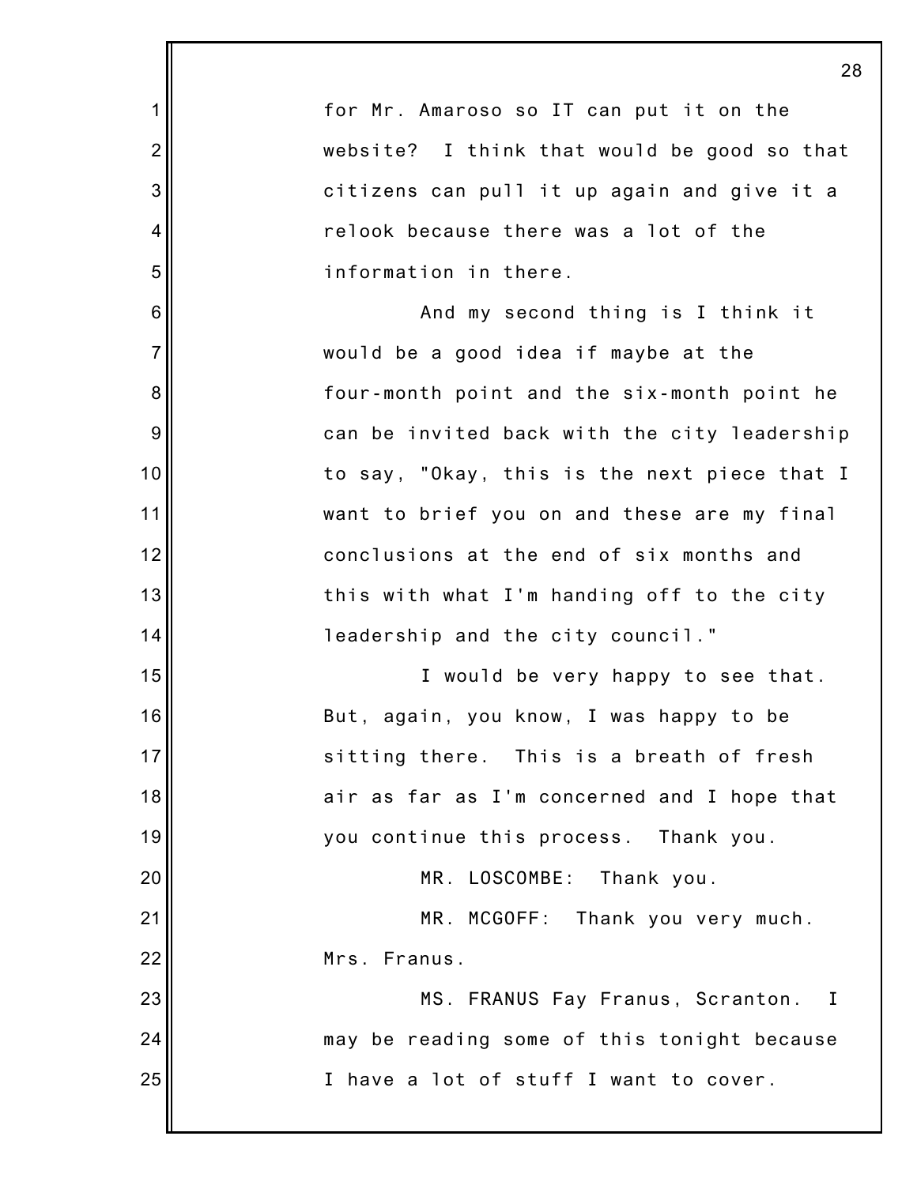for Mr. Amaroso so IT can put it on the website? I think that would be good so that citizens can pull it up again and give it a relook because there was a lot of the information in there.

And my second thing is I think it would be a good idea if maybe at the four-month point and the six-month point he can be invited back with the city leadership to say, "Okay, this is the next piece that I want to brief you on and these are my final conclusions at the end of six months and this with what I'm handing off to the city leadership and the city council."

I would be very happy to see that. But, again, you know, I was happy to be sitting there. This is a breath of fresh air as far as I'm concerned and I hope that you continue this process. Thank you.

MR. LOSCOMBE: Thank you.

MR. MCGOFF: Thank you very much. Mrs. Franus.

MS. FRANUS Fay Franus, Scranton. I may be reading some of this tonight because I have a lot of stuff I want to cover.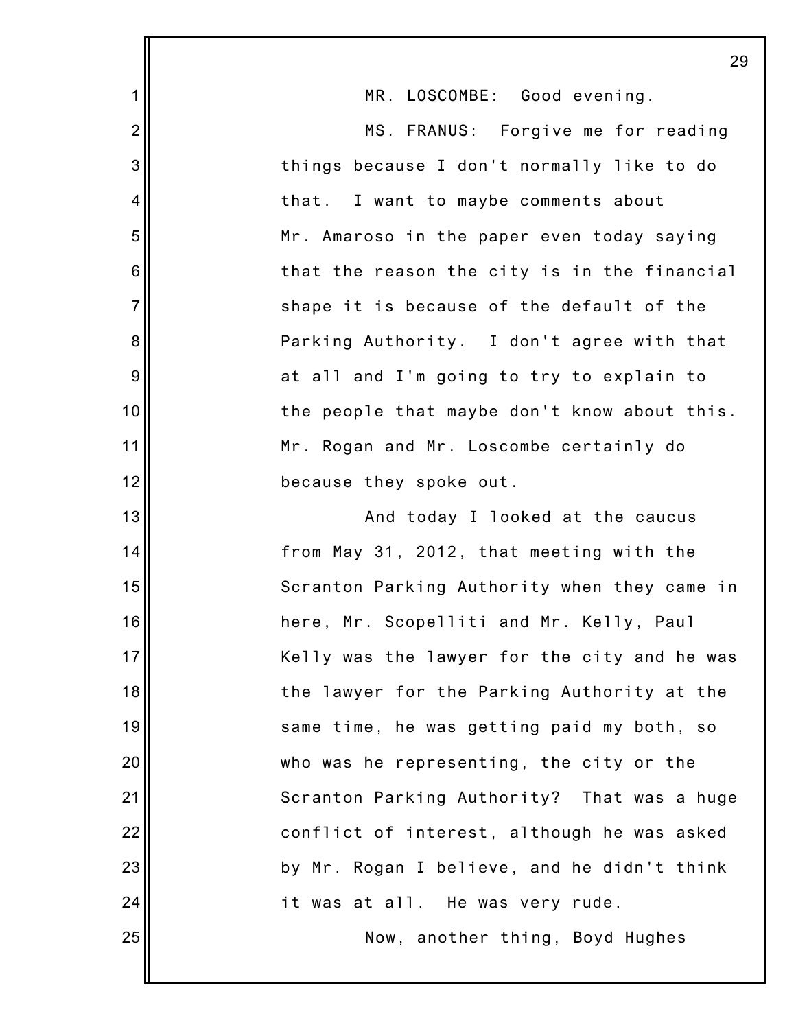MR. LOSCOMBE: Good evening.

MS. FRANUS: Forgive me for reading things because I don't normally like to do that. I want to maybe comments about Mr. Amaroso in the paper even today saying that the reason the city is in the financial shape it is because of the default of the Parking Authority. I don't agree with that at all and I'm going to try to explain to the people that maybe don't know about this. Mr. Rogan and Mr. Loscombe certainly do because they spoke out.

And today I looked at the caucus from May 31, 2012, that meeting with the Scranton Parking Authority when they came in here, Mr. Scopelliti and Mr. Kelly, Paul Kelly was the lawyer for the city and he was the lawyer for the Parking Authority at the same time, he was getting paid my both, so who was he representing, the city or the Scranton Parking Authority? That was a huge conflict of interest, although he was asked by Mr. Rogan I believe, and he didn't think it was at all. He was very rude.

Now, another thing, Boyd Hughes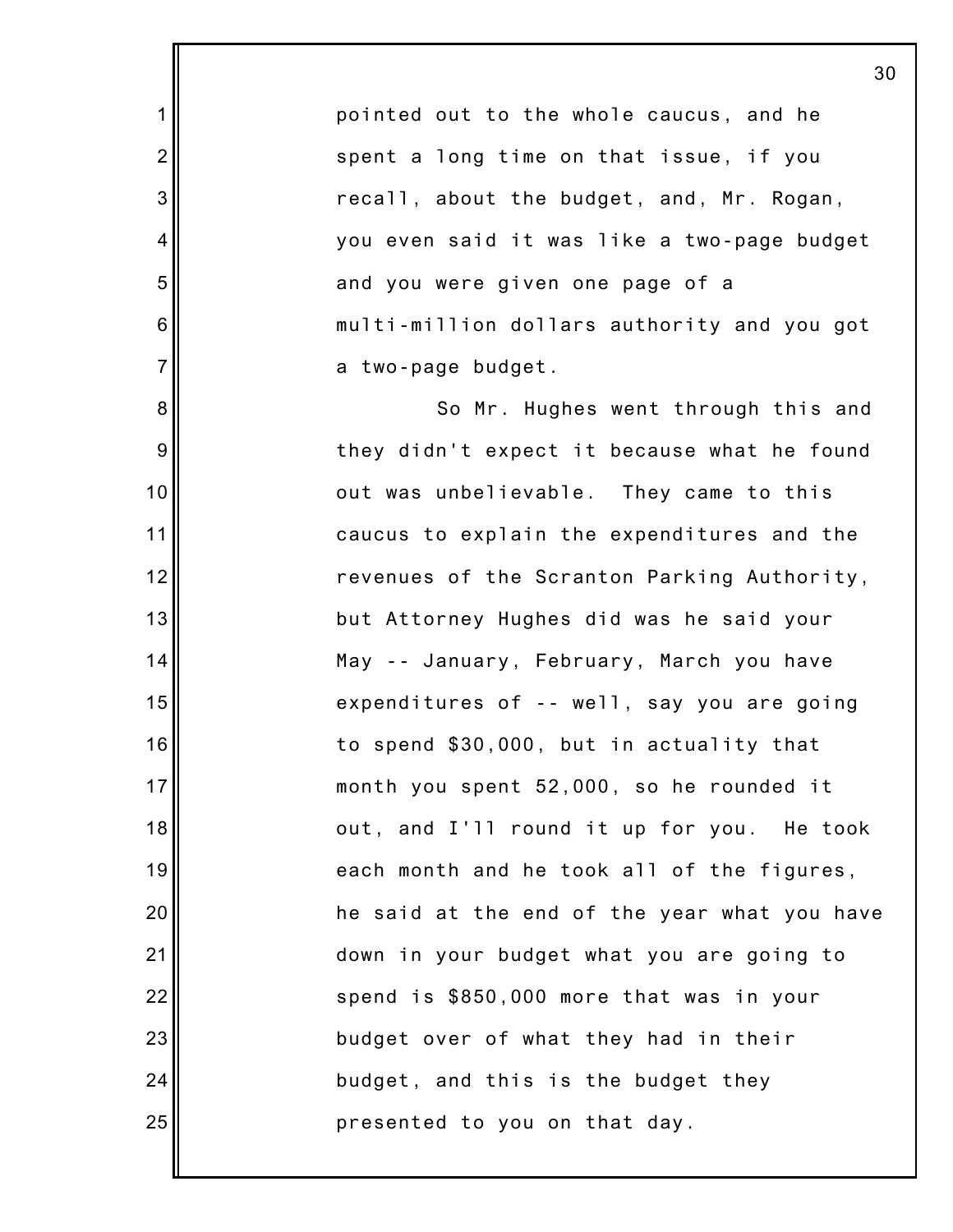pointed out to the whole caucus, and he spent a long time on that issue, if you recall, about the budget, and, Mr. Rogan, you even said it was like a two-page budget and you were given one page of a multi-million dollars authority and you got a two-page budget.

So Mr. Hughes went through this and they didn't expect it because what he found out was unbelievable. They came to this caucus to explain the expenditures and the revenues of the Scranton Parking Authority, but Attorney Hughes did was he said your May -- January, February, March you have expenditures of -- well, say you are going to spend $30,000, but in actuality that month you spent 52,000, so he rounded it out, and I'll round it up for you. He took each month and he took all of the figures, he said at the end of the year what you have down in your budget what you are going to spend is $850,000 more that was in your budget over of what they had in their budget, and this is the budget they presented to you on that day.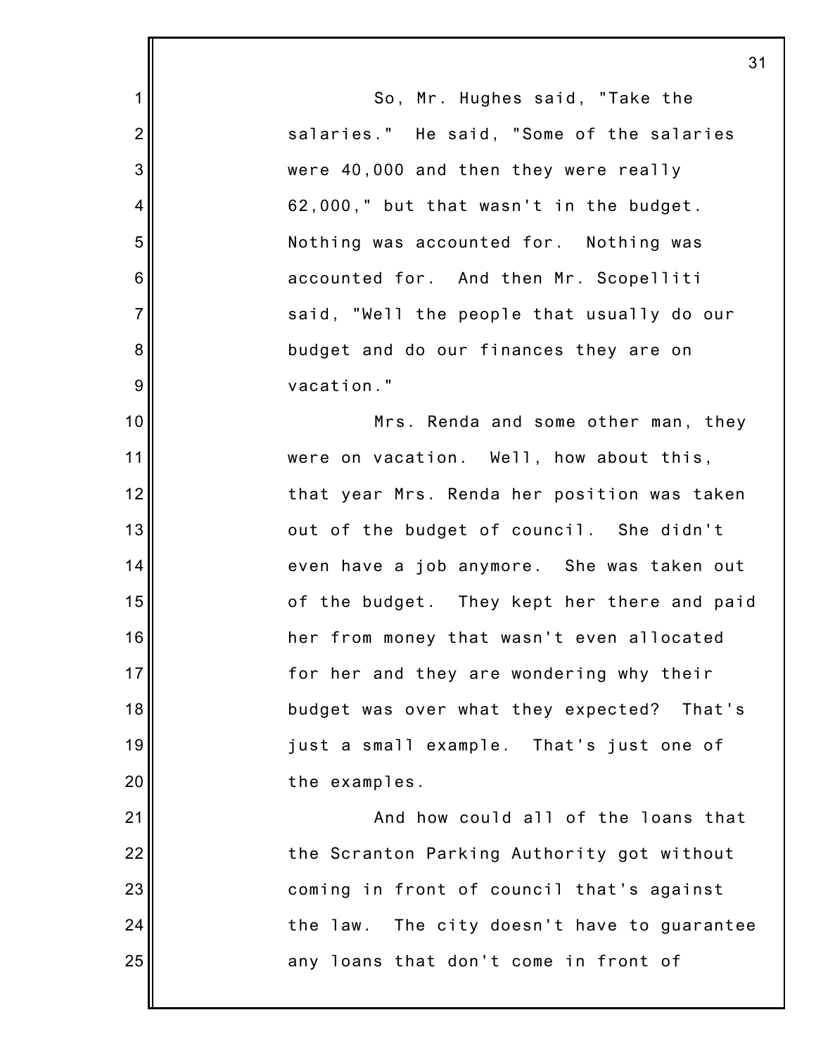So, Mr. Hughes said, "Take the salaries." He said, "Some of the salaries were 40,000 and then they were really 62,000," but that wasn't in the budget. Nothing was accounted for. Nothing was accounted for. And then Mr. Scopelliti said, "Well the people that usually do our budget and do our finances they are on vacation."

Mrs. Renda and some other man, they were on vacation. Well, how about this, that year Mrs. Renda her position was taken out of the budget of council. She didn't even have a job anymore. She was taken out of the budget. They kept her there and paid her from money that wasn't even allocated for her and they are wondering why their budget was over what they expected? That's just a small example. That's just one of the examples.

And how could all of the loans that the Scranton Parking Authority got without coming in front of council that's against the law. The city doesn't have to guarantee any loans that don't come in front of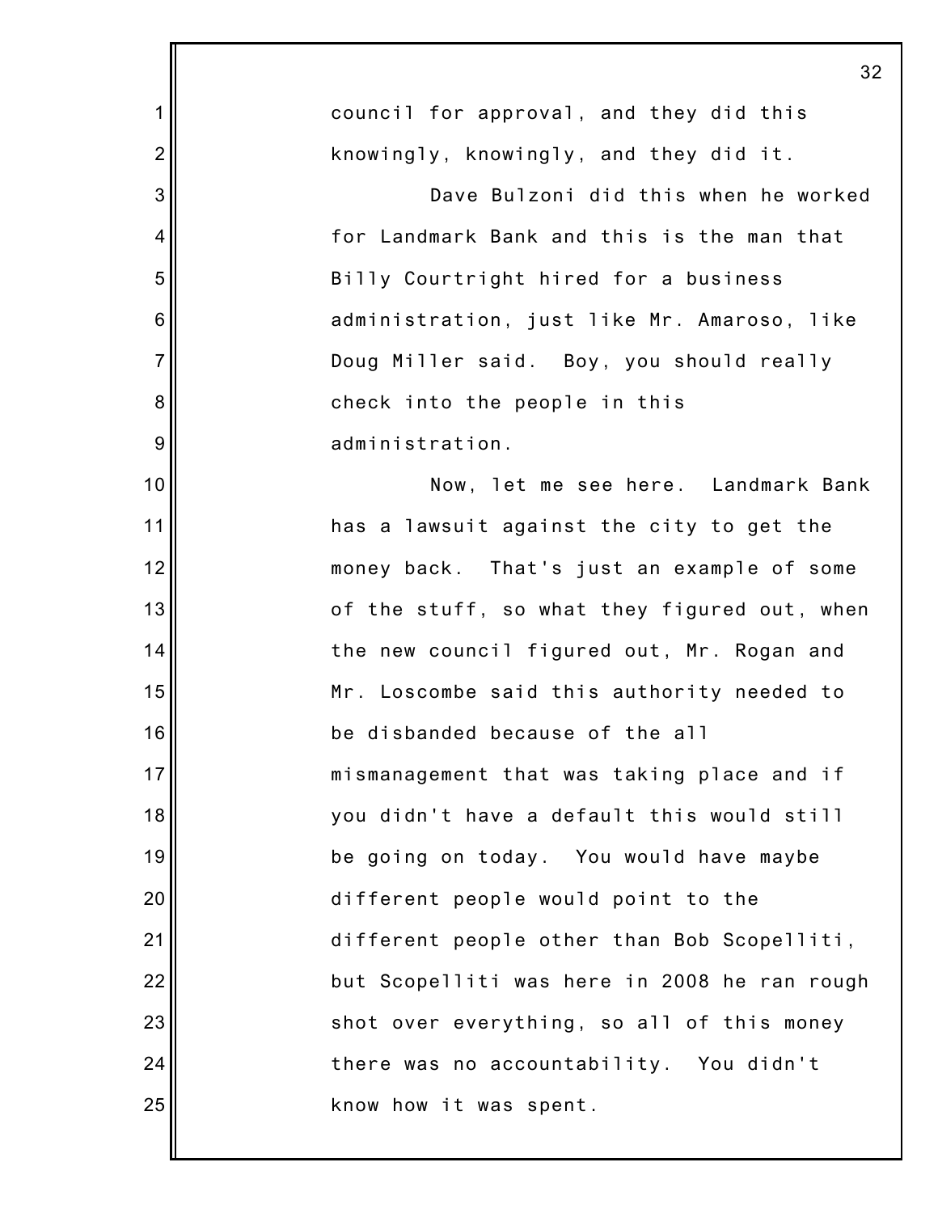council for approval, and they did this knowingly, knowingly, and they did it.

Dave Bulzoni did this when he worked for Landmark Bank and this is the man that Billy Courtright hired for a business administration, just like Mr. Amaroso, like Doug Miller said. Boy, you should really check into the people in this administration.

Now, let me see here. Landmark Bank has a lawsuit against the city to get the money back. That's just an example of some of the stuff, so what they figured out, when the new council figured out, Mr. Rogan and Mr. Loscombe said this authority needed to be disbanded because of the all mismanagement that was taking place and if you didn't have a default this would still be going on today. You would have maybe different people would point to the different people other than Bob Scopelliti, but Scopelliti was here in 2008 he ran rough shot over everything, so all of this money there was no accountability. You didn't know how it was spent.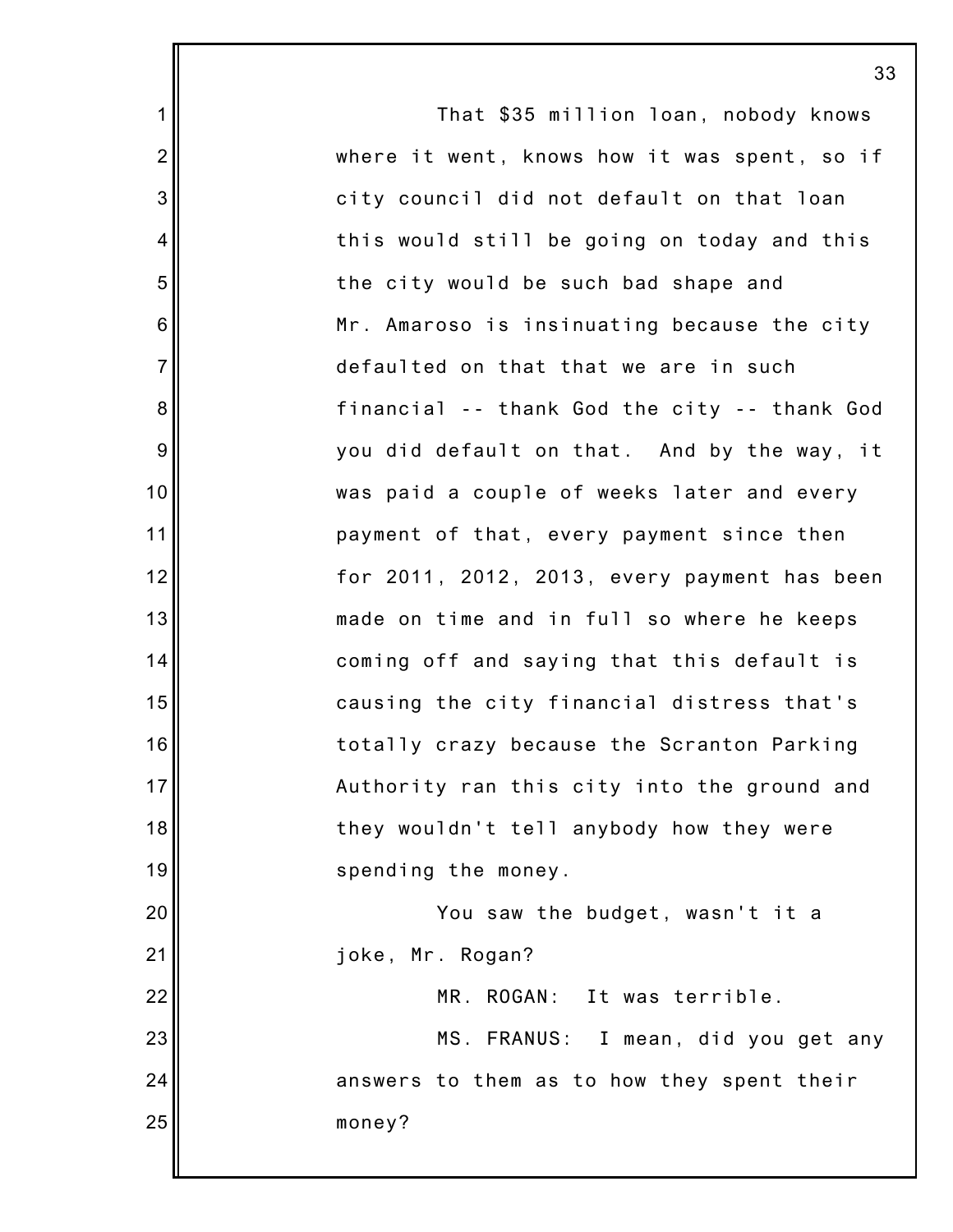That $35 million loan, nobody knows where it went, knows how it was spent, so if city council did not default on that loan this would still be going on today and this the city would be such bad shape and Mr. Amaroso is insinuating because the city defaulted on that that we are in such financial -- thank God the city -- thank God you did default on that. And by the way, it was paid a couple of weeks later and every payment of that, every payment since then for 2011, 2012, 2013, every payment has been made on time and in full so where he keeps coming off and saying that this default is causing the city financial distress that's totally crazy because the Scranton Parking Authority ran this city into the ground and they wouldn't tell anybody how they were spending the money.

You saw the budget, wasn't it a joke, Mr. Rogan?

MR. ROGAN: It was terrible.

MS. FRANUS: I mean, did you get any answers to them as to how they spent their money?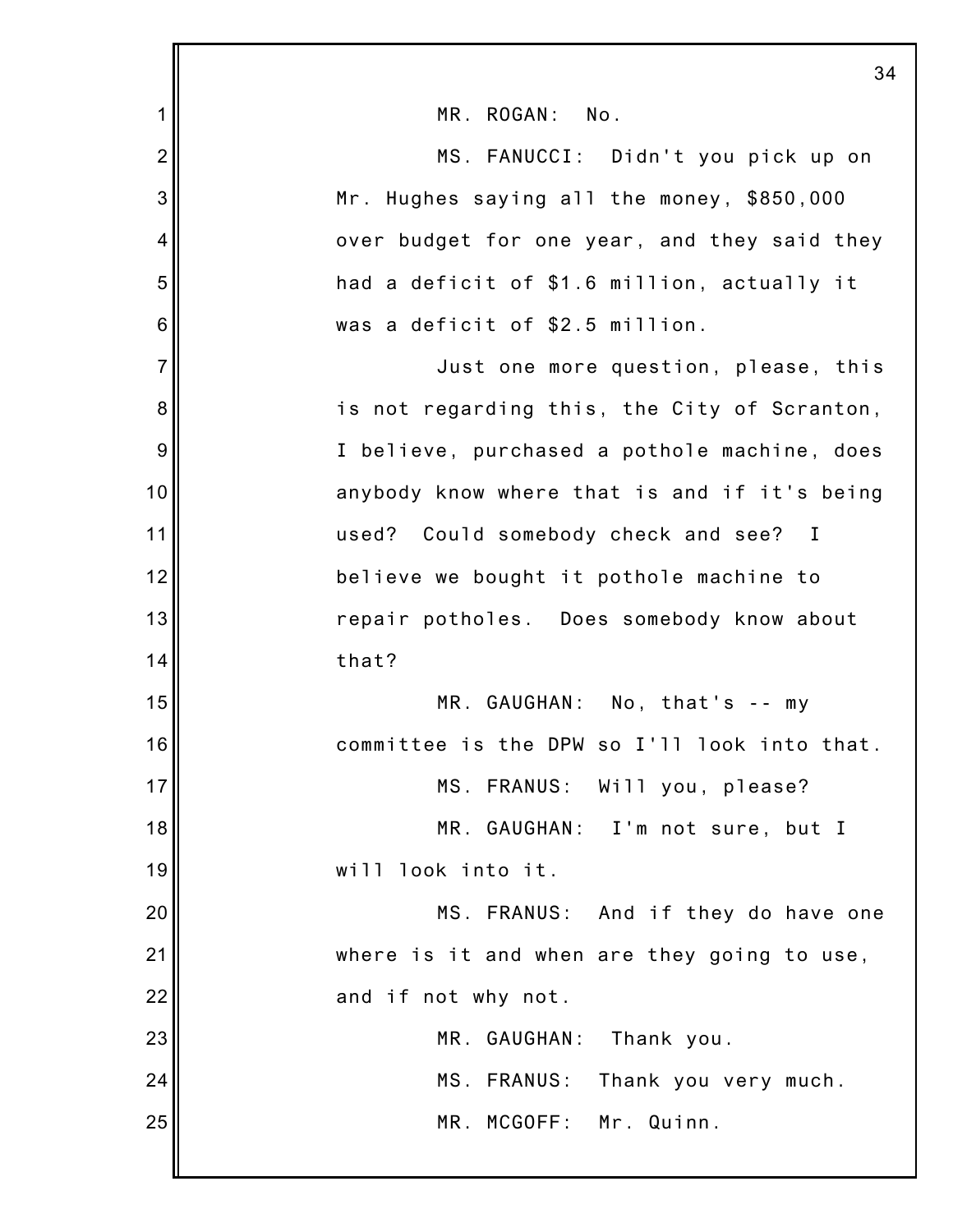MR. ROGAN: No.

MS. FANUCCI: Didn't you pick up on Mr. Hughes saying all the money, $850,000 over budget for one year, and they said they had a deficit of $1.6 million, actually it was a deficit of $2.5 million.

Just one more question, please, this is not regarding this, the City of Scranton, I believe, purchased a pothole machine, does anybody know where that is and if it's being used? Could somebody check and see? I believe we bought it pothole machine to repair potholes. Does somebody know about that?

MR. GAUGHAN: No, that's -- my committee is the DPW so I'll look into that.

MS. FRANUS: Will you, please?

MR. GAUGHAN: I'm not sure, but I will look into it.

MS. FRANUS: And if they do have one where is it and when are they going to use, and if not why not.

MR. GAUGHAN: Thank you.

MS. FRANUS: Thank you very much.

MR. MCGOFF: Mr. Quinn.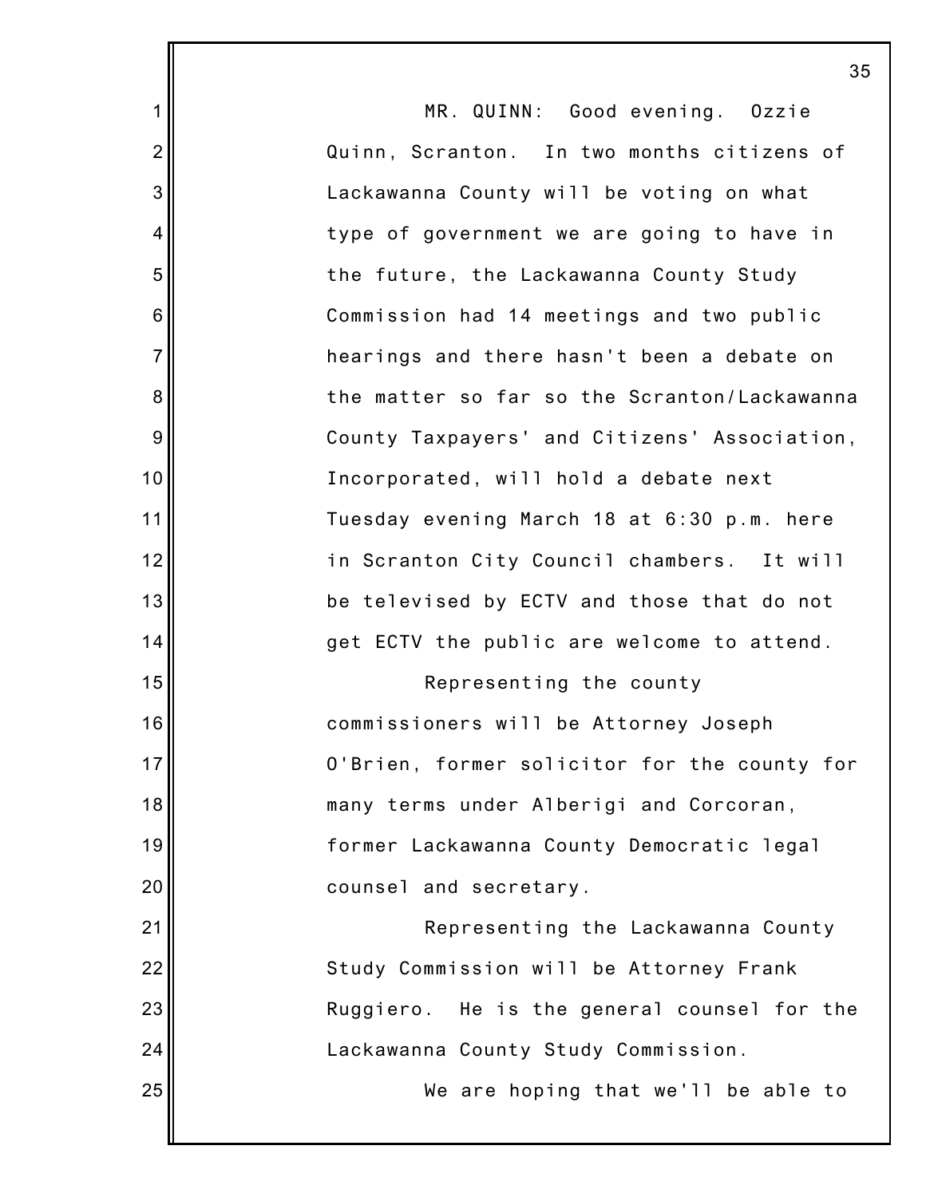MR. QUINN: Good evening. Ozzie Quinn, Scranton. In two months citizens of Lackawanna County will be voting on what type of government we are going to have in the future, the Lackawanna County Study Commission had 14 meetings and two public hearings and there hasn't been a debate on the matter so far so the Scranton/Lackawanna County Taxpayers' and Citizens' Association, Incorporated, will hold a debate next Tuesday evening March 18 at 6:30 p.m. here in Scranton City Council chambers. It will be televised by ECTV and those that do not get ECTV the public are welcome to attend.

Representing the county commissioners will be Attorney Joseph O'Brien, former solicitor for the county for many terms under Alberigi and Corcoran, former Lackawanna County Democratic legal counsel and secretary.

Representing the Lackawanna County Study Commission will be Attorney Frank Ruggiero. He is the general counsel for the Lackawanna County Study Commission.

We are hoping that we'll be able to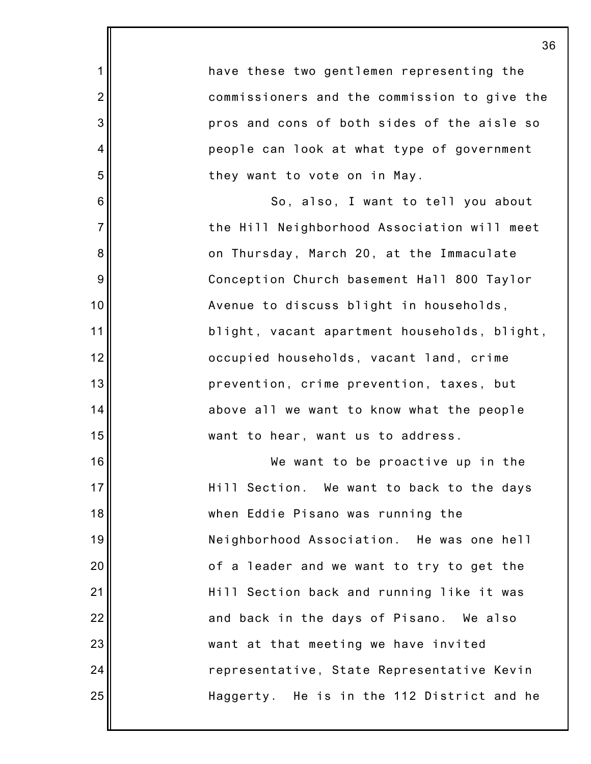have these two gentlemen representing the commissioners and the commission to give the pros and cons of both sides of the aisle so people can look at what type of government they want to vote on in May.

So, also, I want to tell you about the Hill Neighborhood Association will meet on Thursday, March 20, at the Immaculate Conception Church basement Hall 800 Taylor Avenue to discuss blight in households, blight, vacant apartment households, blight, occupied households, vacant land, crime prevention, crime prevention, taxes, but above all we want to know what the people want to hear, want us to address.

We want to be proactive up in the Hill Section. We want to back to the days when Eddie Pisano was running the Neighborhood Association. He was one hell of a leader and we want to try to get the Hill Section back and running like it was and back in the days of Pisano. We also want at that meeting we have invited representative, State Representative Kevin Haggerty. He is in the 112 District and he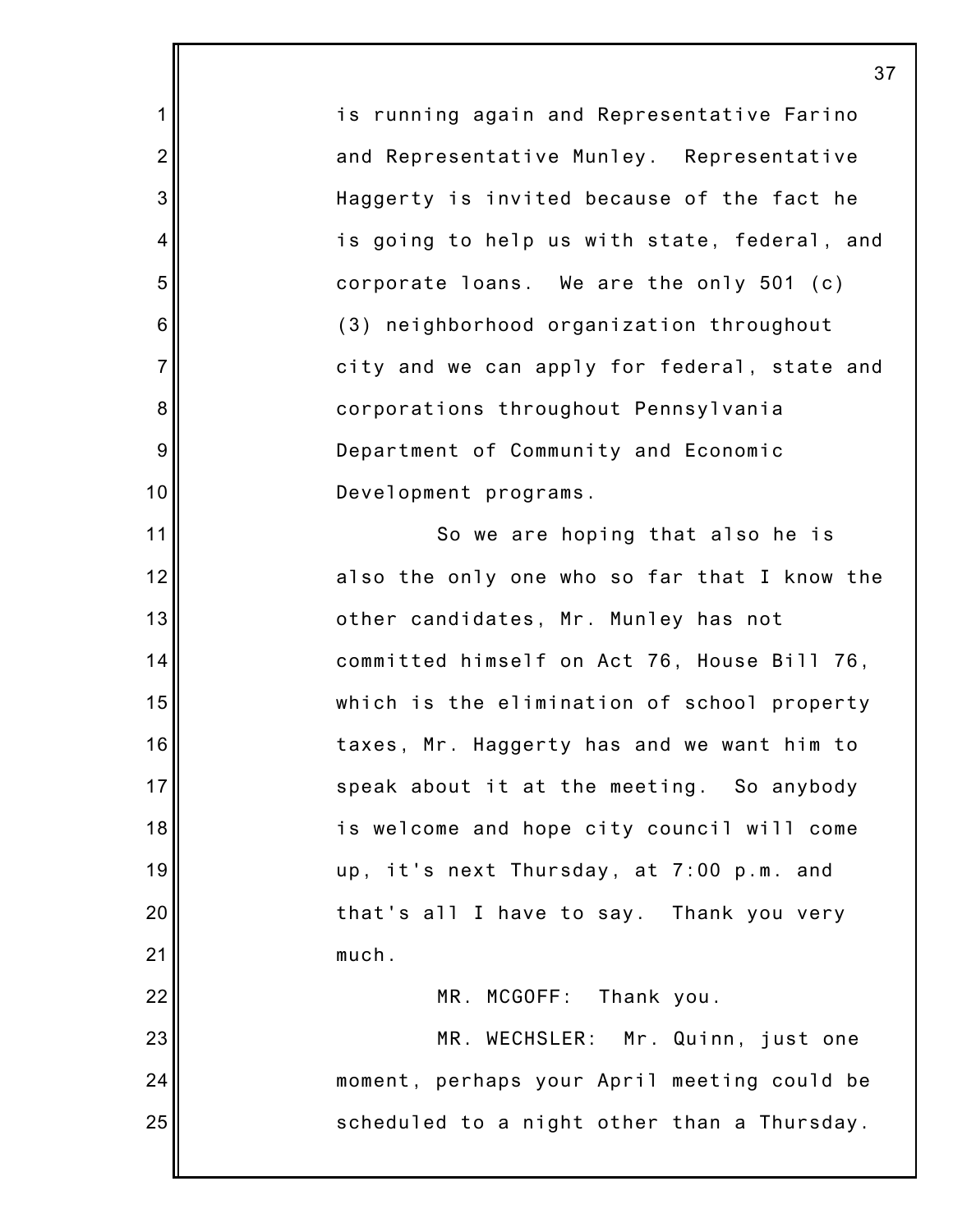is running again and Representative Farino and Representative Munley. Representative Haggerty is invited because of the fact he is going to help us with state, federal, and corporate loans. We are the only 501 (c) (3) neighborhood organization throughout city and we can apply for federal, state and corporations throughout Pennsylvania Department of Community and Economic Development programs.

So we are hoping that also he is also the only one who so far that I know the other candidates, Mr. Munley has not committed himself on Act 76, House Bill 76, which is the elimination of school property taxes, Mr. Haggerty has and we want him to speak about it at the meeting. So anybody is welcome and hope city council will come up, it's next Thursday, at 7:00 p.m. and that's all I have to say. Thank you very much.

MR. MCGOFF: Thank you.

MR. WECHSLER: Mr. Quinn, just one moment, perhaps your April meeting could be scheduled to a night other than a Thursday.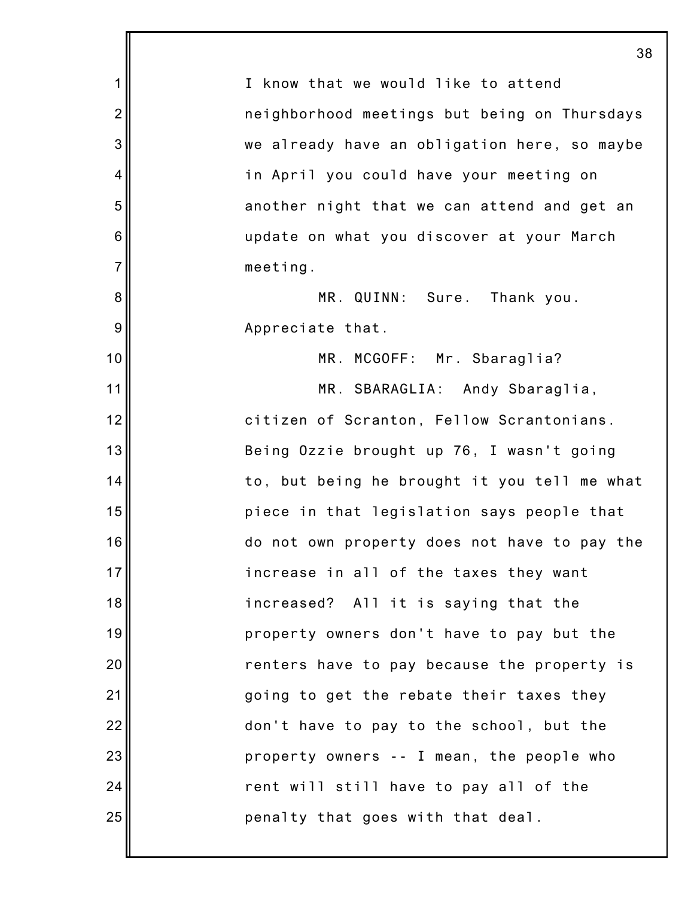I know that we would like to attend neighborhood meetings but being on Thursdays we already have an obligation here, so maybe in April you could have your meeting on another night that we can attend and get an update on what you discover at your March meeting.

MR. QUINN: Sure. Thank you. Appreciate that.

MR. MCGOFF: Mr. Sbaraglia?

MR. SBARAGLIA: Andy Sbaraglia, citizen of Scranton, Fellow Scrantonians. Being Ozzie brought up 76, I wasn't going to, but being he brought it you tell me what piece in that legislation says people that do not own property does not have to pay the increase in all of the taxes they want increased? All it is saying that the property owners don't have to pay but the renters have to pay because the property is going to get the rebate their taxes they don't have to pay to the school, but the property owners -- I mean, the people who rent will still have to pay all of the penalty that goes with that deal.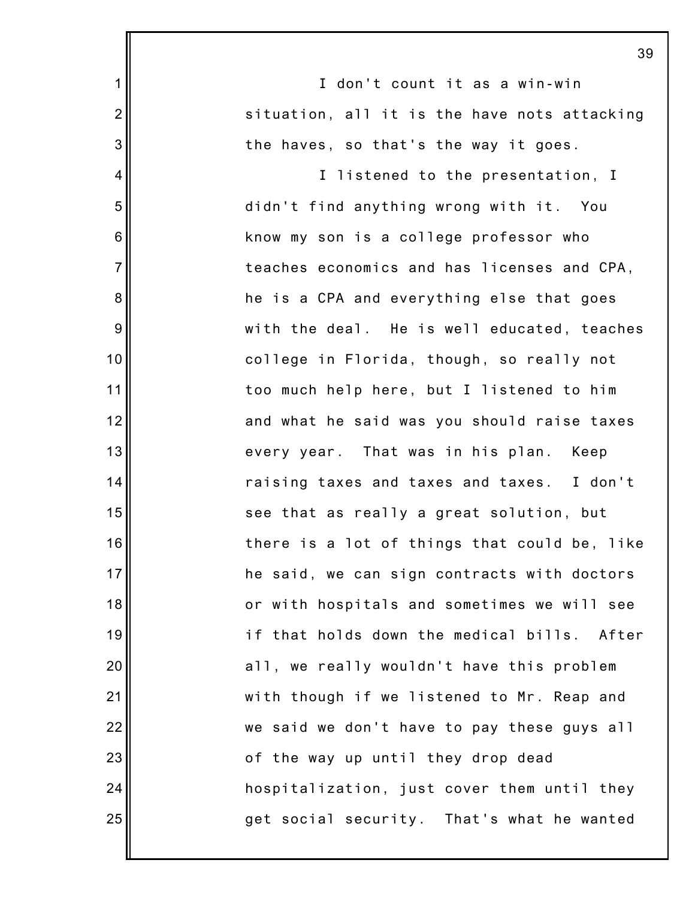I don't count it as a win-win situation, all it is the have nots attacking the haves, so that's the way it goes.

I listened to the presentation, I didn't find anything wrong with it. You know my son is a college professor who teaches economics and has licenses and CPA, he is a CPA and everything else that goes with the deal. He is well educated, teaches college in Florida, though, so really not too much help here, but I listened to him and what he said was you should raise taxes every year. That was in his plan. Keep raising taxes and taxes and taxes. I don't see that as really a great solution, but there is a lot of things that could be, like he said, we can sign contracts with doctors or with hospitals and sometimes we will see if that holds down the medical bills. After all, we really wouldn't have this problem with though if we listened to Mr. Reap and we said we don't have to pay these guys all of the way up until they drop dead hospitalization, just cover them until they get social security. That's what he wanted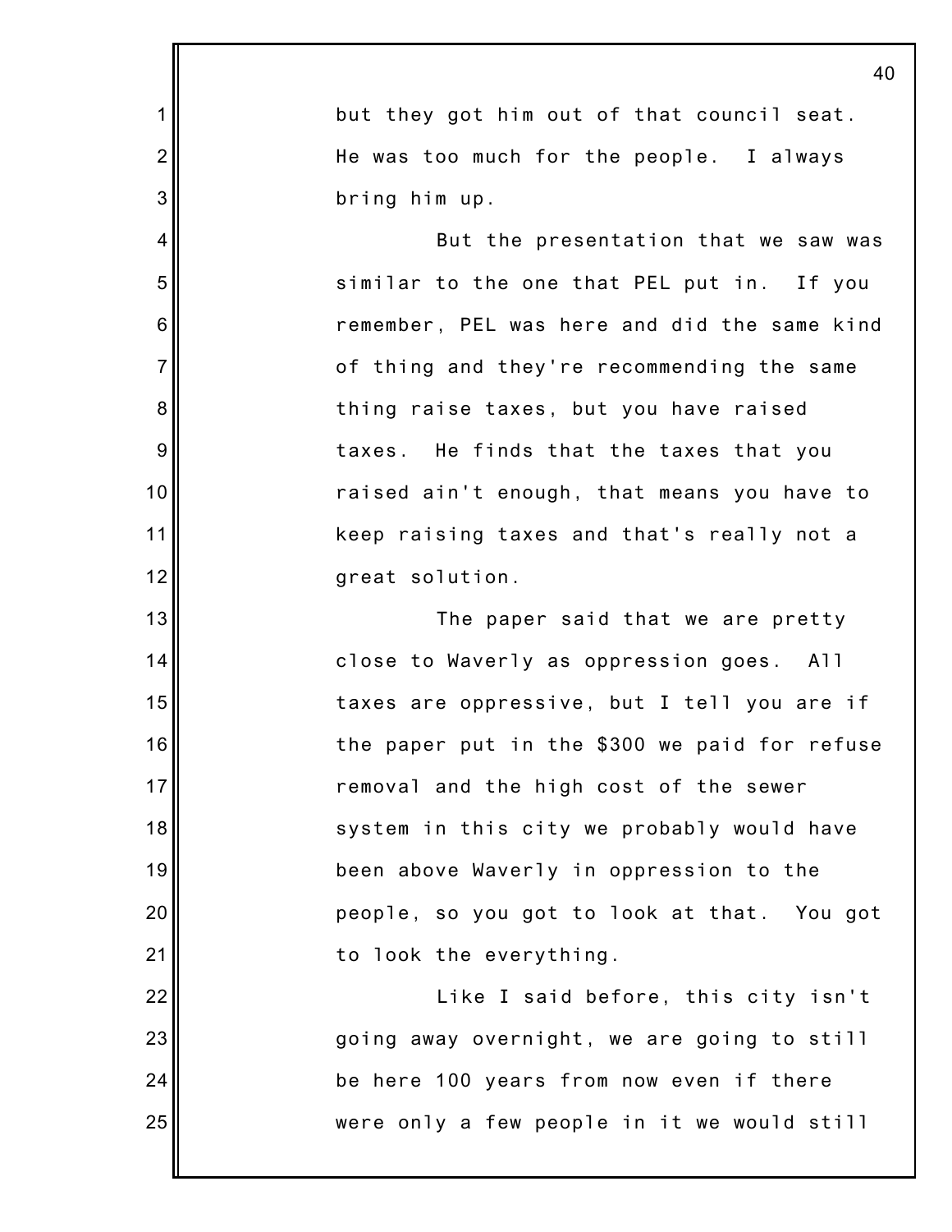but they got him out of that council seat. He was too much for the people. I always bring him up.

But the presentation that we saw was similar to the one that PEL put in. If you remember, PEL was here and did the same kind of thing and they're recommending the same thing raise taxes, but you have raised taxes. He finds that the taxes that you raised ain't enough, that means you have to keep raising taxes and that's really not a great solution.

The paper said that we are pretty close to Waverly as oppression goes. All taxes are oppressive, but I tell you are if the paper put in the $300 we paid for refuse removal and the high cost of the sewer system in this city we probably would have been above Waverly in oppression to the people, so you got to look at that. You got to look the everything.

Like I said before, this city isn't going away overnight, we are going to still be here 100 years from now even if there were only a few people in it we would still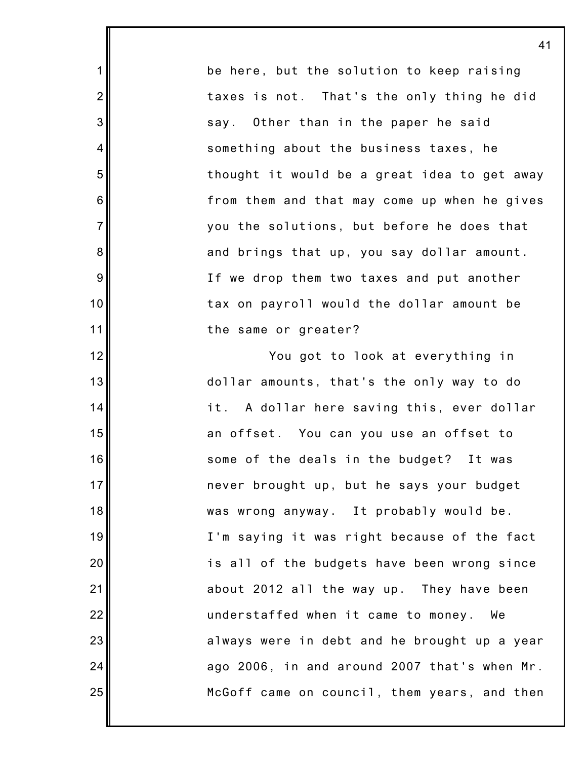be here, but the solution to keep raising taxes is not. That's the only thing he did say. Other than in the paper he said something about the business taxes, he thought it would be a great idea to get away from them and that may come up when he gives you the solutions, but before he does that and brings that up, you say dollar amount. If we drop them two taxes and put another tax on payroll would the dollar amount be the same or greater?

You got to look at everything in dollar amounts, that's the only way to do it. A dollar here saving this, ever dollar an offset. You can you use an offset to some of the deals in the budget? It was never brought up, but he says your budget was wrong anyway. It probably would be. I'm saying it was right because of the fact is all of the budgets have been wrong since about 2012 all the way up. They have been understaffed when it came to money. We always were in debt and he brought up a year ago 2006, in and around 2007 that's when Mr. McGoff came on council, them years, and then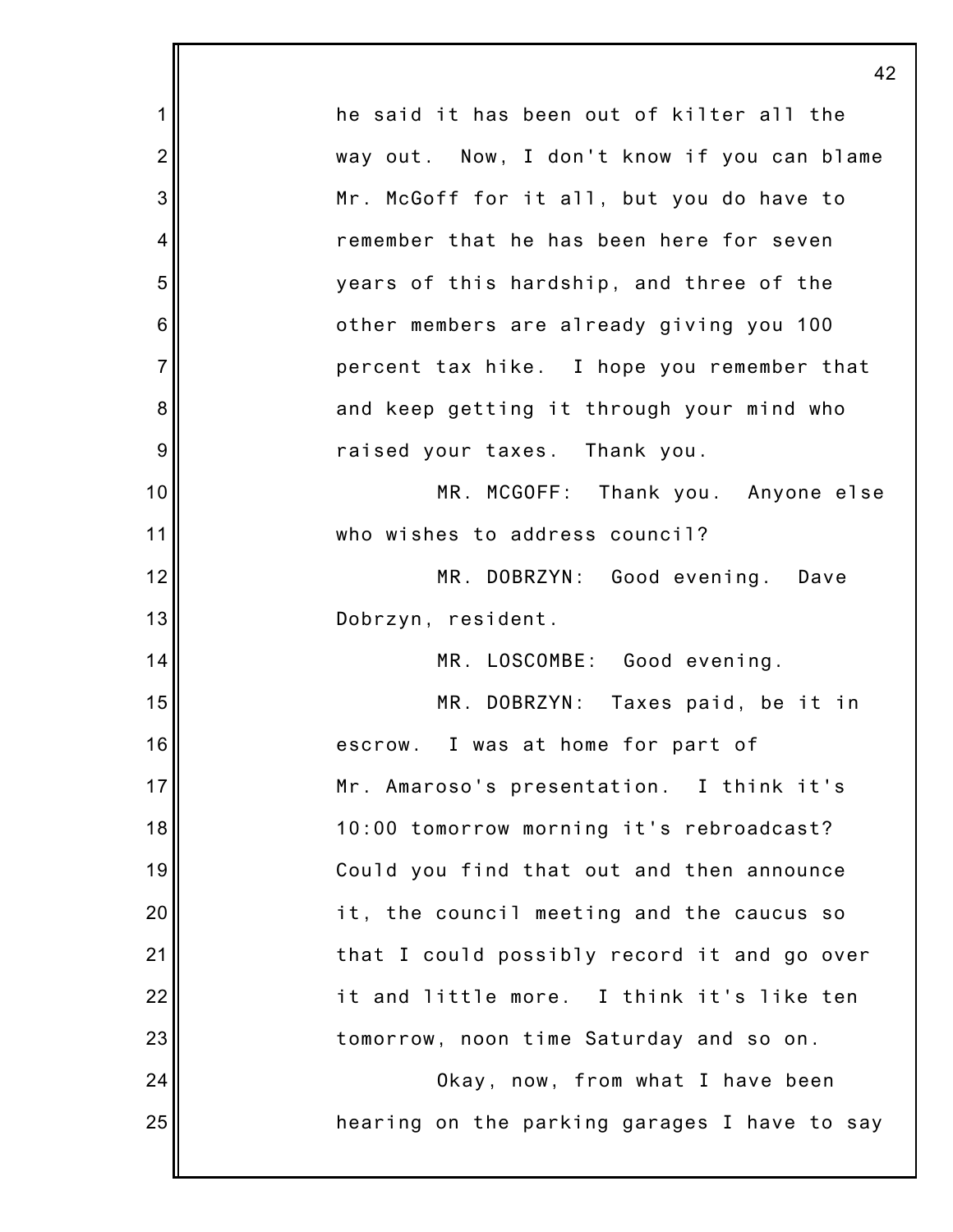he said it has been out of kilter all the way out. Now, I don't know if you can blame Mr. McGoff for it all, but you do have to remember that he has been here for seven years of this hardship, and three of the other members are already giving you 100 percent tax hike. I hope you remember that and keep getting it through your mind who raised your taxes. Thank you.

MR. MCGOFF: Thank you. Anyone else who wishes to address council?

MR. DOBRZYN: Good evening. Dave Dobrzyn, resident.

MR. LOSCOMBE: Good evening.

MR. DOBRZYN: Taxes paid, be it in escrow. I was at home for part of Mr. Amaroso's presentation. I think it's 10:00 tomorrow morning it's rebroadcast? Could you find that out and then announce it, the council meeting and the caucus so that I could possibly record it and go over it and little more. I think it's like ten tomorrow, noon time Saturday and so on.

Okay, now, from what I have been hearing on the parking garages I have to say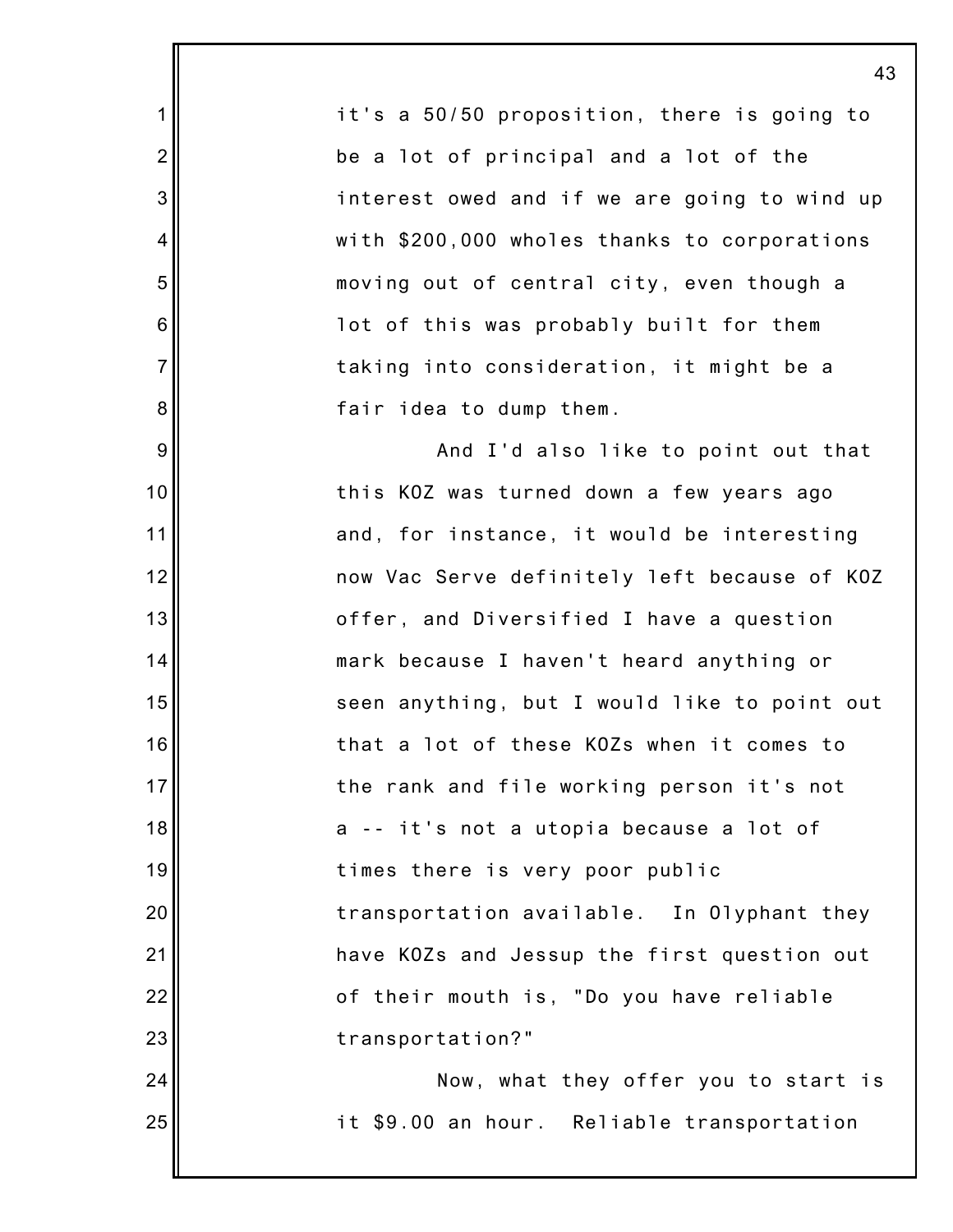it's a 50/50 proposition, there is going to be a lot of principal and a lot of the interest owed and if we are going to wind up with $200,000 wholes thanks to corporations moving out of central city, even though a lot of this was probably built for them taking into consideration, it might be a fair idea to dump them.

And I'd also like to point out that this KOZ was turned down a few years ago and, for instance, it would be interesting now Vac Serve definitely left because of KOZ offer, and Diversified I have a question mark because I haven't heard anything or seen anything, but I would like to point out that a lot of these KOZs when it comes to the rank and file working person it's not a -- it's not a utopia because a lot of times there is very poor public transportation available. In Olyphant they have KOZs and Jessup the first question out of their mouth is, "Do you have reliable transportation?"

Now, what they offer you to start is it $9.00 an hour. Reliable transportation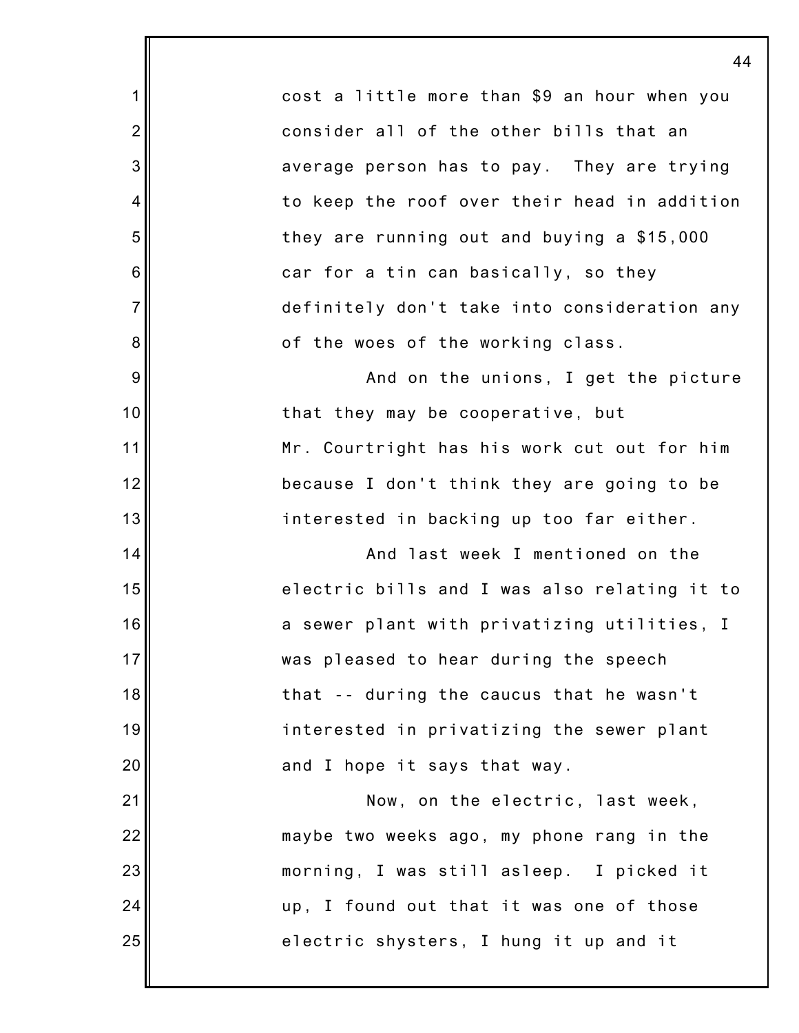cost a little more than $9 an hour when you consider all of the other bills that an average person has to pay. They are trying to keep the roof over their head in addition they are running out and buying a $15,000 car for a tin can basically, so they definitely don't take into consideration any of the woes of the working class.

And on the unions, I get the picture that they may be cooperative, but Mr. Courtright has his work cut out for him because I don't think they are going to be interested in backing up too far either.

And last week I mentioned on the electric bills and I was also relating it to a sewer plant with privatizing utilities, I was pleased to hear during the speech that -- during the caucus that he wasn't interested in privatizing the sewer plant and I hope it says that way.

Now, on the electric, last week, maybe two weeks ago, my phone rang in the morning, I was still asleep. I picked it up, I found out that it was one of those electric shysters, I hung it up and it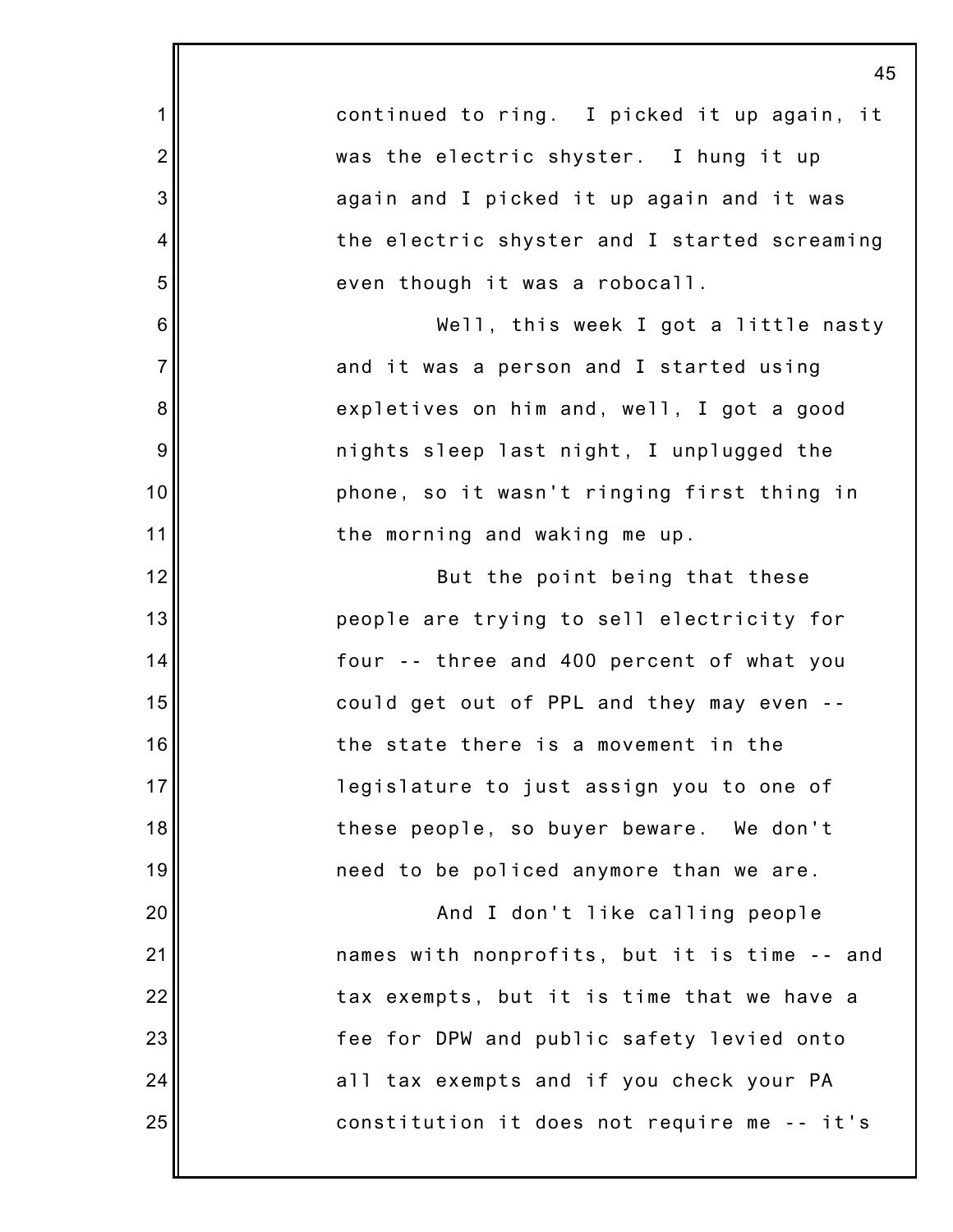continued to ring. I picked it up again, it was the electric shyster. I hung it up again and I picked it up again and it was the electric shyster and I started screaming even though it was a robocall.

Well, this week I got a little nasty and it was a person and I started using expletives on him and, well, I got a good nights sleep last night, I unplugged the phone, so it wasn't ringing first thing in the morning and waking me up.

But the point being that these people are trying to sell electricity for four -- three and 400 percent of what you could get out of PPL and they may even -- the state there is a movement in the legislature to just assign you to one of these people, so buyer beware. We don't need to be policed anymore than we are.

And I don't like calling people names with nonprofits, but it is time -- and tax exempts, but it is time that we have a fee for DPW and public safety levied onto all tax exempts and if you check your PA constitution it does not require me -- it's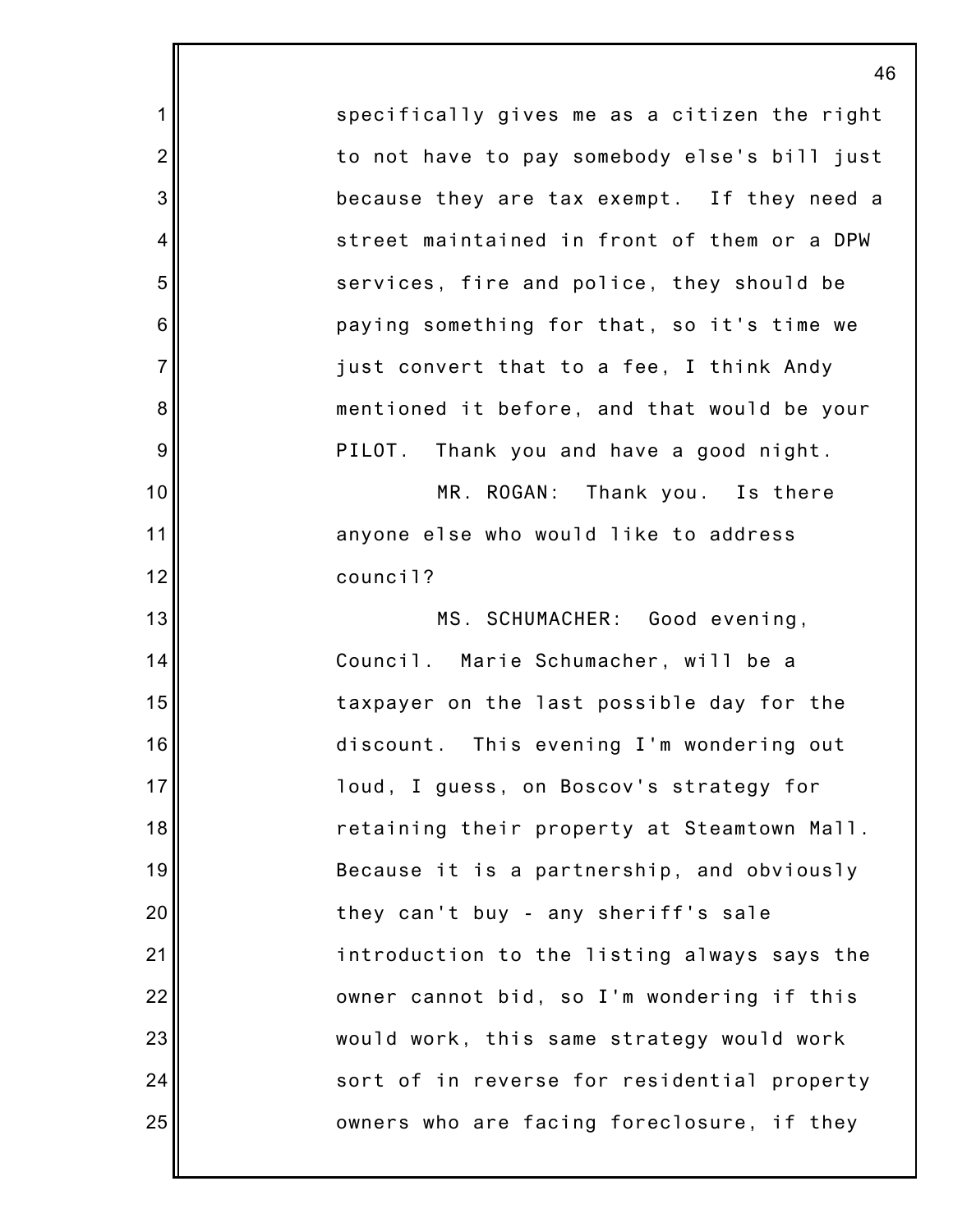specifically gives me as a citizen the right to not have to pay somebody else's bill just because they are tax exempt. If they need a street maintained in front of them or a DPW services, fire and police, they should be paying something for that, so it's time we just convert that to a fee, I think Andy mentioned it before, and that would be your PILOT. Thank you and have a good night.

MR. ROGAN: Thank you. Is there anyone else who would like to address council?

MS. SCHUMACHER: Good evening, Council. Marie Schumacher, will be a taxpayer on the last possible day for the discount. This evening I'm wondering out loud, I guess, on Boscov's strategy for retaining their property at Steamtown Mall. Because it is a partnership, and obviously they can't buy - any sheriff's sale introduction to the listing always says the owner cannot bid, so I'm wondering if this would work, this same strategy would work sort of in reverse for residential property owners who are facing foreclosure, if they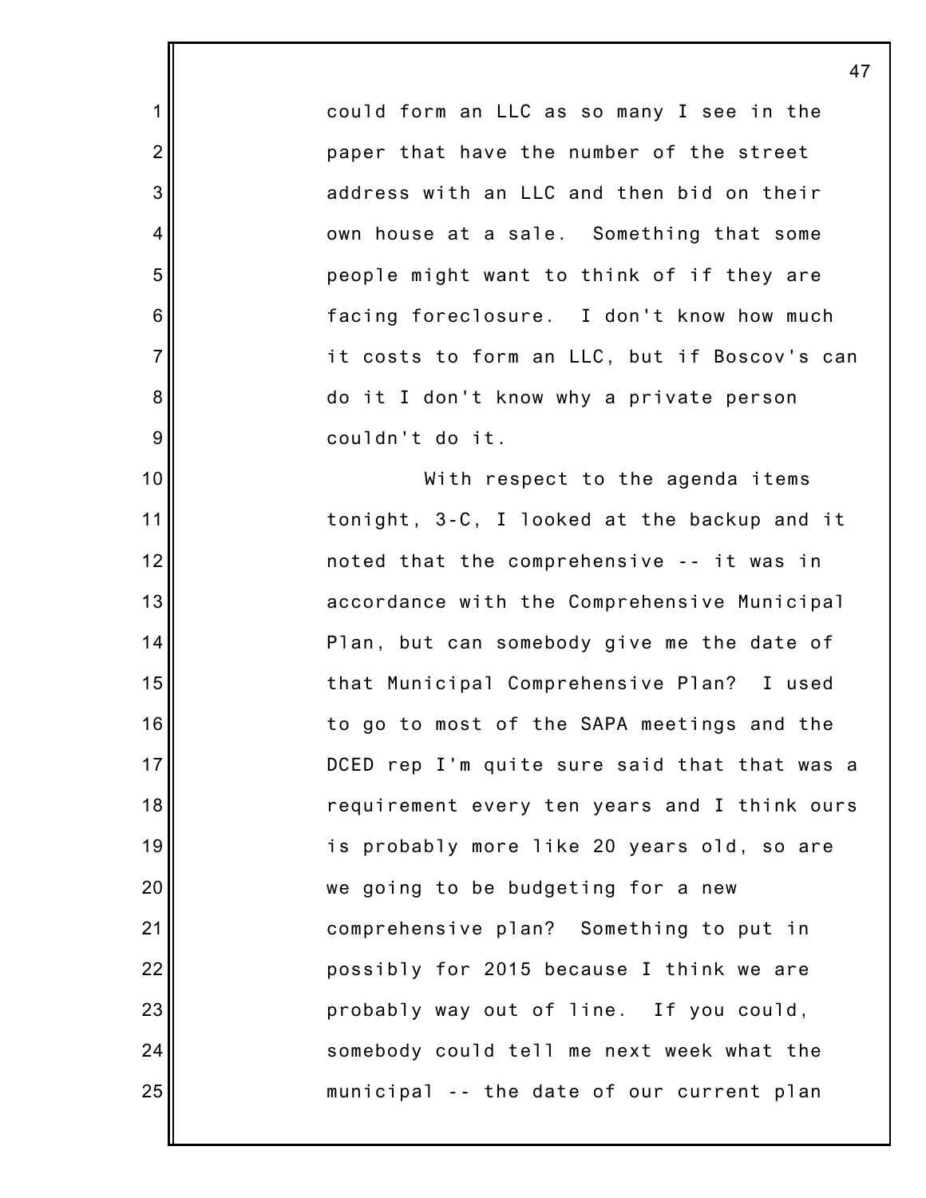could form an LLC as so many I see in the paper that have the number of the street address with an LLC and then bid on their own house at a sale. Something that some people might want to think of if they are facing foreclosure. I don't know how much it costs to form an LLC, but if Boscov's can do it I don't know why a private person couldn't do it.

With respect to the agenda items tonight, 3-C, I looked at the backup and it noted that the comprehensive -- it was in accordance with the Comprehensive Municipal Plan, but can somebody give me the date of that Municipal Comprehensive Plan? I used to go to most of the SAPA meetings and the DCED rep I'm quite sure said that that was a requirement every ten years and I think ours is probably more like 20 years old, so are we going to be budgeting for a new comprehensive plan? Something to put in possibly for 2015 because I think we are probably way out of line. If you could, somebody could tell me next week what the municipal -- the date of our current plan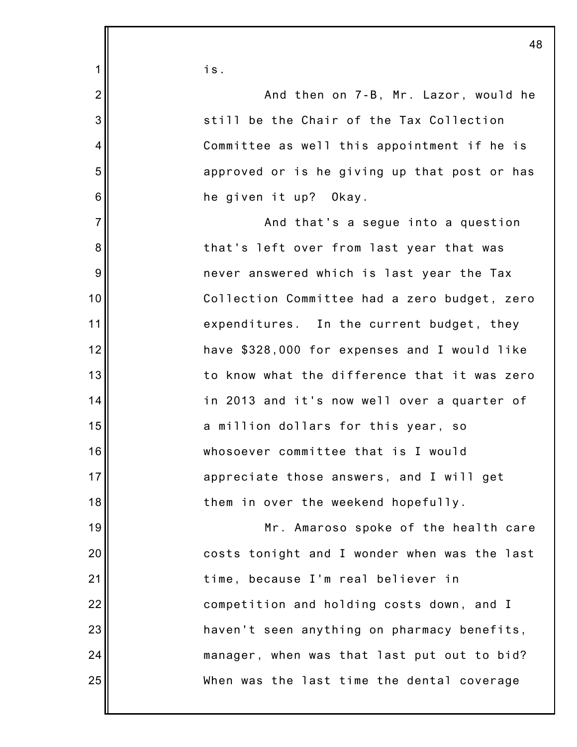is.

And then on 7-B, Mr. Lazor, would he still be the Chair of the Tax Collection Committee as well this appointment if he is approved or is he giving up that post or has he given it up? Okay.

And that's a segue into a question that's left over from last year that was never answered which is last year the Tax Collection Committee had a zero budget, zero expenditures. In the current budget, they have $328,000 for expenses and I would like to know what the difference that it was zero in 2013 and it's now well over a quarter of a million dollars for this year, so whosoever committee that is I would appreciate those answers, and I will get them in over the weekend hopefully.

Mr. Amaroso spoke of the health care costs tonight and I wonder when was the last time, because I'm real believer in competition and holding costs down, and I haven't seen anything on pharmacy benefits, manager, when was that last put out to bid? When was the last time the dental coverage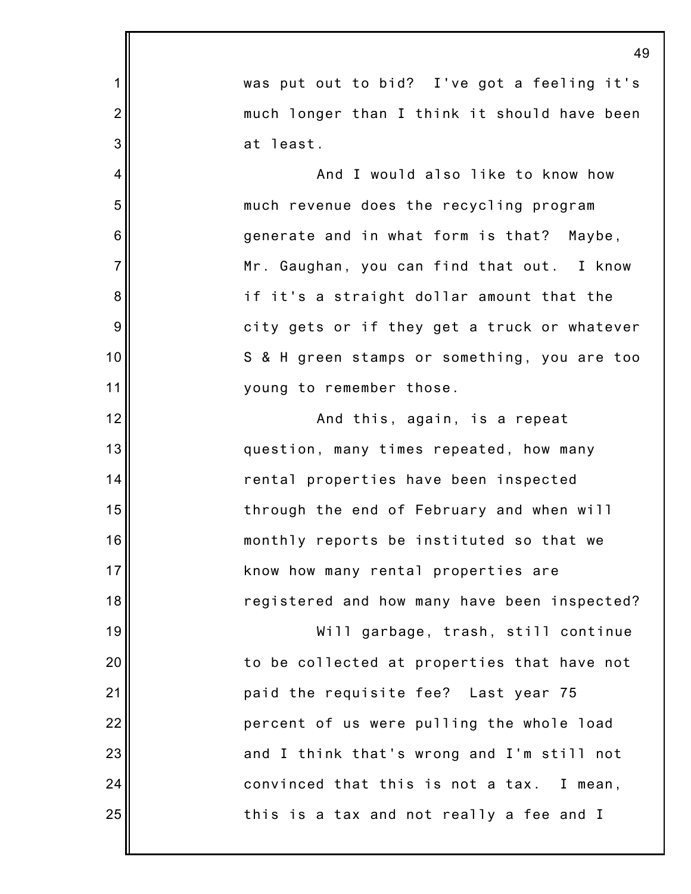was put out to bid? I've got a feeling it's much longer than I think it should have been at least.

And I would also like to know how much revenue does the recycling program generate and in what form is that? Maybe, Mr. Gaughan, you can find that out. I know if it's a straight dollar amount that the city gets or if they get a truck or whatever S & H green stamps or something, you are too young to remember those.

And this, again, is a repeat question, many times repeated, how many rental properties have been inspected through the end of February and when will monthly reports be instituted so that we know how many rental properties are registered and how many have been inspected?

Will garbage, trash, still continue to be collected at properties that have not paid the requisite fee? Last year 75 percent of us were pulling the whole load and I think that's wrong and I'm still not convinced that this is not a tax. I mean, this is a tax and not really a fee and I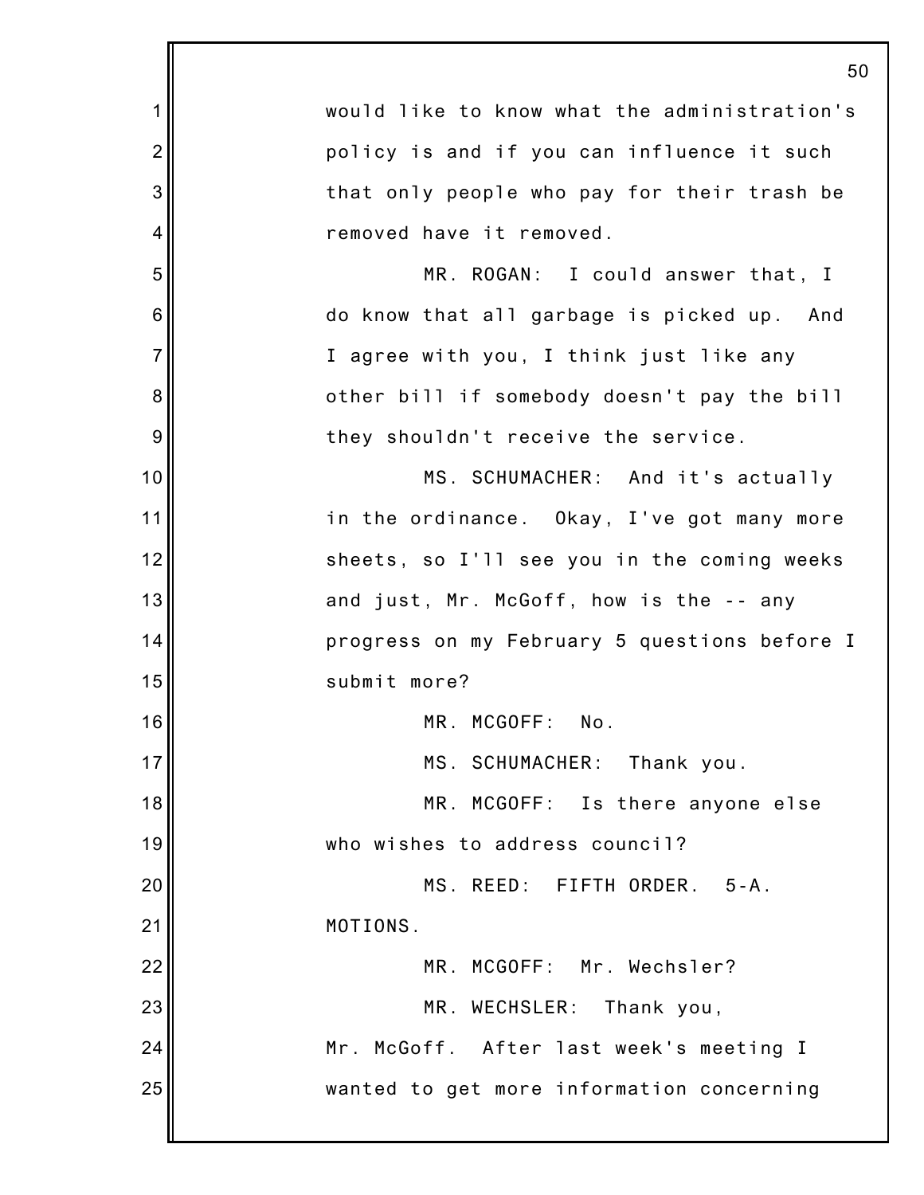would like to know what the administration's policy is and if you can influence it such that only people who pay for their trash be removed have it removed.

MR. ROGAN: I could answer that, I do know that all garbage is picked up. And I agree with you, I think just like any other bill if somebody doesn't pay the bill they shouldn't receive the service.

MS. SCHUMACHER: And it's actually in the ordinance. Okay, I've got many more sheets, so I'll see you in the coming weeks and just, Mr. McGoff, how is the -- any progress on my February 5 questions before I submit more?

MR. MCGOFF: No.

MS. SCHUMACHER: Thank you.

MR. MCGOFF: Is there anyone else who wishes to address council?

MS. REED: FIFTH ORDER. 5-A. MOTIONS.

MR. MCGOFF: Mr. Wechsler?

MR. WECHSLER: Thank you, Mr. McGoff. After last week's meeting I wanted to get more information concerning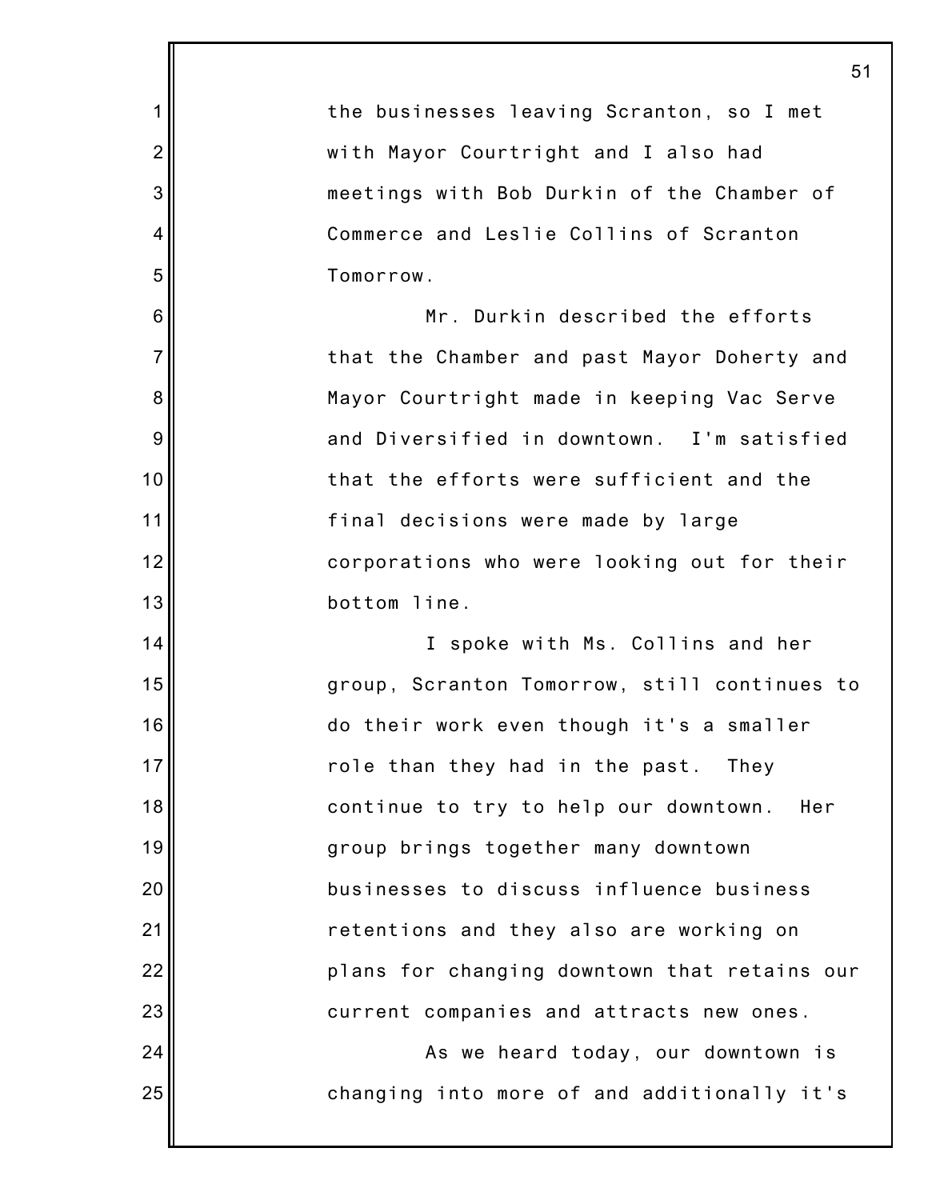the businesses leaving Scranton, so I met with Mayor Courtright and I also had meetings with Bob Durkin of the Chamber of Commerce and Leslie Collins of Scranton Tomorrow.

Mr. Durkin described the efforts that the Chamber and past Mayor Doherty and Mayor Courtright made in keeping Vac Serve and Diversified in downtown. I'm satisfied that the efforts were sufficient and the final decisions were made by large corporations who were looking out for their bottom line.

I spoke with Ms. Collins and her group, Scranton Tomorrow, still continues to do their work even though it's a smaller role than they had in the past. They continue to try to help our downtown. Her group brings together many downtown businesses to discuss influence business retentions and they also are working on plans for changing downtown that retains our current companies and attracts new ones.

As we heard today, our downtown is changing into more of and additionally it's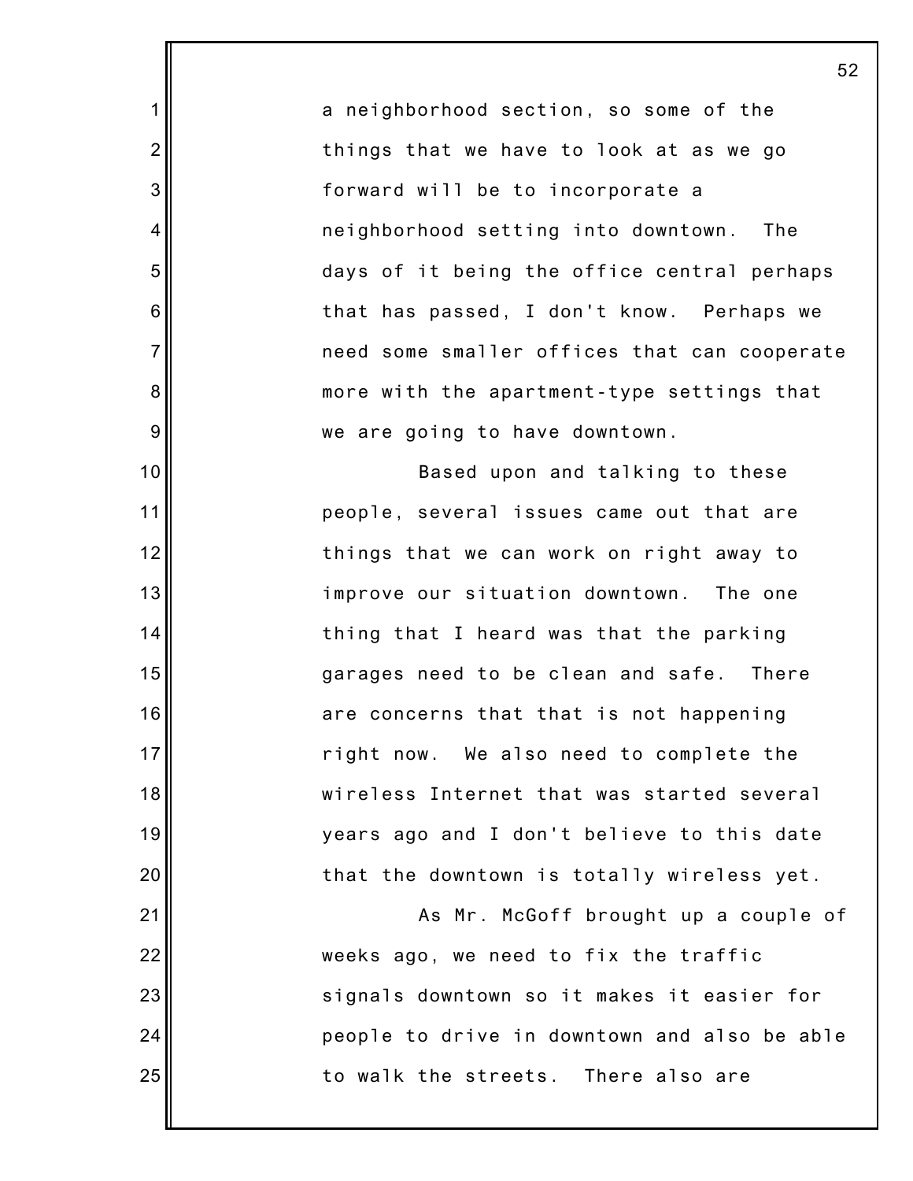a neighborhood section, so some of the things that we have to look at as we go forward will be to incorporate a neighborhood setting into downtown. The days of it being the office central perhaps that has passed, I don't know. Perhaps we need some smaller offices that can cooperate more with the apartment-type settings that we are going to have downtown.

Based upon and talking to these people, several issues came out that are things that we can work on right away to improve our situation downtown. The one thing that I heard was that the parking garages need to be clean and safe. There are concerns that that is not happening right now. We also need to complete the wireless Internet that was started several years ago and I don't believe to this date that the downtown is totally wireless yet.

As Mr. McGoff brought up a couple of weeks ago, we need to fix the traffic signals downtown so it makes it easier for people to drive in downtown and also be able to walk the streets. There also are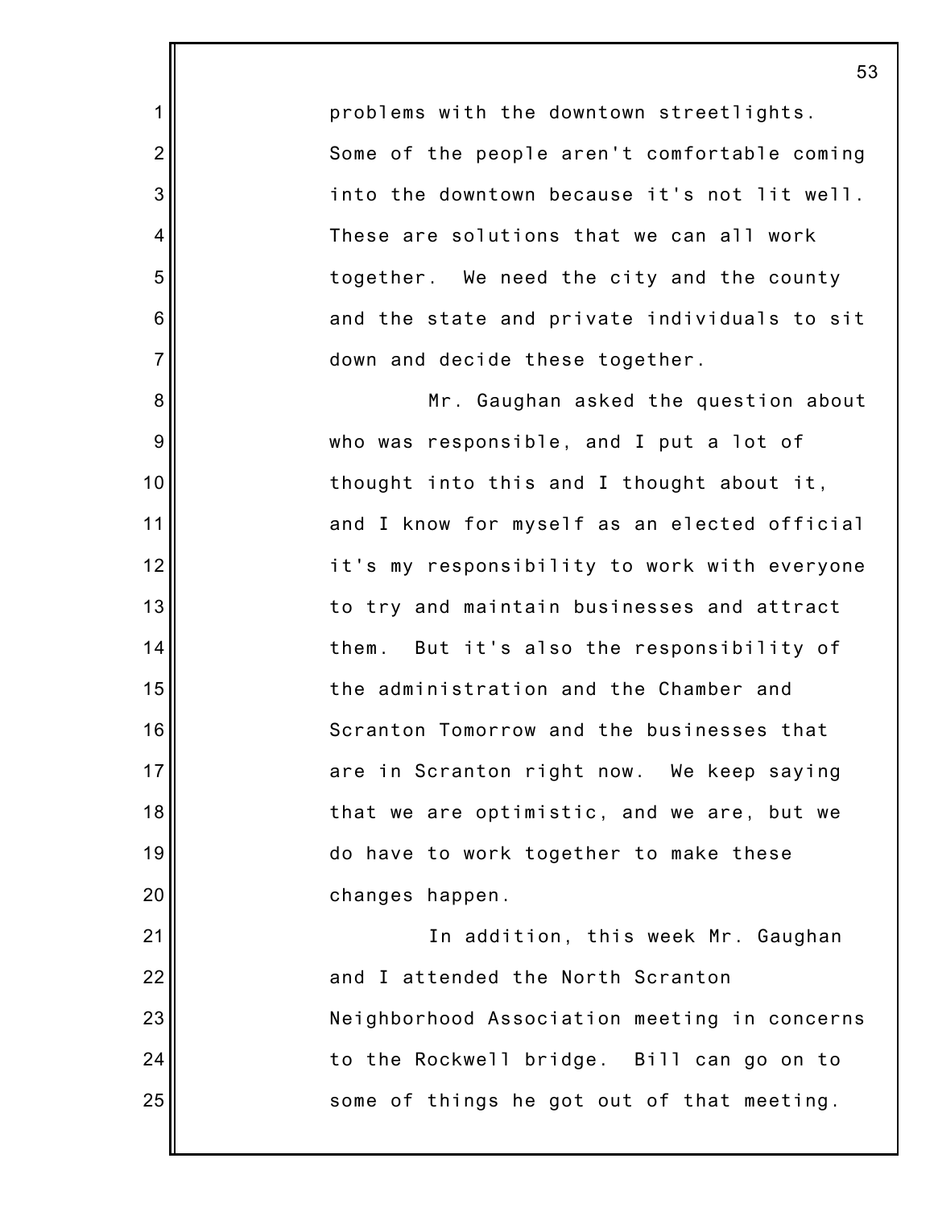problems with the downtown streetlights. Some of the people aren't comfortable coming into the downtown because it's not lit well. These are solutions that we can all work together. We need the city and the county and the state and private individuals to sit down and decide these together.

Mr. Gaughan asked the question about who was responsible, and I put a lot of thought into this and I thought about it, and I know for myself as an elected official it's my responsibility to work with everyone to try and maintain businesses and attract them. But it's also the responsibility of the administration and the Chamber and Scranton Tomorrow and the businesses that are in Scranton right now. We keep saying that we are optimistic, and we are, but we do have to work together to make these changes happen.

In addition, this week Mr. Gaughan and I attended the North Scranton Neighborhood Association meeting in concerns to the Rockwell bridge. Bill can go on to some of things he got out of that meeting.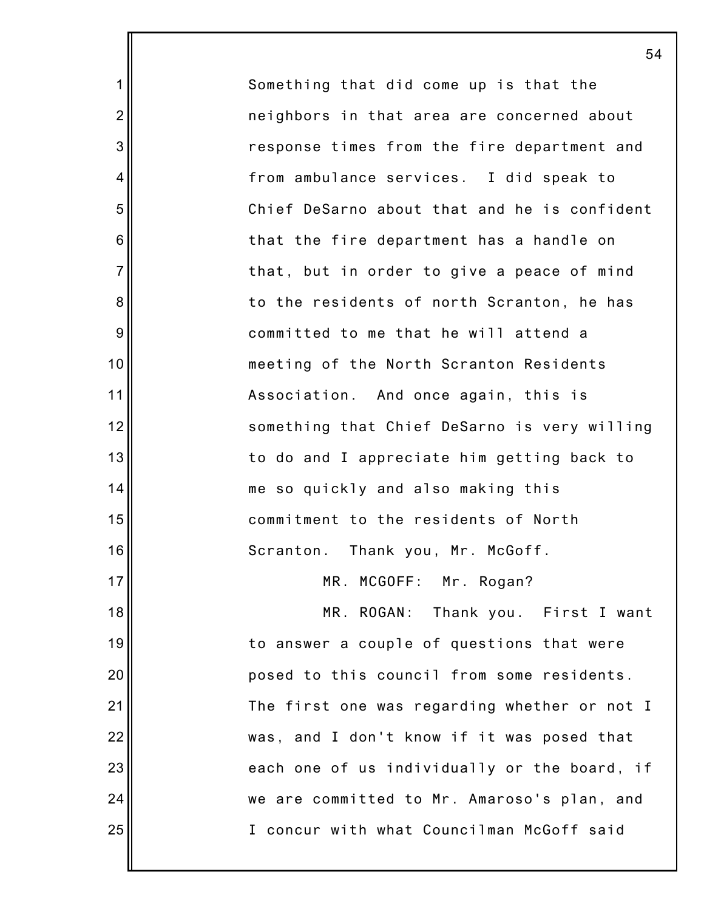Something that did come up is that the neighbors in that area are concerned about response times from the fire department and from ambulance services. I did speak to Chief DeSarno about that and he is confident that the fire department has a handle on that, but in order to give a peace of mind to the residents of north Scranton, he has committed to me that he will attend a meeting of the North Scranton Residents Association. And once again, this is something that Chief DeSarno is very willing to do and I appreciate him getting back to me so quickly and also making this commitment to the residents of North Scranton. Thank you, Mr. McGoff.

MR. MCGOFF: Mr. Rogan?

MR. ROGAN: Thank you. First I want to answer a couple of questions that were posed to this council from some residents. The first one was regarding whether or not I was, and I don't know if it was posed that each one of us individually or the board, if we are committed to Mr. Amaroso's plan, and I concur with what Councilman McGoff said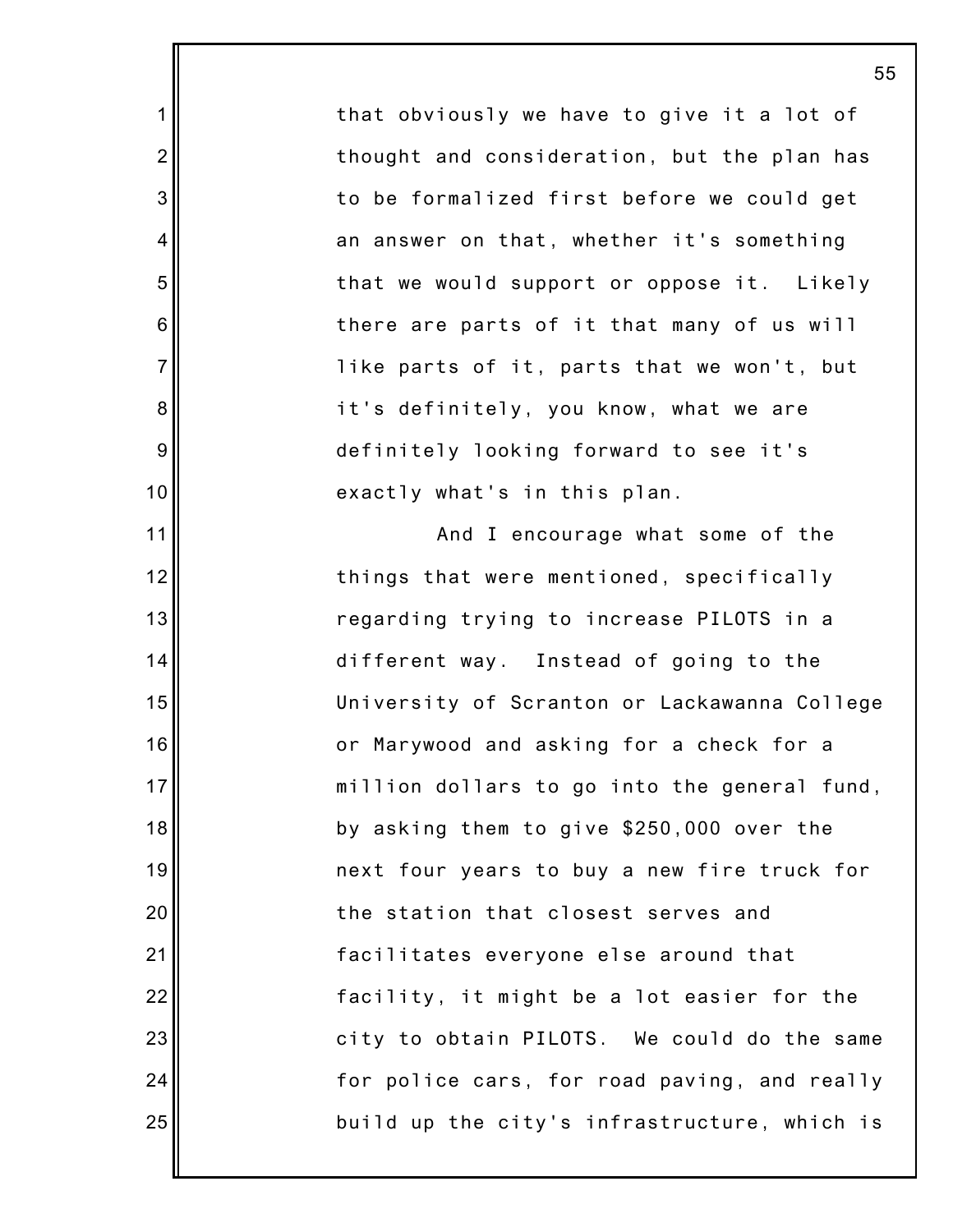that obviously we have to give it a lot of thought and consideration, but the plan has to be formalized first before we could get an answer on that, whether it's something that we would support or oppose it. Likely there are parts of it that many of us will like parts of it, parts that we won't, but it's definitely, you know, what we are definitely looking forward to see it's exactly what's in this plan.

And I encourage what some of the things that were mentioned, specifically regarding trying to increase PILOTS in a different way. Instead of going to the University of Scranton or Lackawanna College or Marywood and asking for a check for a million dollars to go into the general fund, by asking them to give $250,000 over the next four years to buy a new fire truck for the station that closest serves and facilitates everyone else around that facility, it might be a lot easier for the city to obtain PILOTS. We could do the same for police cars, for road paving, and really build up the city's infrastructure, which is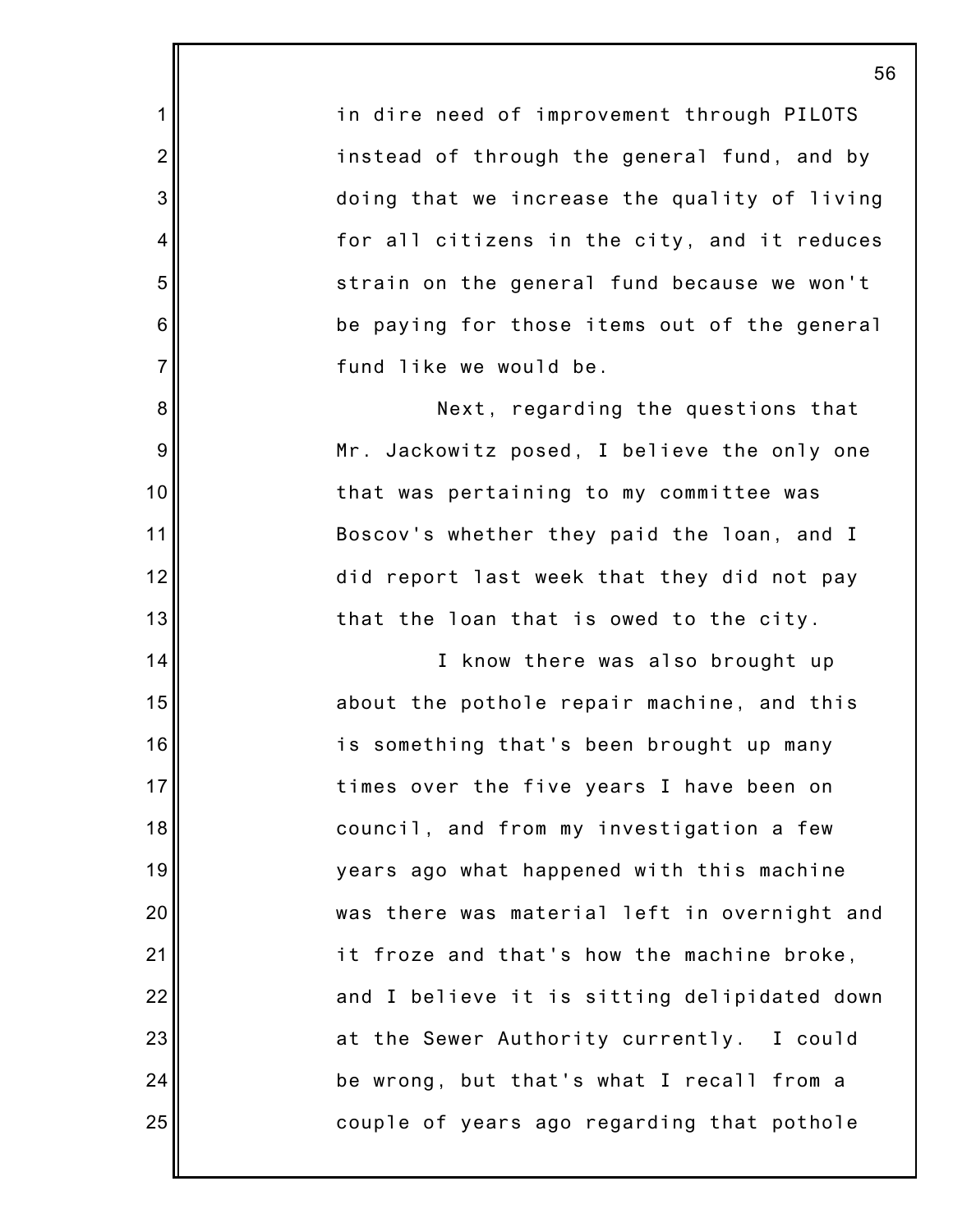in dire need of improvement through PILOTS instead of through the general fund, and by doing that we increase the quality of living for all citizens in the city, and it reduces strain on the general fund because we won't be paying for those items out of the general fund like we would be.

Next, regarding the questions that Mr. Jackowitz posed, I believe the only one that was pertaining to my committee was Boscov's whether they paid the loan, and I did report last week that they did not pay that the loan that is owed to the city.

I know there was also brought up about the pothole repair machine, and this is something that's been brought up many times over the five years I have been on council, and from my investigation a few years ago what happened with this machine was there was material left in overnight and it froze and that's how the machine broke, and I believe it is sitting delipidated down at the Sewer Authority currently. I could be wrong, but that's what I recall from a couple of years ago regarding that pothole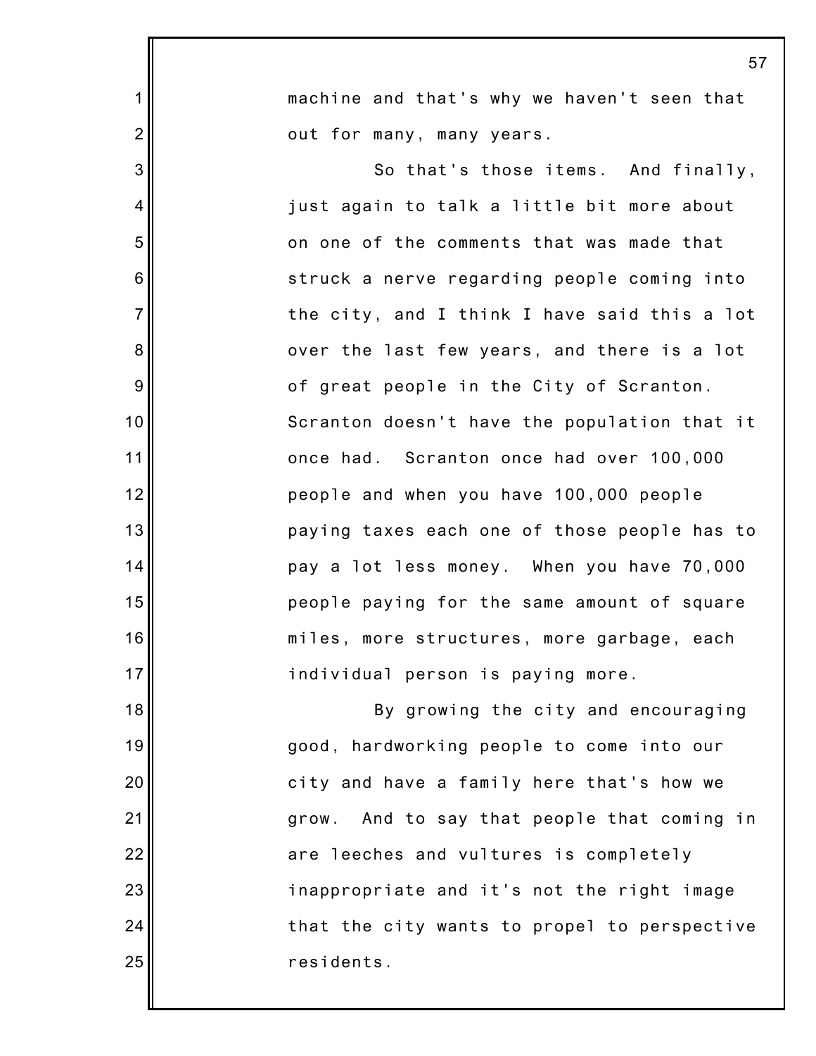machine and that's why we haven't seen that out for many, many years.

So that's those items. And finally, just again to talk a little bit more about on one of the comments that was made that struck a nerve regarding people coming into the city, and I think I have said this a lot over the last few years, and there is a lot of great people in the City of Scranton. Scranton doesn't have the population that it once had. Scranton once had over 100,000 people and when you have 100,000 people paying taxes each one of those people has to pay a lot less money. When you have 70,000 people paying for the same amount of square miles, more structures, more garbage, each individual person is paying more.

By growing the city and encouraging good, hardworking people to come into our city and have a family here that's how we grow. And to say that people that coming in are leeches and vultures is completely inappropriate and it's not the right image that the city wants to propel to perspective residents.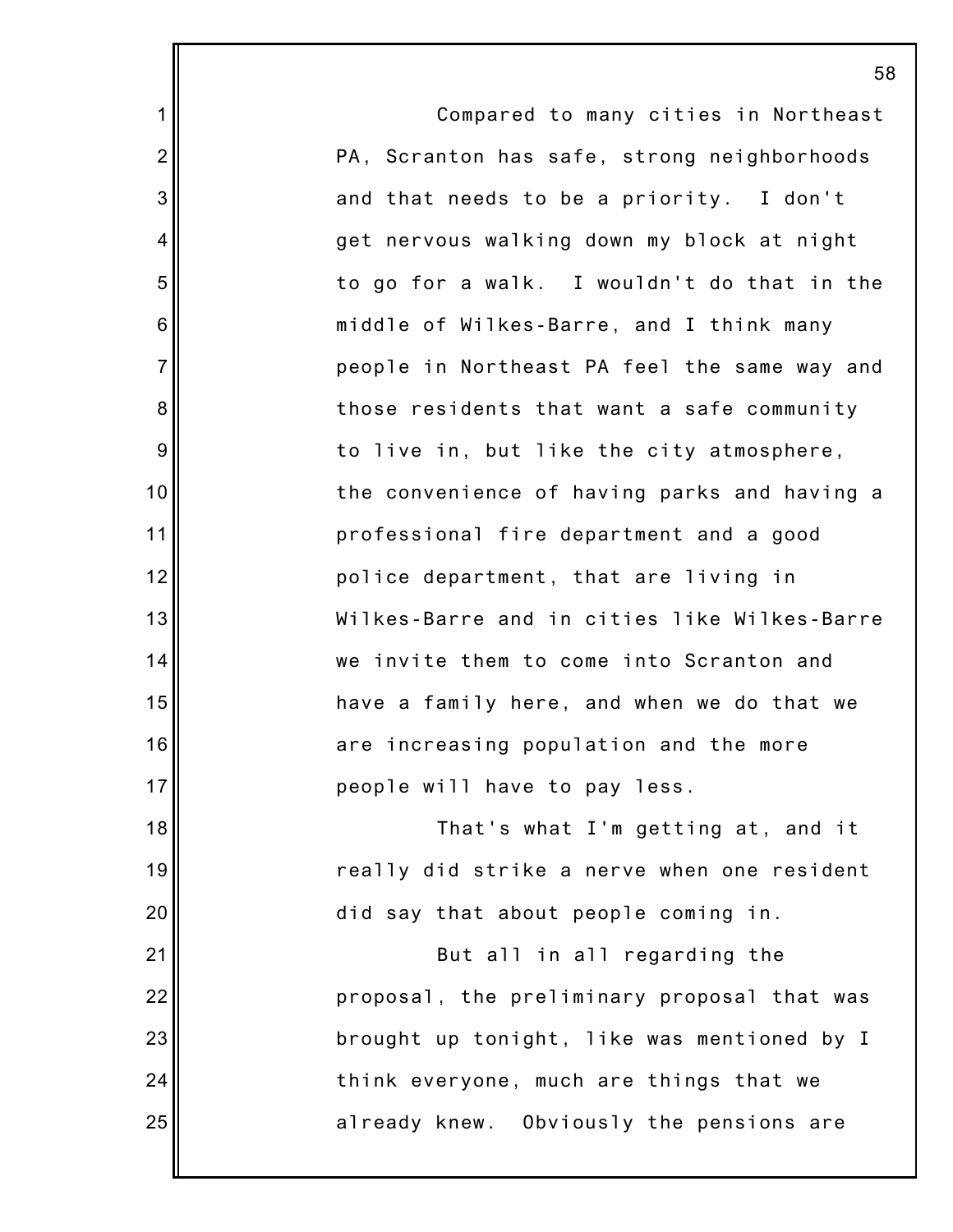Compared to many cities in Northeast PA, Scranton has safe, strong neighborhoods and that needs to be a priority. I don't get nervous walking down my block at night to go for a walk. I wouldn't do that in the middle of Wilkes-Barre, and I think many people in Northeast PA feel the same way and those residents that want a safe community to live in, but like the city atmosphere, the convenience of having parks and having a professional fire department and a good police department, that are living in Wilkes-Barre and in cities like Wilkes-Barre we invite them to come into Scranton and have a family here, and when we do that we are increasing population and the more people will have to pay less.

That's what I'm getting at, and it really did strike a nerve when one resident did say that about people coming in.

But all in all regarding the proposal, the preliminary proposal that was brought up tonight, like was mentioned by I think everyone, much are things that we already knew. Obviously the pensions are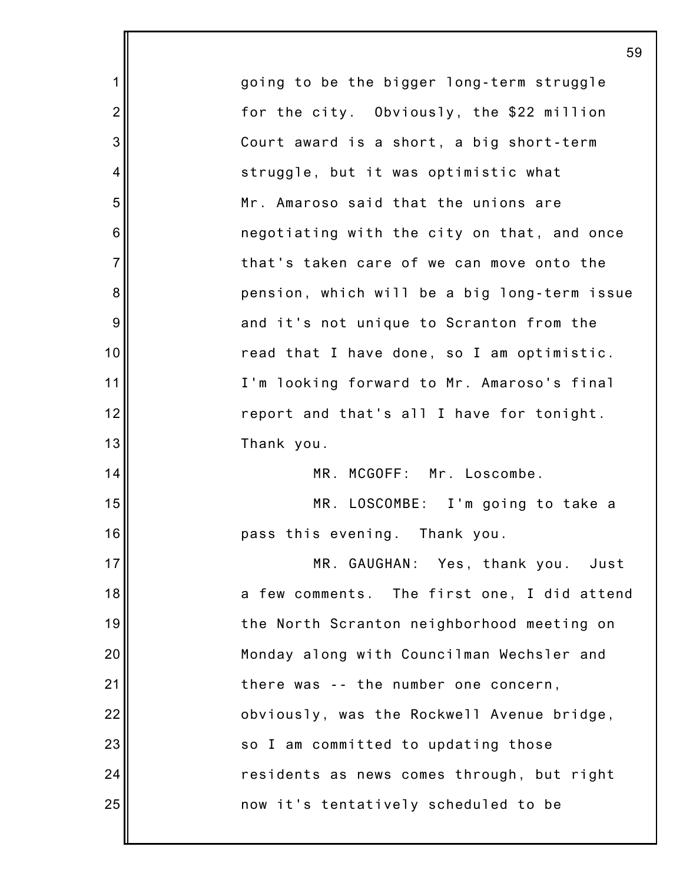going to be the bigger long-term struggle for the city. Obviously, the $22 million Court award is a short, a big short-term struggle, but it was optimistic what Mr. Amaroso said that the unions are negotiating with the city on that, and once that's taken care of we can move onto the pension, which will be a big long-term issue and it's not unique to Scranton from the read that I have done, so I am optimistic. I'm looking forward to Mr. Amaroso's final report and that's all I have for tonight. Thank you.

MR. MCGOFF: Mr. Loscombe.

MR. LOSCOMBE: I'm going to take a pass this evening. Thank you.

MR. GAUGHAN: Yes, thank you. Just a few comments. The first one, I did attend the North Scranton neighborhood meeting on Monday along with Councilman Wechsler and there was -- the number one concern, obviously, was the Rockwell Avenue bridge, so I am committed to updating those residents as news comes through, but right now it's tentatively scheduled to be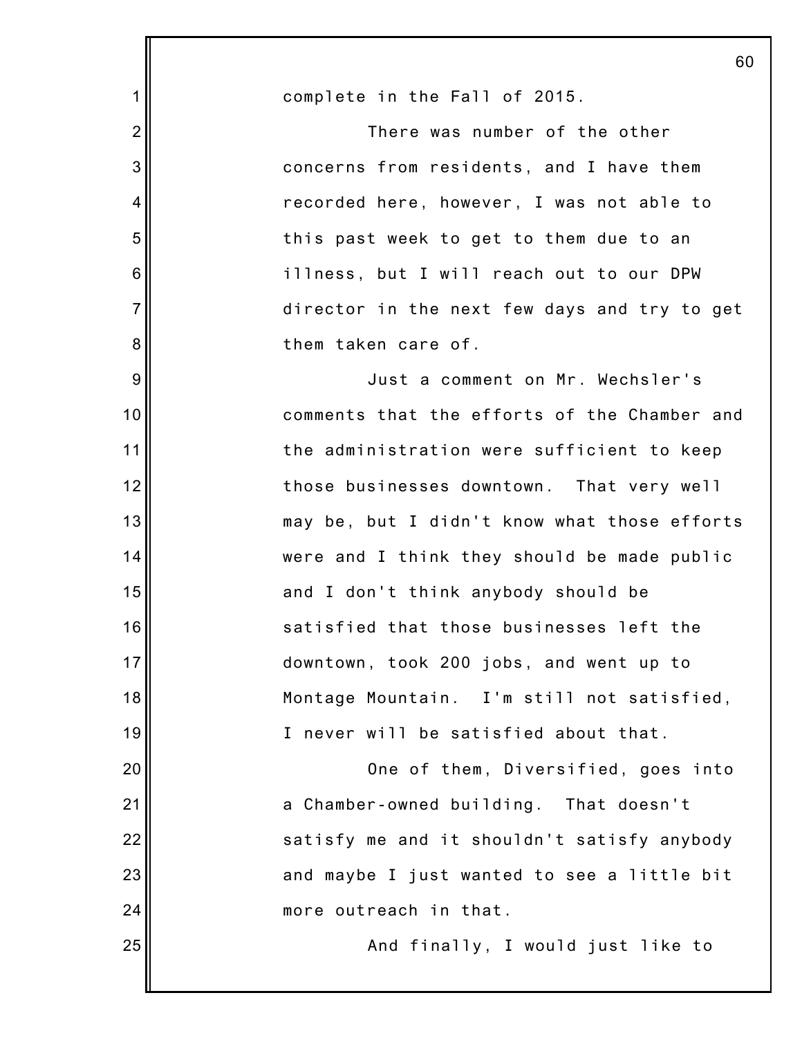complete in the Fall of 2015.

There was number of the other concerns from residents, and I have them recorded here, however, I was not able to this past week to get to them due to an illness, but I will reach out to our DPW director in the next few days and try to get them taken care of.

Just a comment on Mr. Wechsler's comments that the efforts of the Chamber and the administration were sufficient to keep those businesses downtown. That very well may be, but I didn't know what those efforts were and I think they should be made public and I don't think anybody should be satisfied that those businesses left the downtown, took 200 jobs, and went up to Montage Mountain. I'm still not satisfied, I never will be satisfied about that.

One of them, Diversified, goes into a Chamber-owned building. That doesn't satisfy me and it shouldn't satisfy anybody and maybe I just wanted to see a little bit more outreach in that.

And finally, I would just like to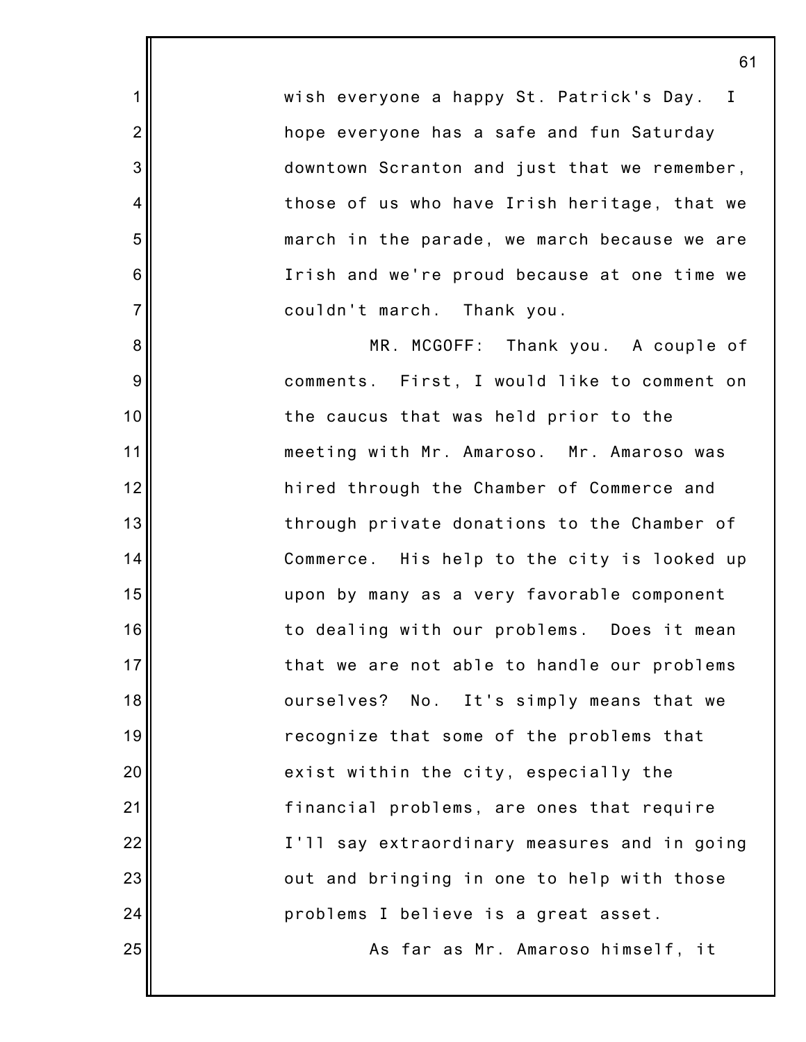wish everyone a happy St. Patrick's Day. I hope everyone has a safe and fun Saturday downtown Scranton and just that we remember, those of us who have Irish heritage, that we march in the parade, we march because we are Irish and we're proud because at one time we couldn't march. Thank you.

MR. MCGOFF: Thank you. A couple of comments. First, I would like to comment on the caucus that was held prior to the meeting with Mr. Amaroso. Mr. Amaroso was hired through the Chamber of Commerce and through private donations to the Chamber of Commerce. His help to the city is looked up upon by many as a very favorable component to dealing with our problems. Does it mean that we are not able to handle our problems ourselves? No. It's simply means that we recognize that some of the problems that exist within the city, especially the financial problems, are ones that require I'll say extraordinary measures and in going out and bringing in one to help with those problems I believe is a great asset.

As far as Mr. Amaroso himself, it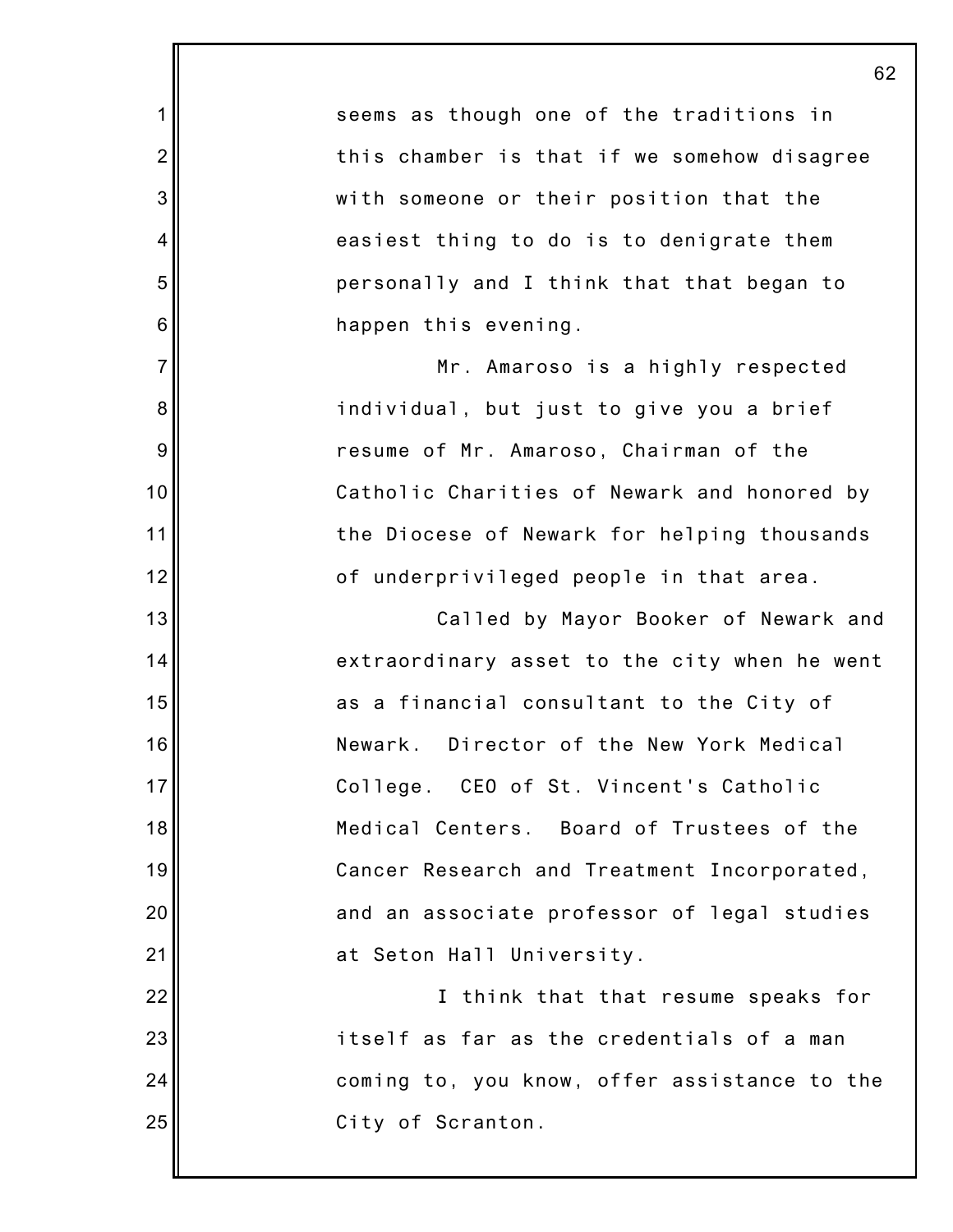seems as though one of the traditions in this chamber is that if we somehow disagree with someone or their position that the easiest thing to do is to denigrate them personally and I think that that began to happen this evening.

Mr. Amaroso is a highly respected individual, but just to give you a brief resume of Mr. Amaroso, Chairman of the Catholic Charities of Newark and honored by the Diocese of Newark for helping thousands of underprivileged people in that area.

Called by Mayor Booker of Newark and extraordinary asset to the city when he went as a financial consultant to the City of Newark. Director of the New York Medical College. CEO of St. Vincent's Catholic Medical Centers. Board of Trustees of the Cancer Research and Treatment Incorporated, and an associate professor of legal studies at Seton Hall University.

I think that that resume speaks for itself as far as the credentials of a man coming to, you know, offer assistance to the City of Scranton.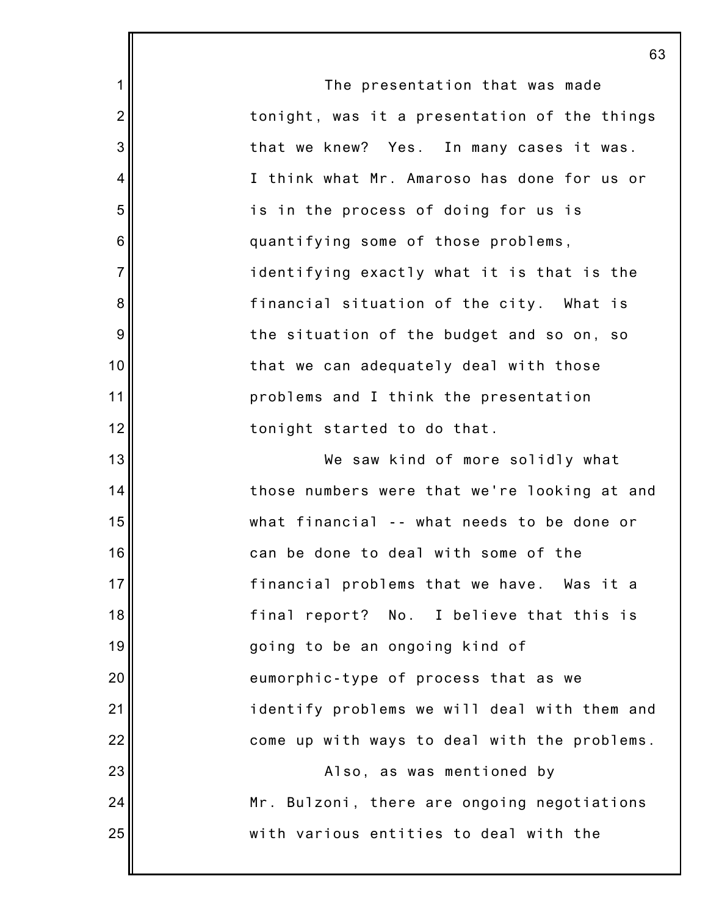The presentation that was made tonight, was it a presentation of the things that we knew? Yes. In many cases it was. I think what Mr. Amaroso has done for us or is in the process of doing for us is quantifying some of those problems, identifying exactly what it is that is the financial situation of the city. What is the situation of the budget and so on, so that we can adequately deal with those problems and I think the presentation tonight started to do that.

We saw kind of more solidly what those numbers were that we're looking at and what financial -- what needs to be done or can be done to deal with some of the financial problems that we have. Was it a final report? No. I believe that this is going to be an ongoing kind of eumorphic-type of process that as we identify problems we will deal with them and come up with ways to deal with the problems.

Also, as was mentioned by Mr. Bulzoni, there are ongoing negotiations with various entities to deal with the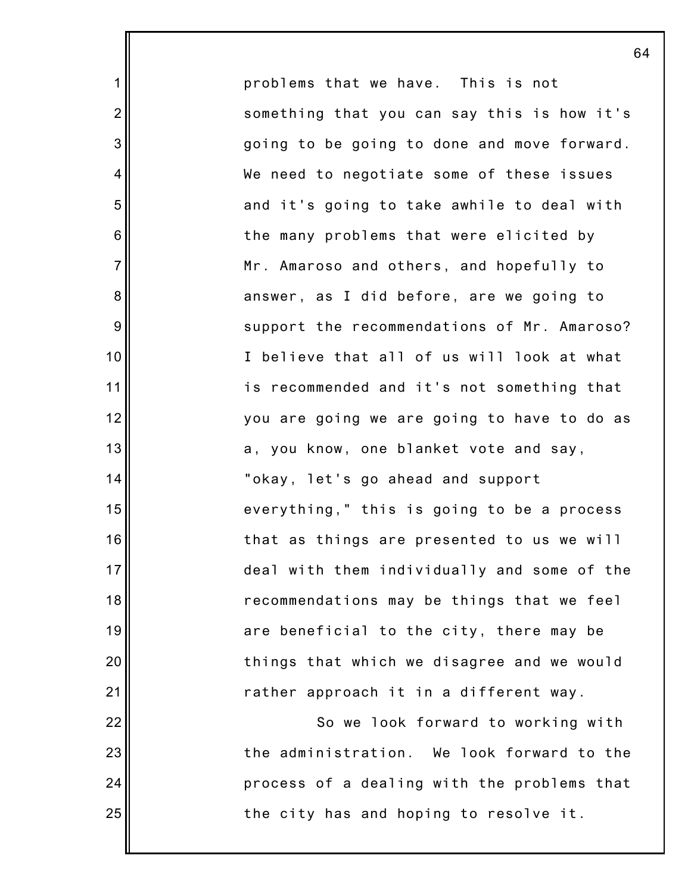problems that we have. This is not something that you can say this is how it's going to be going to done and move forward. We need to negotiate some of these issues and it's going to take awhile to deal with the many problems that were elicited by Mr. Amaroso and others, and hopefully to answer, as I did before, are we going to support the recommendations of Mr. Amaroso? I believe that all of us will look at what is recommended and it's not something that you are going we are going to have to do as a, you know, one blanket vote and say, "okay, let's go ahead and support everything," this is going to be a process that as things are presented to us we will deal with them individually and some of the recommendations may be things that we feel are beneficial to the city, there may be things that which we disagree and we would rather approach it in a different way.

So we look forward to working with the administration. We look forward to the process of a dealing with the problems that the city has and hoping to resolve it.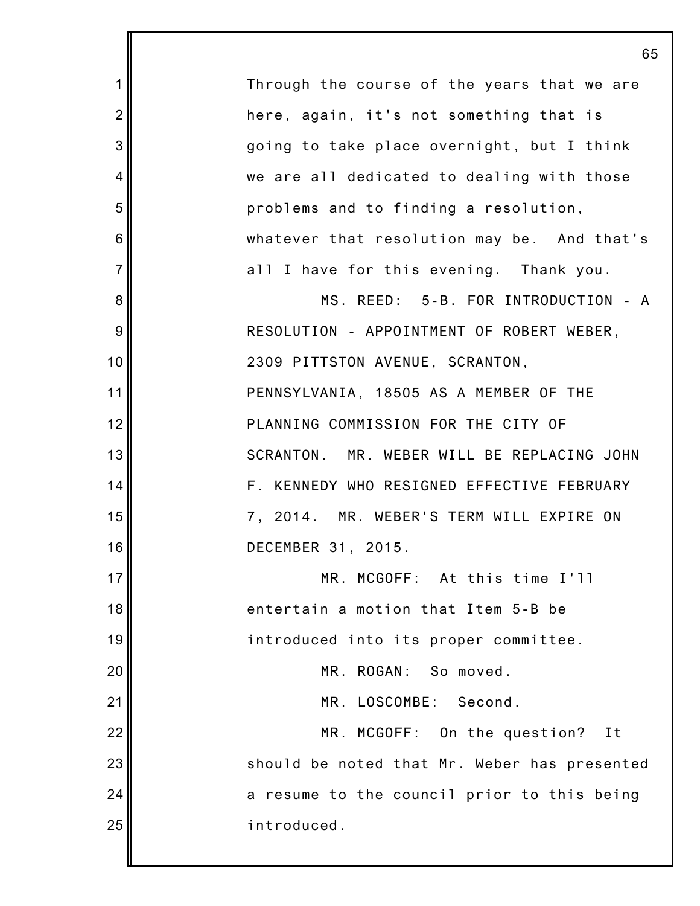Through the course of the years that we are here, again, it's not something that is going to take place overnight, but I think we are all dedicated to dealing with those problems and to finding a resolution, whatever that resolution may be. And that's all I have for this evening. Thank you.

MS. REED: 5-B. FOR INTRODUCTION - A RESOLUTION - APPOINTMENT OF ROBERT WEBER, 2309 PITTSTON AVENUE, SCRANTON, PENNSYLVANIA, 18505 AS A MEMBER OF THE PLANNING COMMISSION FOR THE CITY OF SCRANTON. MR. WEBER WILL BE REPLACING JOHN F. KENNEDY WHO RESIGNED EFFECTIVE FEBRUARY 7, 2014. MR. WEBER'S TERM WILL EXPIRE ON DECEMBER 31, 2015.

MR. MCGOFF: At this time I'll entertain a motion that Item 5-B be introduced into its proper committee.

MR. ROGAN: So moved.

MR. LOSCOMBE: Second.

MR. MCGOFF: On the question? It should be noted that Mr. Weber has presented a resume to the council prior to this being introduced.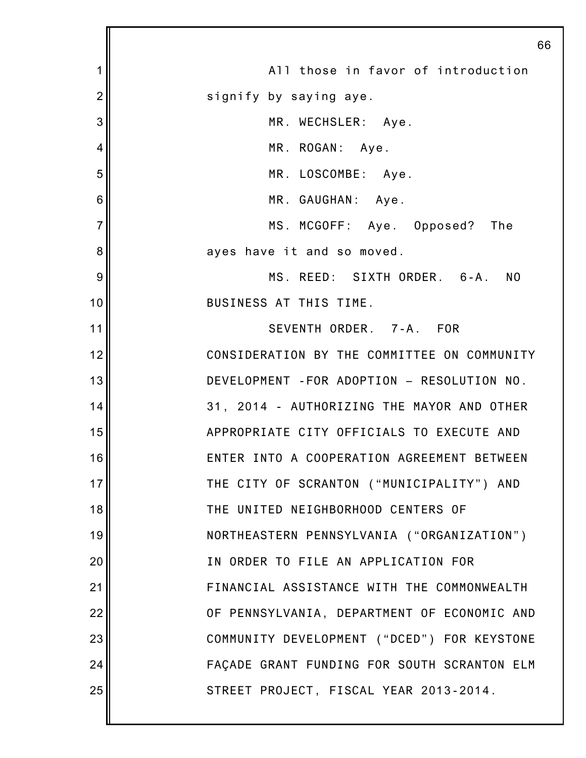All those in favor of introduction signify by saying aye.

MR. WECHSLER: Aye.

MR. ROGAN: Aye.

MR. LOSCOMBE: Aye.

MR. GAUGHAN: Aye.

MS. MCGOFF: Aye. Opposed? The ayes have it and so moved.

MS. REED: SIXTH ORDER. 6-A. NO BUSINESS AT THIS TIME.

SEVENTH ORDER. 7-A. FOR CONSIDERATION BY THE COMMITTEE ON COMMUNITY DEVELOPMENT -FOR ADOPTION – RESOLUTION NO. 31, 2014 - AUTHORIZING THE MAYOR AND OTHER APPROPRIATE CITY OFFICIALS TO EXECUTE AND ENTER INTO A COOPERATION AGREEMENT BETWEEN THE CITY OF SCRANTON (“MUNICIPALITY”) AND THE UNITED NEIGHBORHOOD CENTERS OF NORTHEASTERN PENNSYLVANIA (“ORGANIZATION”) IN ORDER TO FILE AN APPLICATION FOR FINANCIAL ASSISTANCE WITH THE COMMONWEALTH OF PENNSYLVANIA, DEPARTMENT OF ECONOMIC AND COMMUNITY DEVELOPMENT (“DCED”) FOR KEYSTONE FAÇADE GRANT FUNDING FOR SOUTH SCRANTON ELM STREET PROJECT, FISCAL YEAR 2013-2014.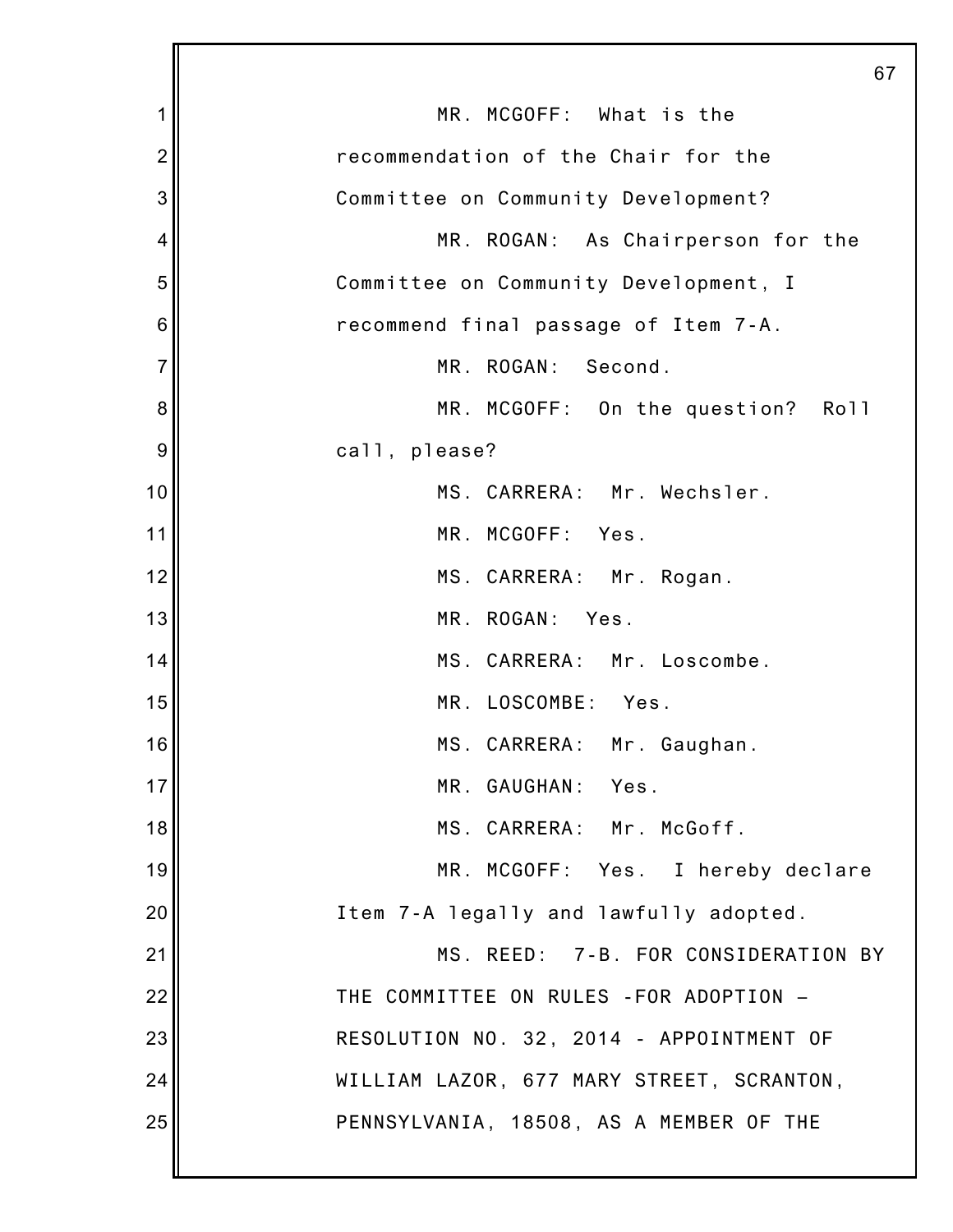MR. MCGOFF: What is the recommendation of the Chair for the Committee on Community Development?

MR. ROGAN: As Chairperson for the Committee on Community Development, I recommend final passage of Item 7-A.

MR. ROGAN: Second.

MR. MCGOFF: On the question? Roll call, please?

MS. CARRERA: Mr. Wechsler.

MR. MCGOFF: Yes.

MS. CARRERA: Mr. Rogan.

MR. ROGAN: Yes.

MS. CARRERA: Mr. Loscombe.

MR. LOSCOMBE: Yes.

MS. CARRERA: Mr. Gaughan.

MR. GAUGHAN: Yes.

MS. CARRERA: Mr. McGoff.

MR. MCGOFF: Yes. I hereby declare Item 7-A legally and lawfully adopted.

MS. REED: 7-B. FOR CONSIDERATION BY THE COMMITTEE ON RULES -FOR ADOPTION – RESOLUTION NO. 32, 2014 - APPOINTMENT OF WILLIAM LAZOR, 677 MARY STREET, SCRANTON, PENNSYLVANIA, 18508, AS A MEMBER OF THE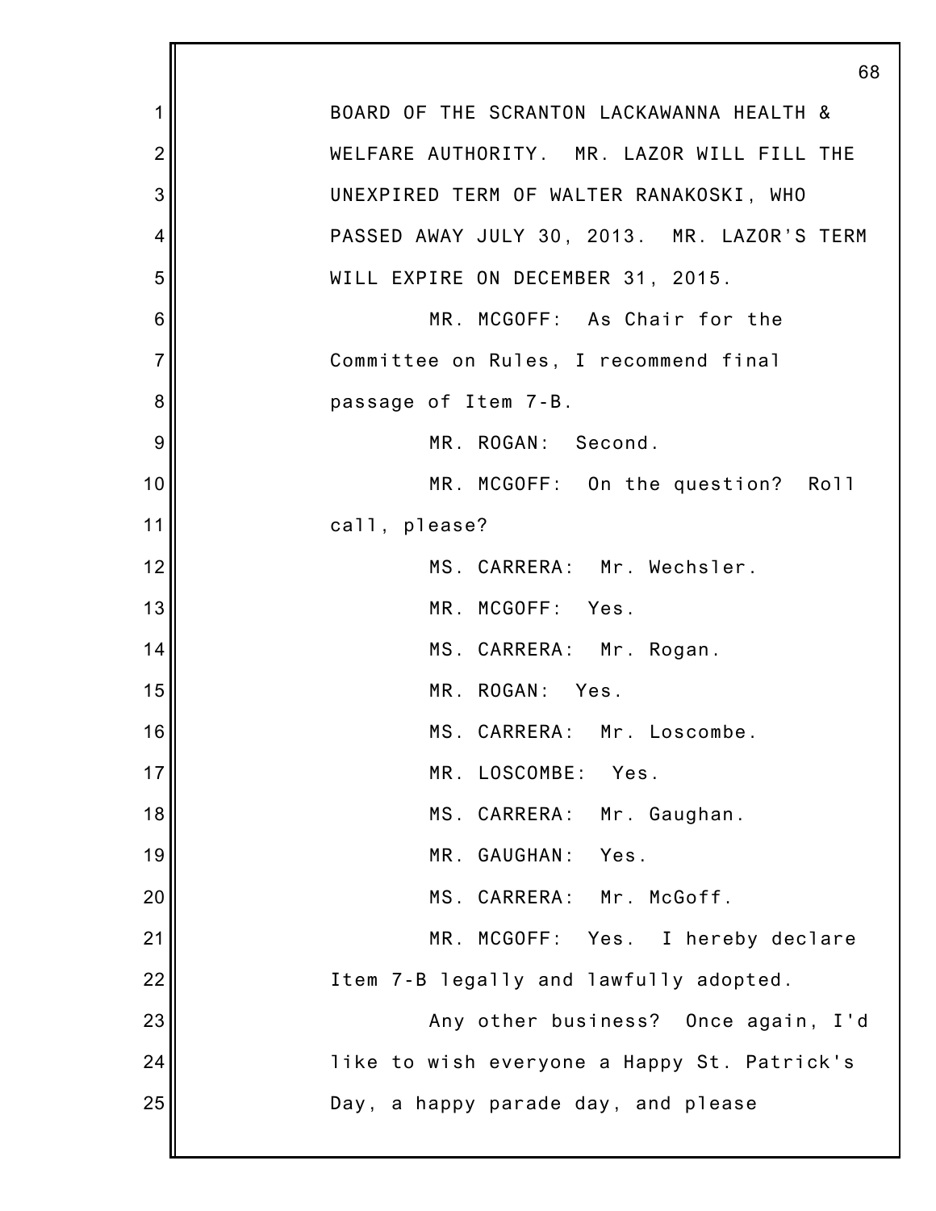BOARD OF THE SCRANTON LACKAWANNA HEALTH & WELFARE AUTHORITY. MR. LAZOR WILL FILL THE UNEXPIRED TERM OF WALTER RANAKOSKI, WHO PASSED AWAY JULY 30, 2013. MR. LAZOR'S TERM WILL EXPIRE ON DECEMBER 31, 2015.

MR. MCGOFF: As Chair for the Committee on Rules, I recommend final passage of Item 7-B.

MR. ROGAN: Second.

MR. MCGOFF: On the question? Roll call, please?

MS. CARRERA: Mr. Wechsler.

MR. MCGOFF: Yes.

MS. CARRERA: Mr. Rogan.

MR. ROGAN: Yes.

MS. CARRERA: Mr. Loscombe.

MR. LOSCOMBE: Yes.

MS. CARRERA: Mr. Gaughan.

MR. GAUGHAN: Yes.

MS. CARRERA: Mr. McGoff.

MR. MCGOFF: Yes. I hereby declare Item 7-B legally and lawfully adopted.

Any other business? Once again, I'd like to wish everyone a Happy St. Patrick's Day, a happy parade day, and please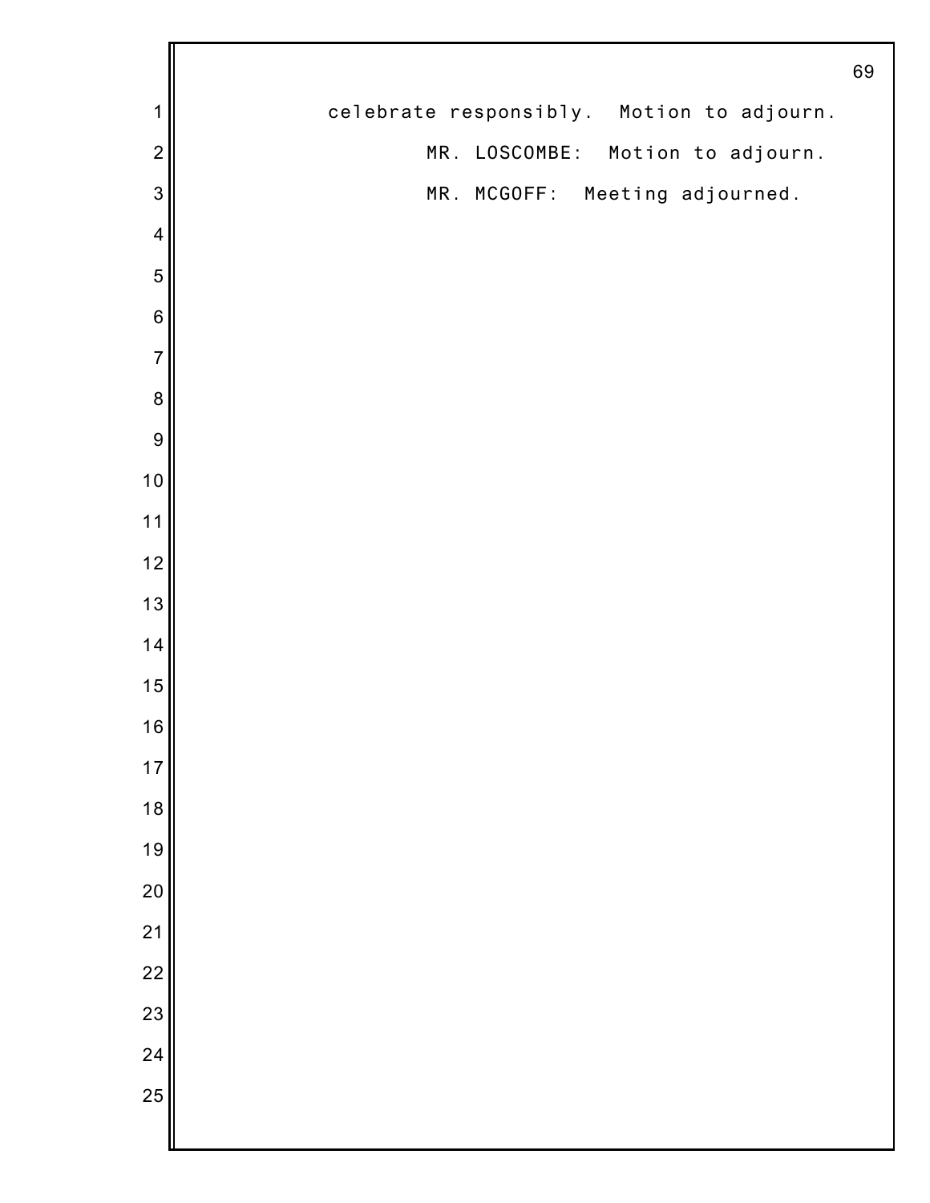celebrate responsibly. Motion to adjourn.

MR. LOSCOMBE: Motion to adjourn.

MR. MCGOFF: Meeting adjourned.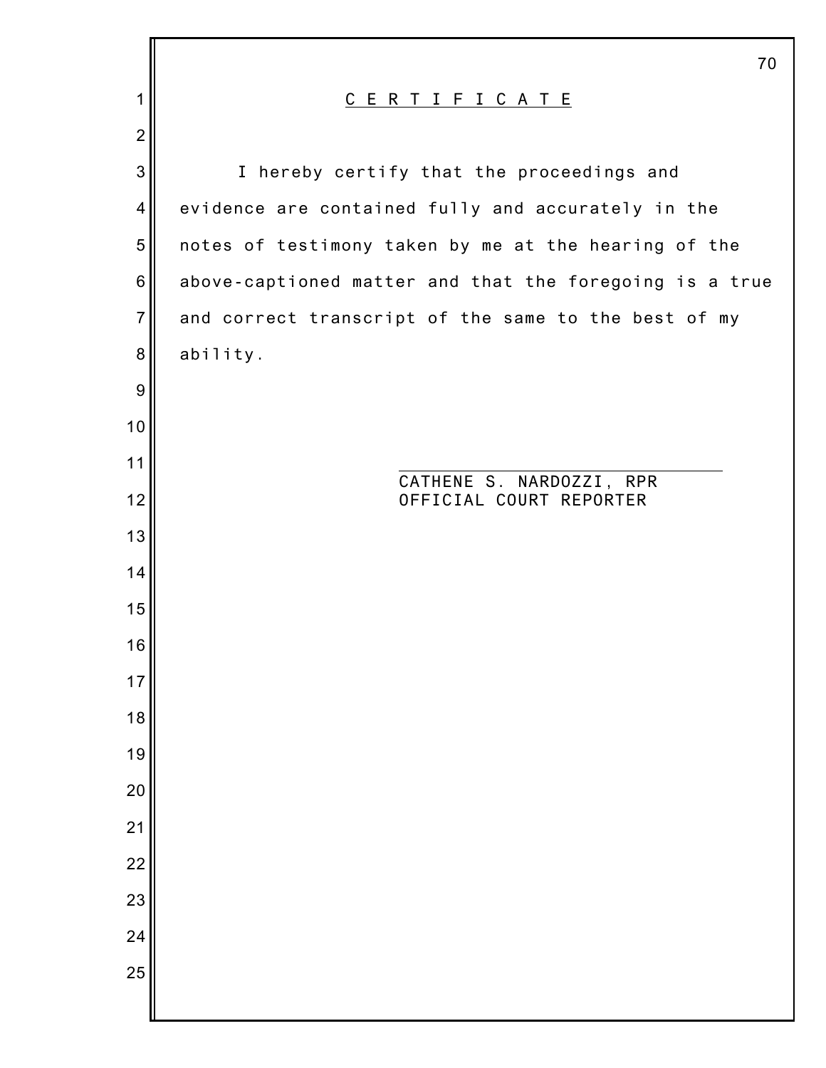# C E R T I F I C A T E

I hereby certify that the proceedings and evidence are contained fully and accurately in the notes of testimony taken by me at the hearing of the above-captioned matter and that the foregoing is a true and correct transcript of the same to the best of my ability.

CATHENE S. NARDOZZI, RPR
OFFICIAL COURT REPORTER